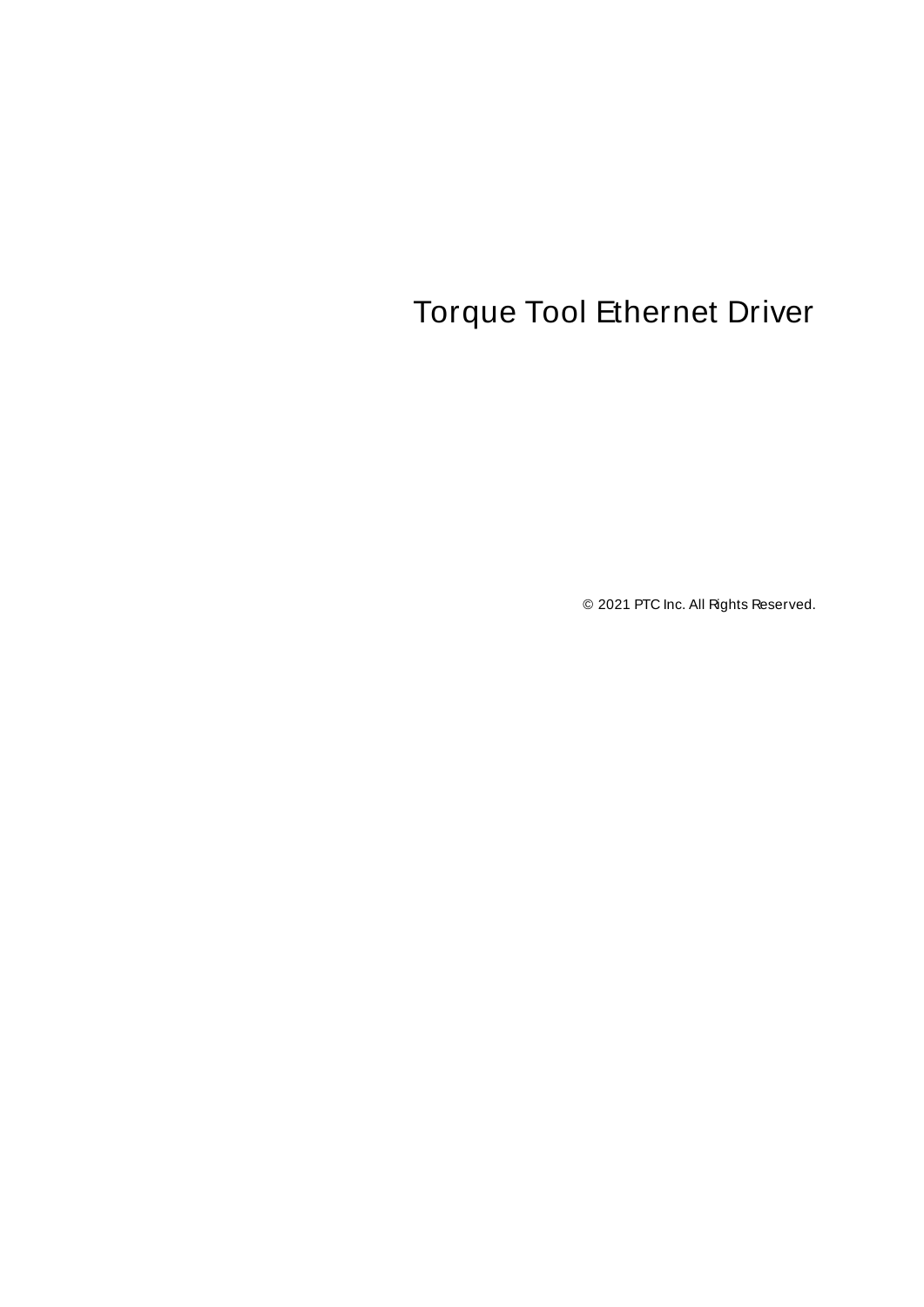# Torque Tool Ethernet Driver

© 2021 PTC Inc. All Rights Reserved.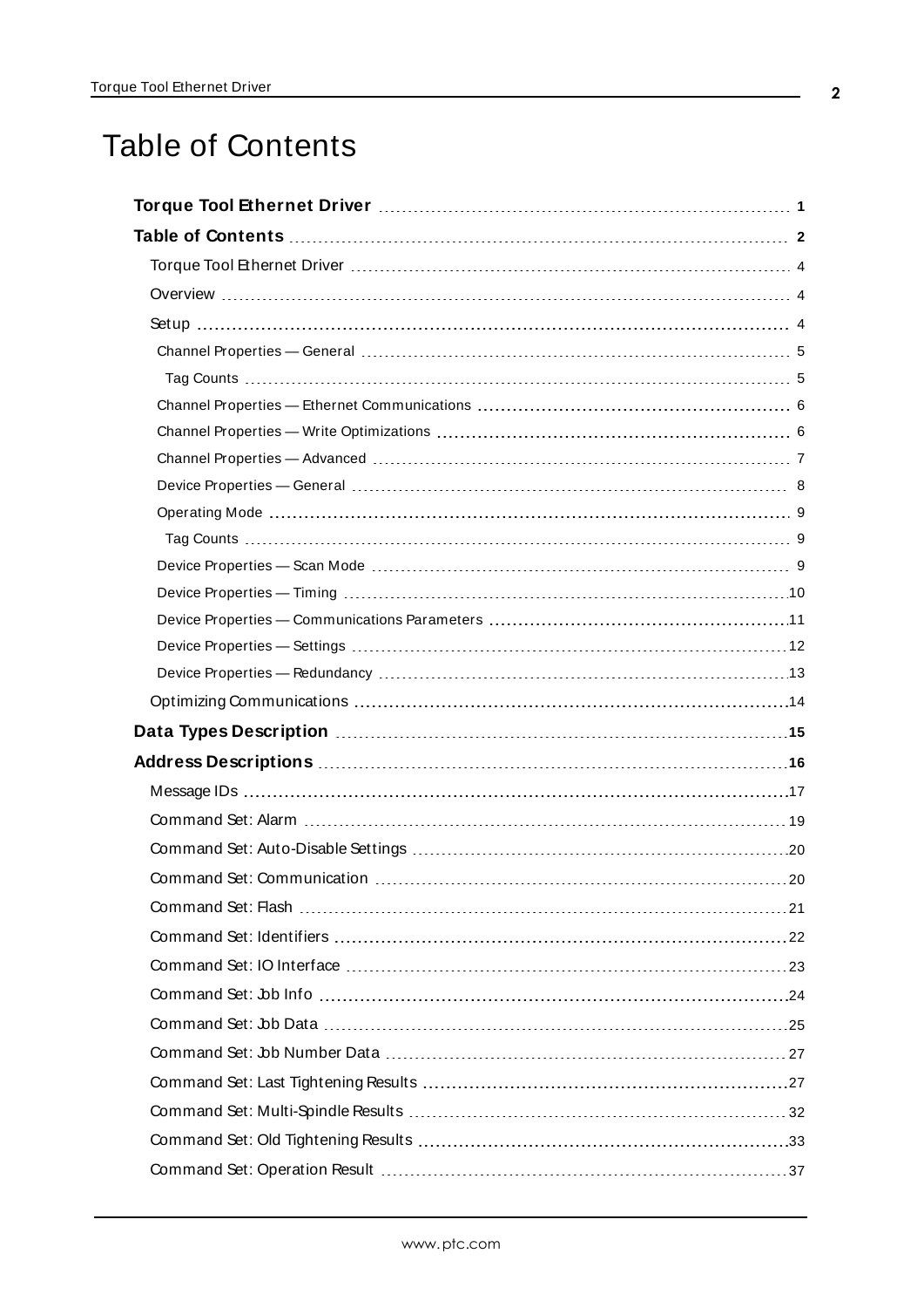# Table of Contents

**Torque Tool Ethernet Driver** 1

**Table of Contents** 2

- Torque Tool Ethernet Driver 4
- Overview 4
- Setup 4
  - Channel Properties — General 5
    - Tag Counts 5
  - Channel Properties — Ethernet Communications 6
  - Channel Properties — Write Optimizations 6
  - Channel Properties — Advanced 7
  - Device Properties — General 8
  - Operating Mode 9
    - Tag Counts 9
  - Device Properties — Scan Mode 9
  - Device Properties — Timing 10
  - Device Properties — Communications Parameters 11
  - Device Properties — Settings 12
  - Device Properties — Redundancy 13
- Optimizing Communications 14

**Data Types Description** 15

**Address Descriptions** 16

- Message IDs 17
- Command Set: Alarm 19
- Command Set: Auto-Disable Settings 20
- Command Set: Communication 20
- Command Set: Flash 21
- Command Set: Identifiers 22
- Command Set: IO Interface 23
- Command Set: Job Info 24
- Command Set: Job Data 25
- Command Set: Job Number Data 27
- Command Set: Last Tightening Results 27
- Command Set: Multi-Spindle Results 32
- Command Set: Old Tightening Results 33
- Command Set: Operation Result 37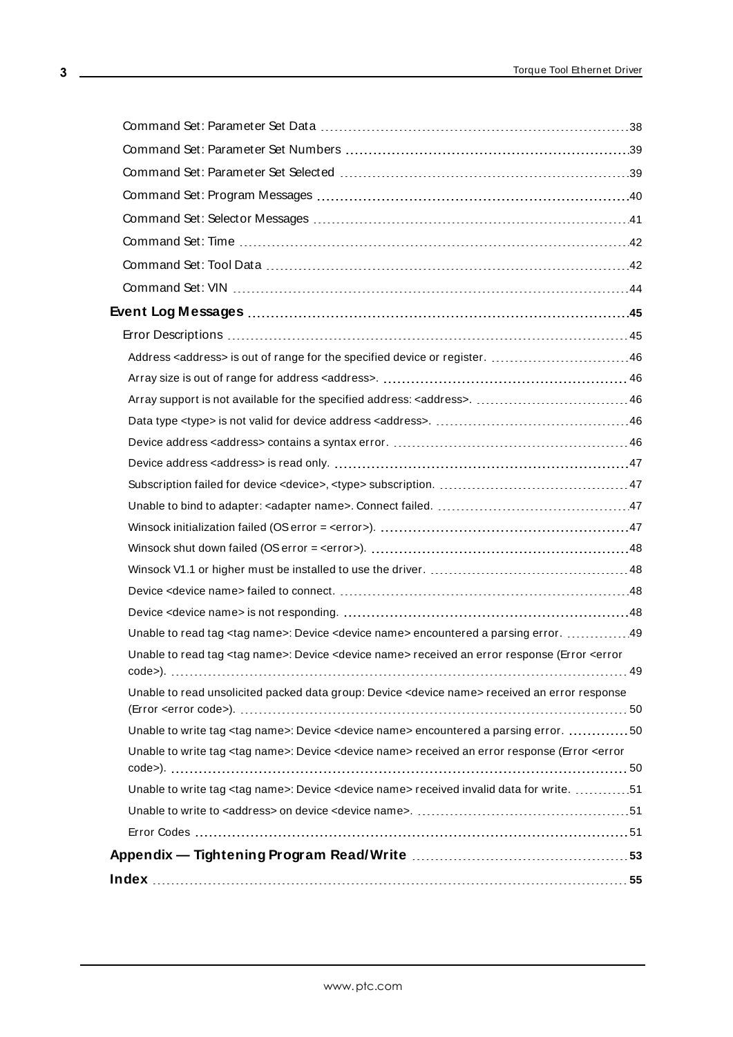Command Set: Parameter Set Data 38

Command Set: Parameter Set Numbers 39

Command Set: Parameter Set Selected 39

Command Set: Program Messages 40

Command Set: Selector Messages 41

Command Set: Time 42

Command Set: Tool Data 42

Command Set: VIN 44

**Event Log Messages 45**

Error Descriptions 45

Address <address> is out of range for the specified device or register. 46

Array size is out of range for address <address>. 46

Array support is not available for the specified address: <address>. 46

Data type <type> is not valid for device address <address>. 46

Device address <address> contains a syntax error. 46

Device address <address> is read only. 47

Subscription failed for device <device>, <type> subscription. 47

Unable to bind to adapter: <adapter name>. Connect failed. 47

Winsock initialization failed (OS error = <error>). 47

Winsock shut down failed (OS error = <error>). 48

Winsock V1.1 or higher must be installed to use the driver. 48

Device <device name> failed to connect. 48

Device <device name> is not responding. 48

Unable to read tag <tag name>: Device <device name> encountered a parsing error. 49

Unable to read tag <tag name>: Device <device name> received an error response (Error <error code>). 49

Unable to read unsolicited packed data group: Device <device name> received an error response (Error <error code>). 50

Unable to write tag <tag name>: Device <device name> encountered a parsing error. 50

Unable to write tag <tag name>: Device <device name> received an error response (Error <error code>). 50

Unable to write tag <tag name>: Device <device name> received invalid data for write. 51

Unable to write to <address> on device <device name>. 51

Error Codes 51

**Appendix — Tightening Program Read/Write 53**

**Index 55**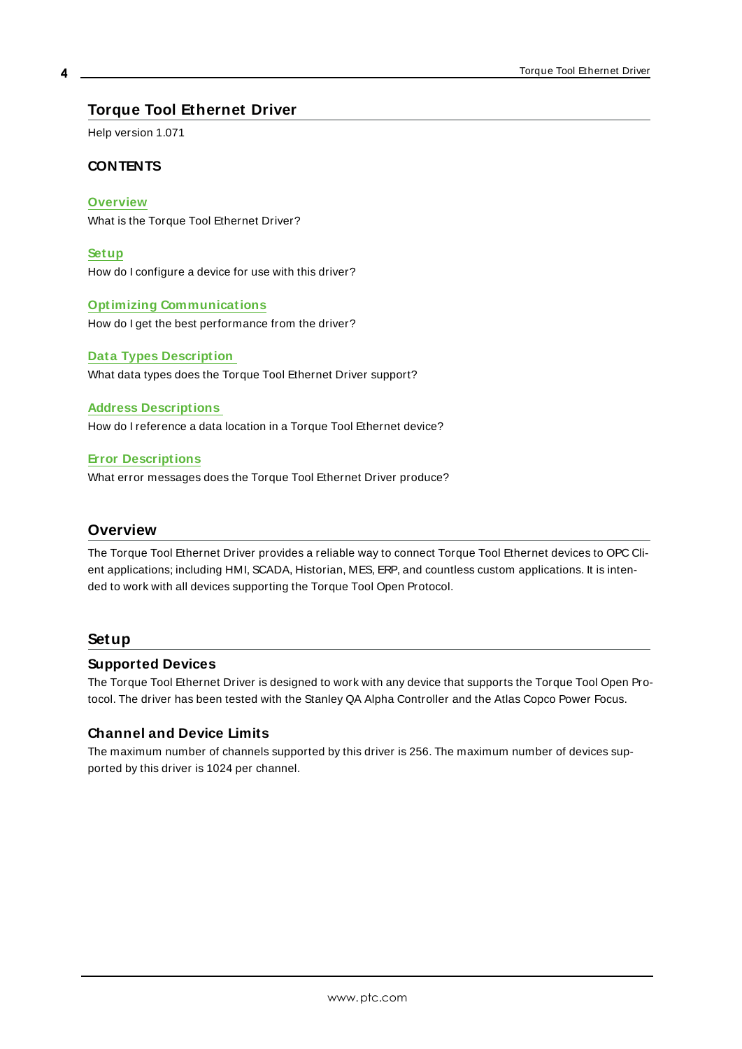# Torque Tool Ethernet Driver

Help version 1.071

### CONTENTS

**Overview**
What is the Torque Tool Ethernet Driver?

**Setup**
How do I configure a device for use with this driver?

**Optimizing Communications**
How do I get the best performance from the driver?

**Data Types Description**
What data types does the Torque Tool Ethernet Driver support?

**Address Descriptions**
How do I reference a data location in a Torque Tool Ethernet device?

**Error Descriptions**
What error messages does the Torque Tool Ethernet Driver produce?

## Overview

The Torque Tool Ethernet Driver provides a reliable way to connect Torque Tool Ethernet devices to OPC Client applications; including HMI, SCADA, Historian, MES, ERP, and countless custom applications. It is intended to work with all devices supporting the Torque Tool Open Protocol.

## Setup

### Supported Devices

The Torque Tool Ethernet Driver is designed to work with any device that supports the Torque Tool Open Protocol. The driver has been tested with the Stanley QA Alpha Controller and the Atlas Copco Power Focus.

### Channel and Device Limits

The maximum number of channels supported by this driver is 256. The maximum number of devices supported by this driver is 1024 per channel.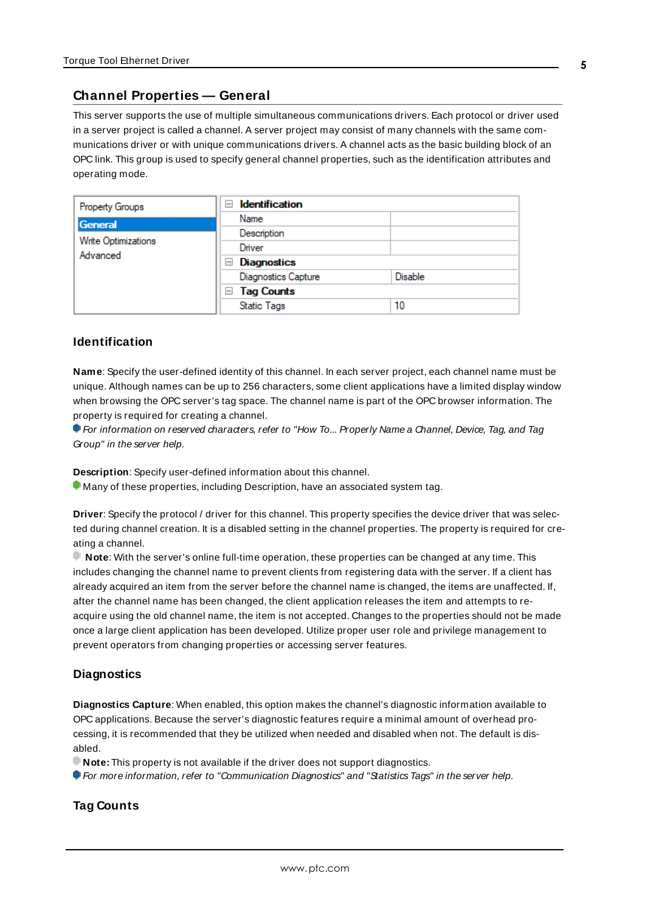## Channel Properties — General

This server supports the use of multiple simultaneous communications drivers. Each protocol or driver used in a server project is called a channel. A server project may consist of many channels with the same communications driver or with unique communications drivers. A channel acts as the basic building block of an OPC link. This group is used to specify general channel properties, such as the identification attributes and operating mode.

| Property Groups | Property | Value |
|---|---|---|
| **General** | **Identification** | |
| Write Optimizations | Name | |
| Advanced | Description | |
| | Driver | |
| | **Diagnostics** | |
| | Diagnostics Capture | Disable |
| | **Tag Counts** | |
| | Static Tags | 10 |

### Identification

**Name**: Specify the user-defined identity of this channel. In each server project, each channel name must be unique. Although names can be up to 256 characters, some client applications have a limited display window when browsing the OPC server's tag space. The channel name is part of the OPC browser information. The property is required for creating a channel.

*For information on reserved characters, refer to "How To... Properly Name a Channel, Device, Tag, and Tag Group" in the server help.*

**Description**: Specify user-defined information about this channel.

Many of these properties, including Description, have an associated system tag.

**Driver**: Specify the protocol / driver for this channel. This property specifies the device driver that was selected during channel creation. It is a disabled setting in the channel properties. The property is required for creating a channel.

**Note**: With the server's online full-time operation, these properties can be changed at any time. This includes changing the channel name to prevent clients from registering data with the server. If a client has already acquired an item from the server before the channel name is changed, the items are unaffected. If, after the channel name has been changed, the client application releases the item and attempts to re-acquire using the old channel name, the item is not accepted. Changes to the properties should not be made once a large client application has been developed. Utilize proper user role and privilege management to prevent operators from changing properties or accessing server features.

### Diagnostics

**Diagnostics Capture**: When enabled, this option makes the channel's diagnostic information available to OPC applications. Because the server's diagnostic features require a minimal amount of overhead processing, it is recommended that they be utilized when needed and disabled when not. The default is disabled.

**Note:** This property is not available if the driver does not support diagnostics.

*For more information, refer to "Communication Diagnostics" and "Statistics Tags" in the server help.*

### Tag Counts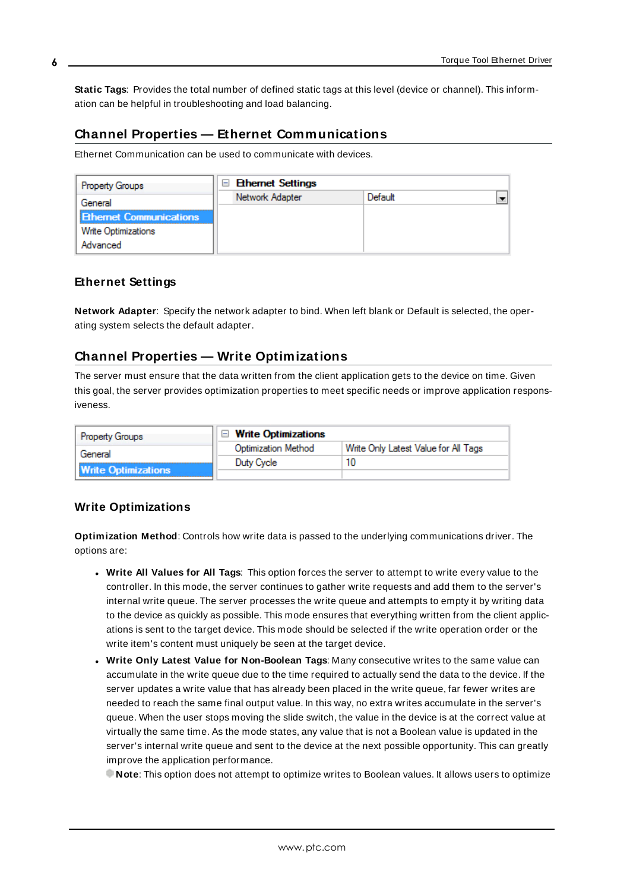**Static Tags**: Provides the total number of defined static tags at this level (device or channel). This information can be helpful in troubleshooting and load balancing.

## Channel Properties — Ethernet Communications

Ethernet Communication can be used to communicate with devices.

| Property Groups | Ethernet Settings | |
|---|---|---|
| General | Network Adapter | Default |
| Ethernet Communications | | |
| Write Optimizations | | |
| Advanced | | |

### Ethernet Settings

**Network Adapter**: Specify the network adapter to bind. When left blank or Default is selected, the operating system selects the default adapter.

## Channel Properties — Write Optimizations

The server must ensure that the data written from the client application gets to the device on time. Given this goal, the server provides optimization properties to meet specific needs or improve application responsiveness.

| Property Groups | Write Optimizations | |
|---|---|---|
| General | Optimization Method | Write Only Latest Value for All Tags |
| Write Optimizations | Duty Cycle | 10 |

### Write Optimizations

**Optimization Method**: Controls how write data is passed to the underlying communications driver. The options are:

- **Write All Values for All Tags**: This option forces the server to attempt to write every value to the controller. In this mode, the server continues to gather write requests and add them to the server's internal write queue. The server processes the write queue and attempts to empty it by writing data to the device as quickly as possible. This mode ensures that everything written from the client applications is sent to the target device. This mode should be selected if the write operation order or the write item's content must uniquely be seen at the target device.
- **Write Only Latest Value for Non-Boolean Tags**: Many consecutive writes to the same value can accumulate in the write queue due to the time required to actually send the data to the device. If the server updates a write value that has already been placed in the write queue, far fewer writes are needed to reach the same final output value. In this way, no extra writes accumulate in the server's queue. When the user stops moving the slide switch, the value in the device is at the correct value at virtually the same time. As the mode states, any value that is not a Boolean value is updated in the server's internal write queue and sent to the device at the next possible opportunity. This can greatly improve the application performance.

  **Note**: This option does not attempt to optimize writes to Boolean values. It allows users to optimize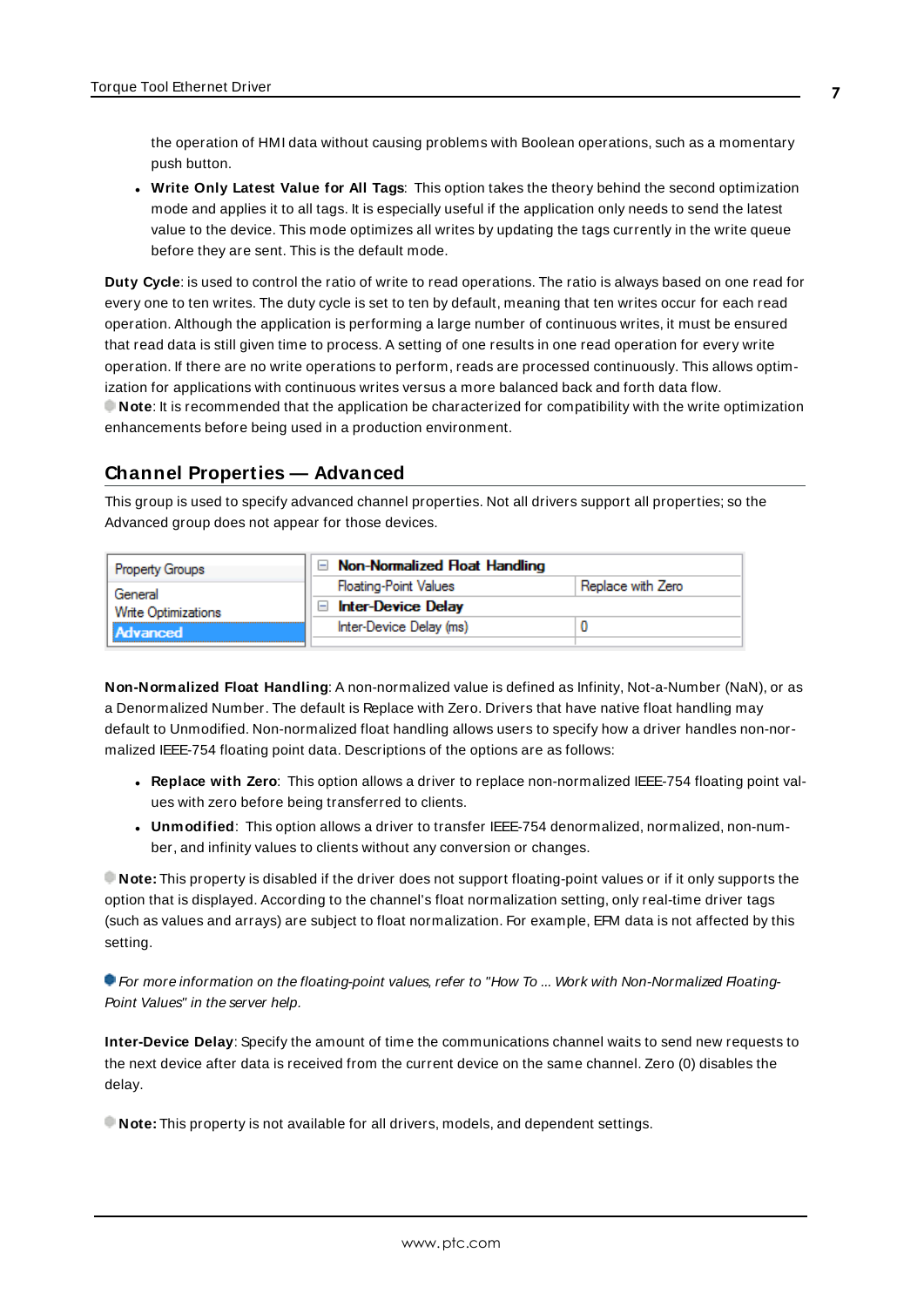the operation of HMI data without causing problems with Boolean operations, such as a momentary push button.

- **Write Only Latest Value for All Tags**: This option takes the theory behind the second optimization mode and applies it to all tags. It is especially useful if the application only needs to send the latest value to the device. This mode optimizes all writes by updating the tags currently in the write queue before they are sent. This is the default mode.

**Duty Cycle**: is used to control the ratio of write to read operations. The ratio is always based on one read for every one to ten writes. The duty cycle is set to ten by default, meaning that ten writes occur for each read operation. Although the application is performing a large number of continuous writes, it must be ensured that read data is still given time to process. A setting of one results in one read operation for every write operation. If there are no write operations to perform, reads are processed continuously. This allows optimization for applications with continuous writes versus a more balanced back and forth data flow.

**Note**: It is recommended that the application be characterized for compatibility with the write optimization enhancements before being used in a production environment.

## Channel Properties — Advanced

This group is used to specify advanced channel properties. Not all drivers support all properties; so the Advanced group does not appear for those devices.

| Property Groups | | |
|---|---|---|
| General | **Non-Normalized Float Handling** | |
| Write Optimizations | Floating-Point Values | Replace with Zero |
| **Advanced** | **Inter-Device Delay** | |
| | Inter-Device Delay (ms) | 0 |

**Non-Normalized Float Handling**: A non-normalized value is defined as Infinity, Not-a-Number (NaN), or as a Denormalized Number. The default is Replace with Zero. Drivers that have native float handling may default to Unmodified. Non-normalized float handling allows users to specify how a driver handles non-normalized IEEE-754 floating point data. Descriptions of the options are as follows:

- **Replace with Zero**: This option allows a driver to replace non-normalized IEEE-754 floating point values with zero before being transferred to clients.
- **Unmodified**: This option allows a driver to transfer IEEE-754 denormalized, normalized, non-number, and infinity values to clients without any conversion or changes.

**Note:** This property is disabled if the driver does not support floating-point values or if it only supports the option that is displayed. According to the channel's float normalization setting, only real-time driver tags (such as values and arrays) are subject to float normalization. For example, EFM data is not affected by this setting.

*For more information on the floating-point values, refer to "How To ... Work with Non-Normalized Floating-Point Values" in the server help.*

**Inter-Device Delay**: Specify the amount of time the communications channel waits to send new requests to the next device after data is received from the current device on the same channel. Zero (0) disables the delay.

**Note:** This property is not available for all drivers, models, and dependent settings.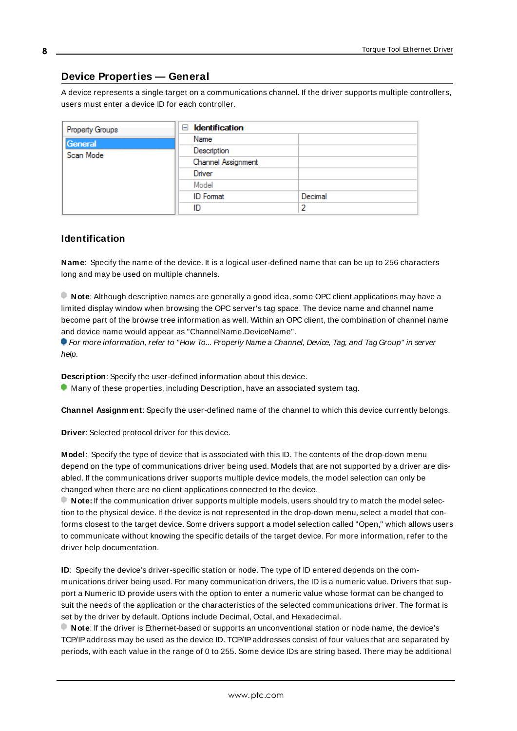## Device Properties — General

A device represents a single target on a communications channel. If the driver supports multiple controllers, users must enter a device ID for each controller.

| Property Groups | Identification | |
|---|---|---|
| General | Name | |
| Scan Mode | Description | |
| | Channel Assignment | |
| | Driver | |
| | Model | |
| | ID Format | Decimal |
| | ID | 2 |

### Identification

**Name**: Specify the name of the device. It is a logical user-defined name that can be up to 256 characters long and may be used on multiple channels.

**Note**: Although descriptive names are generally a good idea, some OPC client applications may have a limited display window when browsing the OPC server's tag space. The device name and channel name become part of the browse tree information as well. Within an OPC client, the combination of channel name and device name would appear as "ChannelName.DeviceName".
*For more information, refer to "How To... Properly Name a Channel, Device, Tag, and Tag Group" in server help.*

**Description**: Specify the user-defined information about this device.
Many of these properties, including Description, have an associated system tag.

**Channel Assignment**: Specify the user-defined name of the channel to which this device currently belongs.

**Driver**: Selected protocol driver for this device.

**Model**: Specify the type of device that is associated with this ID. The contents of the drop-down menu depend on the type of communications driver being used. Models that are not supported by a driver are disabled. If the communications driver supports multiple device models, the model selection can only be changed when there are no client applications connected to the device.
**Note:** If the communication driver supports multiple models, users should try to match the model selection to the physical device. If the device is not represented in the drop-down menu, select a model that conforms closest to the target device. Some drivers support a model selection called "Open," which allows users to communicate without knowing the specific details of the target device. For more information, refer to the driver help documentation.

**ID**: Specify the device's driver-specific station or node. The type of ID entered depends on the communications driver being used. For many communication drivers, the ID is a numeric value. Drivers that support a Numeric ID provide users with the option to enter a numeric value whose format can be changed to suit the needs of the application or the characteristics of the selected communications driver. The format is set by the driver by default. Options include Decimal, Octal, and Hexadecimal.
**Note**: If the driver is Ethernet-based or supports an unconventional station or node name, the device's TCP/IP address may be used as the device ID. TCP/IP addresses consist of four values that are separated by periods, with each value in the range of 0 to 255. Some device IDs are string based. There may be additional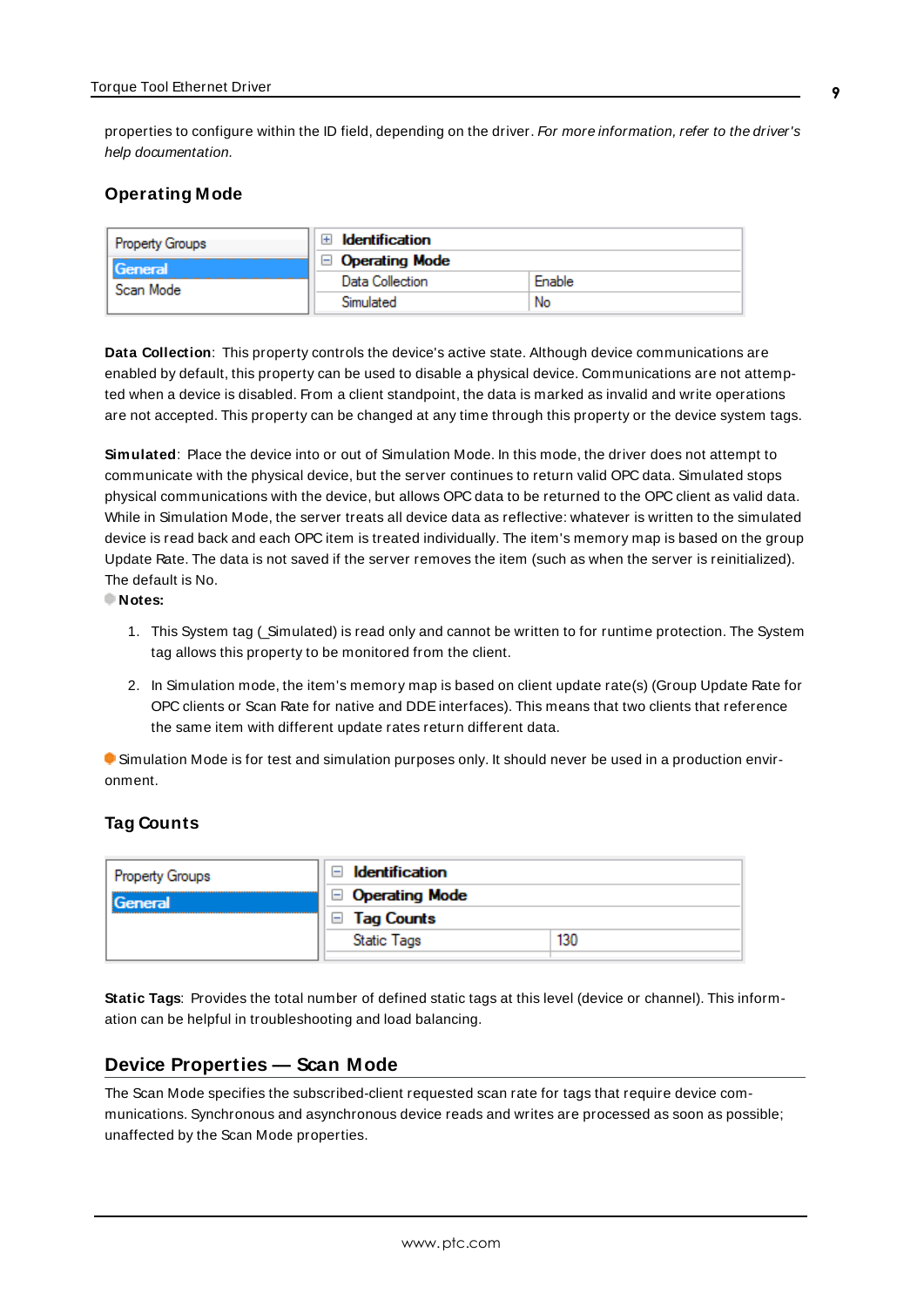properties to configure within the ID field, depending on the driver. *For more information, refer to the driver's help documentation.*

### Operating Mode

| Property Groups | | |
|---|---|---|
| General | ⊞ Identification | |
| Scan Mode | ⊟ Operating Mode | |
| | Data Collection | Enable |
| | Simulated | No |

**Data Collection**: This property controls the device's active state. Although device communications are enabled by default, this property can be used to disable a physical device. Communications are not attempted when a device is disabled. From a client standpoint, the data is marked as invalid and write operations are not accepted. This property can be changed at any time through this property or the device system tags.

**Simulated**: Place the device into or out of Simulation Mode. In this mode, the driver does not attempt to communicate with the physical device, but the server continues to return valid OPC data. Simulated stops physical communications with the device, but allows OPC data to be returned to the OPC client as valid data. While in Simulation Mode, the server treats all device data as reflective: whatever is written to the simulated device is read back and each OPC item is treated individually. The item's memory map is based on the group Update Rate. The data is not saved if the server removes the item (such as when the server is reinitialized). The default is No.

**Notes:**

1. This System tag (_Simulated) is read only and cannot be written to for runtime protection. The System tag allows this property to be monitored from the client.

2. In Simulation mode, the item's memory map is based on client update rate(s) (Group Update Rate for OPC clients or Scan Rate for native and DDE interfaces). This means that two clients that reference the same item with different update rates return different data.

Simulation Mode is for test and simulation purposes only. It should never be used in a production environment.

### Tag Counts

| Property Groups | | |
|---|---|---|
| General | ⊟ Identification | |
| | ⊟ Operating Mode | |
| | ⊟ Tag Counts | |
| | Static Tags | 130 |

**Static Tags**: Provides the total number of defined static tags at this level (device or channel). This information can be helpful in troubleshooting and load balancing.

## Device Properties — Scan Mode

The Scan Mode specifies the subscribed-client requested scan rate for tags that require device communications. Synchronous and asynchronous device reads and writes are processed as soon as possible; unaffected by the Scan Mode properties.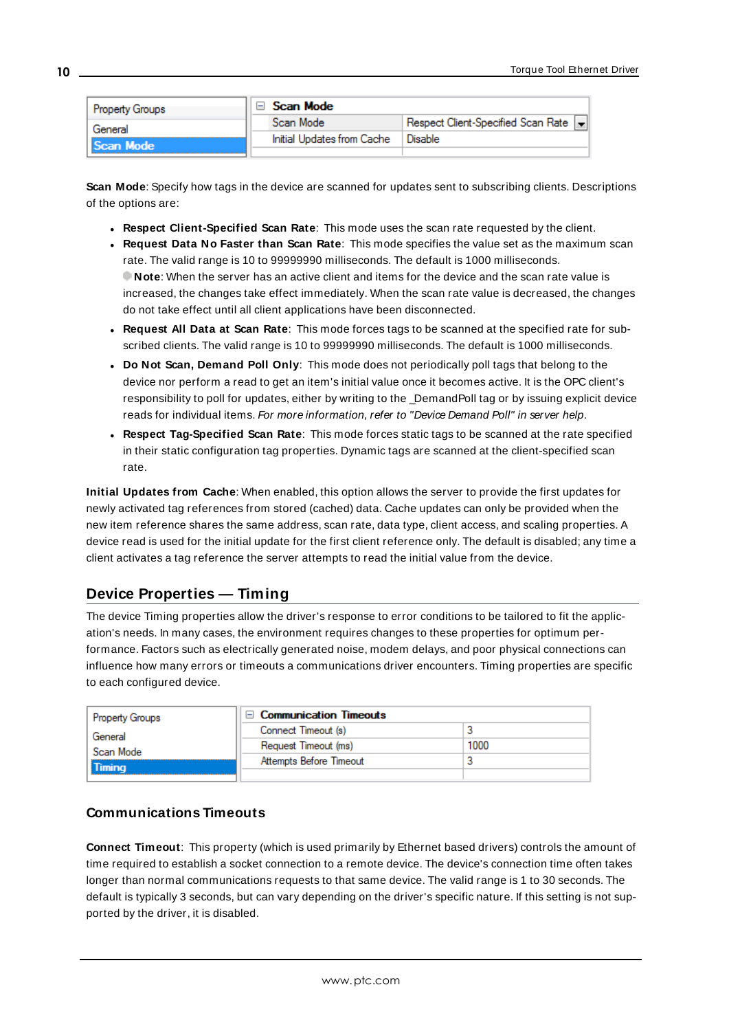| Property Groups | Scan Mode | |
|---|---|---|
| General | Scan Mode | Respect Client-Specified Scan Rate |
| Scan Mode | Initial Updates from Cache | Disable |

**Scan Mode**: Specify how tags in the device are scanned for updates sent to subscribing clients. Descriptions of the options are:

- **Respect Client-Specified Scan Rate**: This mode uses the scan rate requested by the client.
- **Request Data No Faster than Scan Rate**: This mode specifies the value set as the maximum scan rate. The valid range is 10 to 99999990 milliseconds. The default is 1000 milliseconds.
  **Note**: When the server has an active client and items for the device and the scan rate value is increased, the changes take effect immediately. When the scan rate value is decreased, the changes do not take effect until all client applications have been disconnected.
- **Request All Data at Scan Rate**: This mode forces tags to be scanned at the specified rate for subscribed clients. The valid range is 10 to 99999990 milliseconds. The default is 1000 milliseconds.
- **Do Not Scan, Demand Poll Only**: This mode does not periodically poll tags that belong to the device nor perform a read to get an item's initial value once it becomes active. It is the OPC client's responsibility to poll for updates, either by writing to the _DemandPoll tag or by issuing explicit device reads for individual items. *For more information, refer to "Device Demand Poll" in server help*.
- **Respect Tag-Specified Scan Rate**: This mode forces static tags to be scanned at the rate specified in their static configuration tag properties. Dynamic tags are scanned at the client-specified scan rate.

**Initial Updates from Cache**: When enabled, this option allows the server to provide the first updates for newly activated tag references from stored (cached) data. Cache updates can only be provided when the new item reference shares the same address, scan rate, data type, client access, and scaling properties. A device read is used for the initial update for the first client reference only. The default is disabled; any time a client activates a tag reference the server attempts to read the initial value from the device.

## Device Properties — Timing

The device Timing properties allow the driver's response to error conditions to be tailored to fit the application's needs. In many cases, the environment requires changes to these properties for optimum performance. Factors such as electrically generated noise, modem delays, and poor physical connections can influence how many errors or timeouts a communications driver encounters. Timing properties are specific to each configured device.

| Property Groups | Communication Timeouts | |
|---|---|---|
| General | Connect Timeout (s) | 3 |
| Scan Mode | Request Timeout (ms) | 1000 |
| Timing | Attempts Before Timeout | 3 |

### Communications Timeouts

**Connect Timeout**: This property (which is used primarily by Ethernet based drivers) controls the amount of time required to establish a socket connection to a remote device. The device's connection time often takes longer than normal communications requests to that same device. The valid range is 1 to 30 seconds. The default is typically 3 seconds, but can vary depending on the driver's specific nature. If this setting is not supported by the driver, it is disabled.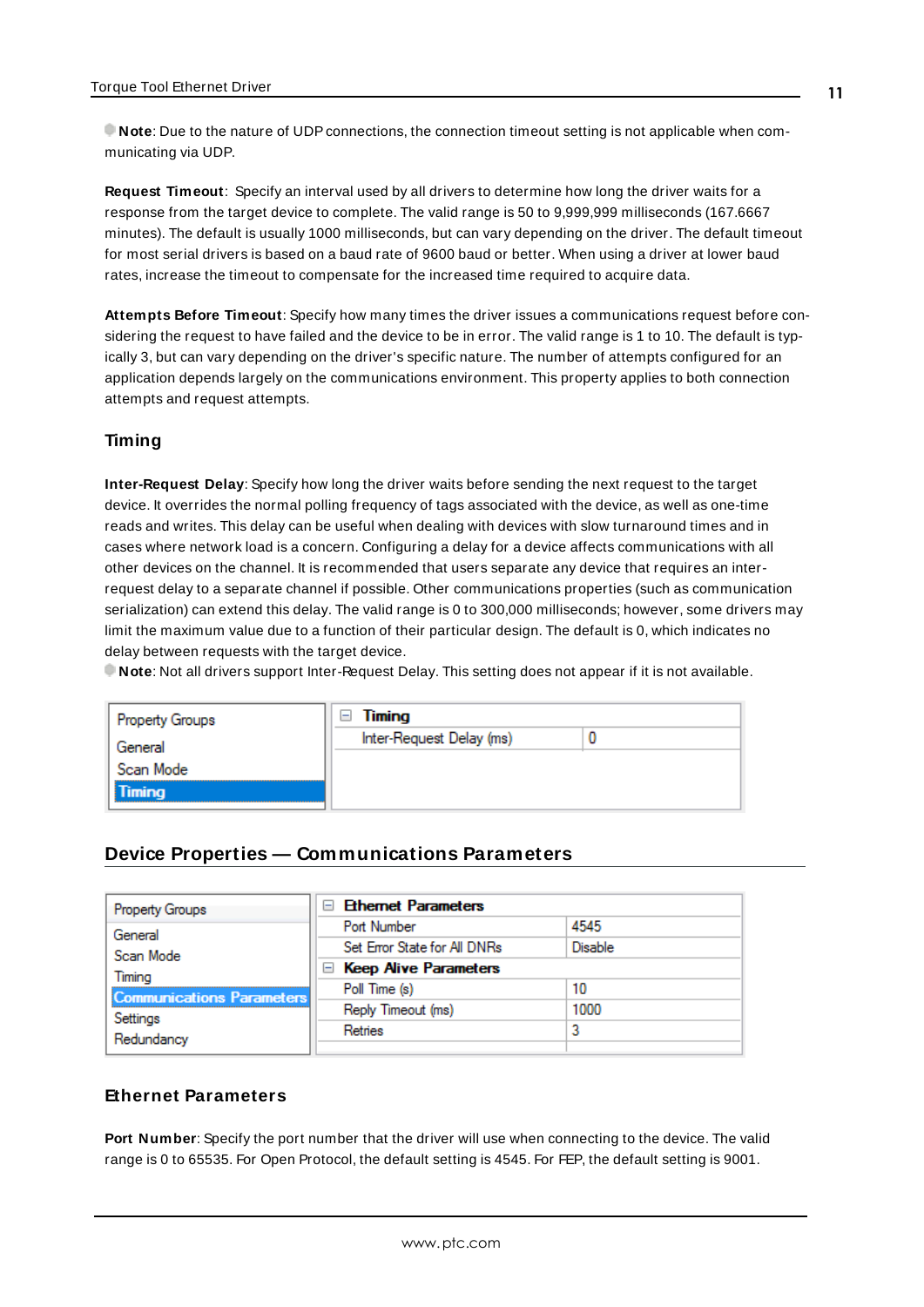**Note**: Due to the nature of UDP connections, the connection timeout setting is not applicable when communicating via UDP.

**Request Timeout**: Specify an interval used by all drivers to determine how long the driver waits for a response from the target device to complete. The valid range is 50 to 9,999,999 milliseconds (167.6667 minutes). The default is usually 1000 milliseconds, but can vary depending on the driver. The default timeout for most serial drivers is based on a baud rate of 9600 baud or better. When using a driver at lower baud rates, increase the timeout to compensate for the increased time required to acquire data.

**Attempts Before Timeout**: Specify how many times the driver issues a communications request before considering the request to have failed and the device to be in error. The valid range is 1 to 10. The default is typically 3, but can vary depending on the driver's specific nature. The number of attempts configured for an application depends largely on the communications environment. This property applies to both connection attempts and request attempts.

### Timing

**Inter-Request Delay**: Specify how long the driver waits before sending the next request to the target device. It overrides the normal polling frequency of tags associated with the device, as well as one-time reads and writes. This delay can be useful when dealing with devices with slow turnaround times and in cases where network load is a concern. Configuring a delay for a device affects communications with all other devices on the channel. It is recommended that users separate any device that requires an inter-request delay to a separate channel if possible. Other communications properties (such as communication serialization) can extend this delay. The valid range is 0 to 300,000 milliseconds; however, some drivers may limit the maximum value due to a function of their particular design. The default is 0, which indicates no delay between requests with the target device.

**Note**: Not all drivers support Inter-Request Delay. This setting does not appear if it is not available.

| Property Groups | Timing | |
|---|---|---|
| General | Inter-Request Delay (ms) | 0 |
| Scan Mode | | |
| **Timing** | | |

## Device Properties — Communications Parameters

| Property Groups | Ethernet Parameters | |
|---|---|---|
| General | Port Number | 4545 |
| Scan Mode | Set Error State for All DNRs | Disable |
| Timing | **Keep Alive Parameters** | |
| **Communications Parameters** | Poll Time (s) | 10 |
| Settings | Reply Timeout (ms) | 1000 |
| Redundancy | Retries | 3 |

### Ethernet Parameters

**Port Number**: Specify the port number that the driver will use when connecting to the device. The valid range is 0 to 65535. For Open Protocol, the default setting is 4545. For FEP, the default setting is 9001.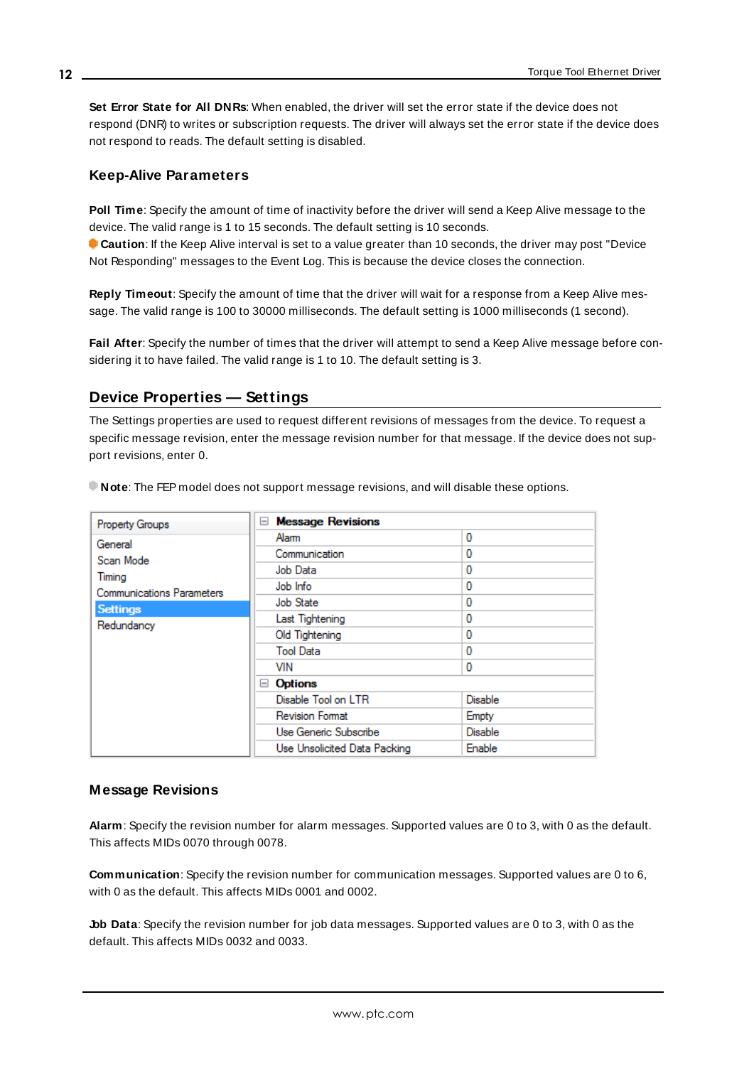**Set Error State for All DNRs**: When enabled, the driver will set the error state if the device does not respond (DNR) to writes or subscription requests. The driver will always set the error state if the device does not respond to reads. The default setting is disabled.

### Keep-Alive Parameters

**Poll Time**: Specify the amount of time of inactivity before the driver will send a Keep Alive message to the device. The valid range is 1 to 15 seconds. The default setting is 10 seconds.
**Caution**: If the Keep Alive interval is set to a value greater than 10 seconds, the driver may post "Device Not Responding" messages to the Event Log. This is because the device closes the connection.

**Reply Timeout**: Specify the amount of time that the driver will wait for a response from a Keep Alive message. The valid range is 100 to 30000 milliseconds. The default setting is 1000 milliseconds (1 second).

**Fail After**: Specify the number of times that the driver will attempt to send a Keep Alive message before considering it to have failed. The valid range is 1 to 10. The default setting is 3.

## Device Properties — Settings

The Settings properties are used to request different revisions of messages from the device. To request a specific message revision, enter the message revision number for that message. If the device does not support revisions, enter 0.

**Note**: The FEP model does not support message revisions, and will disable these options.

| Property Groups | | |
|---|---|---|
| General | **Message Revisions** | |
| Scan Mode | Alarm | 0 |
| Timing | Communication | 0 |
| Communications Parameters | Job Data | 0 |
| **Settings** | Job Info | 0 |
| Redundancy | Job State | 0 |
| | Last Tightening | 0 |
| | Old Tightening | 0 |
| | Tool Data | 0 |
| | VIN | 0 |
| | **Options** | |
| | Disable Tool on LTR | Disable |
| | Revision Format | Empty |
| | Use Generic Subscribe | Disable |
| | Use Unsolicited Data Packing | Enable |

### Message Revisions

**Alarm**: Specify the revision number for alarm messages. Supported values are 0 to 3, with 0 as the default. This affects MIDs 0070 through 0078.

**Communication**: Specify the revision number for communication messages. Supported values are 0 to 6, with 0 as the default. This affects MIDs 0001 and 0002.

**Job Data**: Specify the revision number for job data messages. Supported values are 0 to 3, with 0 as the default. This affects MIDs 0032 and 0033.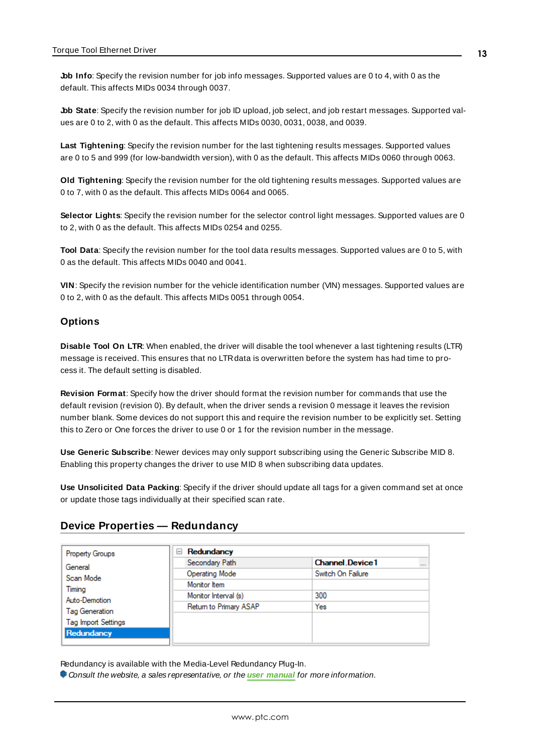**Job Info**: Specify the revision number for job info messages. Supported values are 0 to 4, with 0 as the default. This affects MIDs 0034 through 0037.

**Job State**: Specify the revision number for job ID upload, job select, and job restart messages. Supported values are 0 to 2, with 0 as the default. This affects MIDs 0030, 0031, 0038, and 0039.

**Last Tightening**: Specify the revision number for the last tightening results messages. Supported values are 0 to 5 and 999 (for low-bandwidth version), with 0 as the default. This affects MIDs 0060 through 0063.

**Old Tightening**: Specify the revision number for the old tightening results messages. Supported values are 0 to 7, with 0 as the default. This affects MIDs 0064 and 0065.

**Selector Lights**: Specify the revision number for the selector control light messages. Supported values are 0 to 2, with 0 as the default. This affects MIDs 0254 and 0255.

**Tool Data**: Specify the revision number for the tool data results messages. Supported values are 0 to 5, with 0 as the default. This affects MIDs 0040 and 0041.

**VIN**: Specify the revision number for the vehicle identification number (VIN) messages. Supported values are 0 to 2, with 0 as the default. This affects MIDs 0051 through 0054.

### Options

**Disable Tool On LTR**: When enabled, the driver will disable the tool whenever a last tightening results (LTR) message is received. This ensures that no LTR data is overwritten before the system has had time to process it. The default setting is disabled.

**Revision Format**: Specify how the driver should format the revision number for commands that use the default revision (revision 0). By default, when the driver sends a revision 0 message it leaves the revision number blank. Some devices do not support this and require the revision number to be explicitly set. Setting this to Zero or One forces the driver to use 0 or 1 for the revision number in the message.

**Use Generic Subscribe**: Newer devices may only support subscribing using the Generic Subscribe MID 8. Enabling this property changes the driver to use MID 8 when subscribing data updates.

**Use Unsolicited Data Packing**: Specify if the driver should update all tags for a given command set at once or update those tags individually at their specified scan rate.

## Device Properties — Redundancy

| Property Groups | Redundancy | |
|---|---|---|
| General | Secondary Path | Channel.Device1 |
| Scan Mode | Operating Mode | Switch On Failure |
| Timing | Monitor Item | |
| Auto-Demotion | Monitor Interval (s) | 300 |
| Tag Generation | Return to Primary ASAP | Yes |
| Tag Import Settings | | |
| Redundancy | | |

Redundancy is available with the Media-Level Redundancy Plug-In.

*Consult the website, a sales representative, or the* ***user manual*** *for more information.*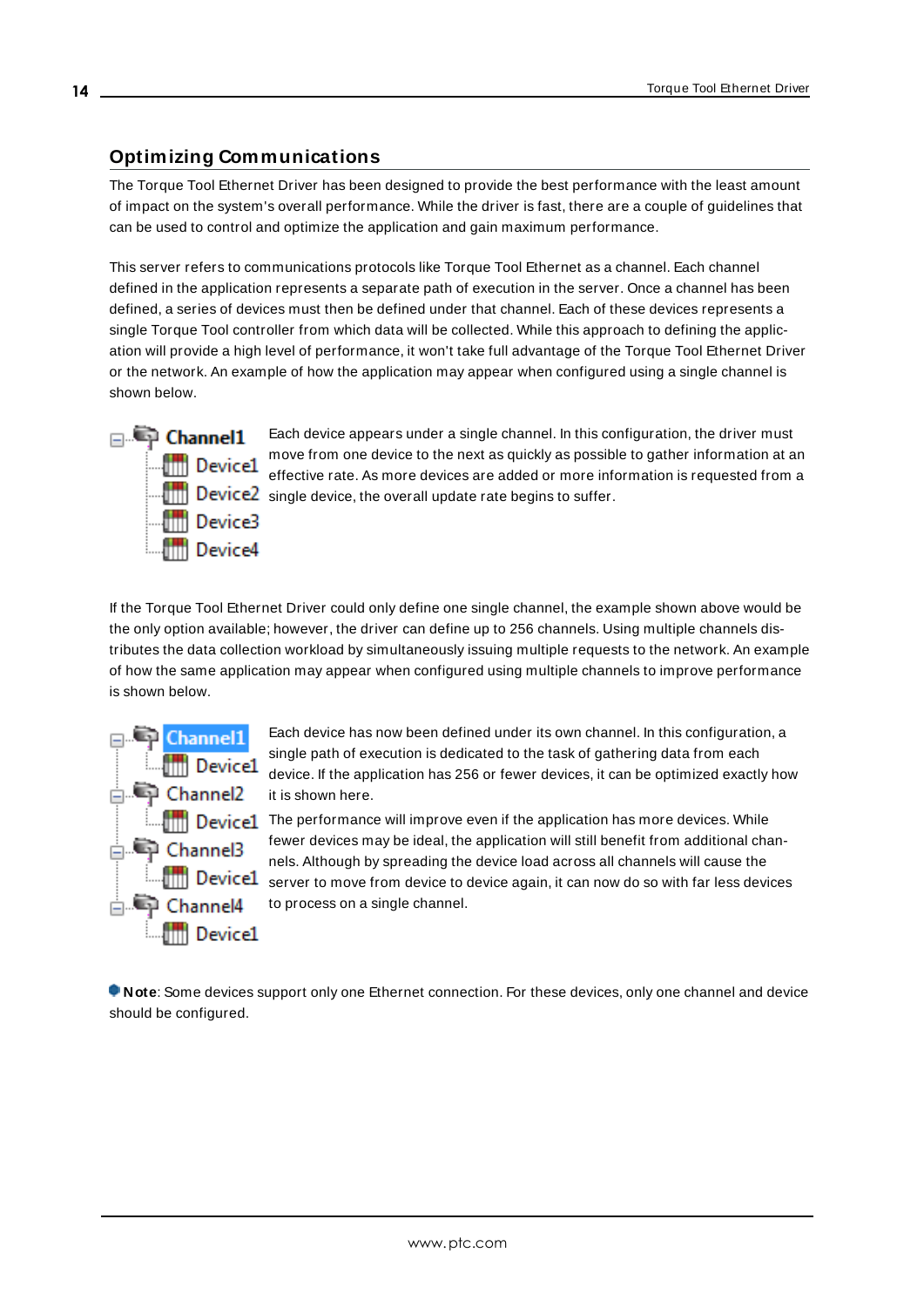## Optimizing Communications

The Torque Tool Ethernet Driver has been designed to provide the best performance with the least amount of impact on the system's overall performance. While the driver is fast, there are a couple of guidelines that can be used to control and optimize the application and gain maximum performance.

This server refers to communications protocols like Torque Tool Ethernet as a channel. Each channel defined in the application represents a separate path of execution in the server. Once a channel has been defined, a series of devices must then be defined under that channel. Each of these devices represents a single Torque Tool controller from which data will be collected. While this approach to defining the application will provide a high level of performance, it won't take full advantage of the Torque Tool Ethernet Driver or the network. An example of how the application may appear when configured using a single channel is shown below.

Each device appears under a single channel. In this configuration, the driver must move from one device to the next as quickly as possible to gather information at an effective rate. As more devices are added or more information is requested from a single device, the overall update rate begins to suffer.

If the Torque Tool Ethernet Driver could only define one single channel, the example shown above would be the only option available; however, the driver can define up to 256 channels. Using multiple channels distributes the data collection workload by simultaneously issuing multiple requests to the network. An example of how the same application may appear when configured using multiple channels to improve performance is shown below.

Each device has now been defined under its own channel. In this configuration, a single path of execution is dedicated to the task of gathering data from each device. If the application has 256 or fewer devices, it can be optimized exactly how it is shown here.

The performance will improve even if the application has more devices. While fewer devices may be ideal, the application will still benefit from additional channels. Although by spreading the device load across all channels will cause the server to move from device to device again, it can now do so with far less devices to process on a single channel.

**Note**: Some devices support only one Ethernet connection. For these devices, only one channel and device should be configured.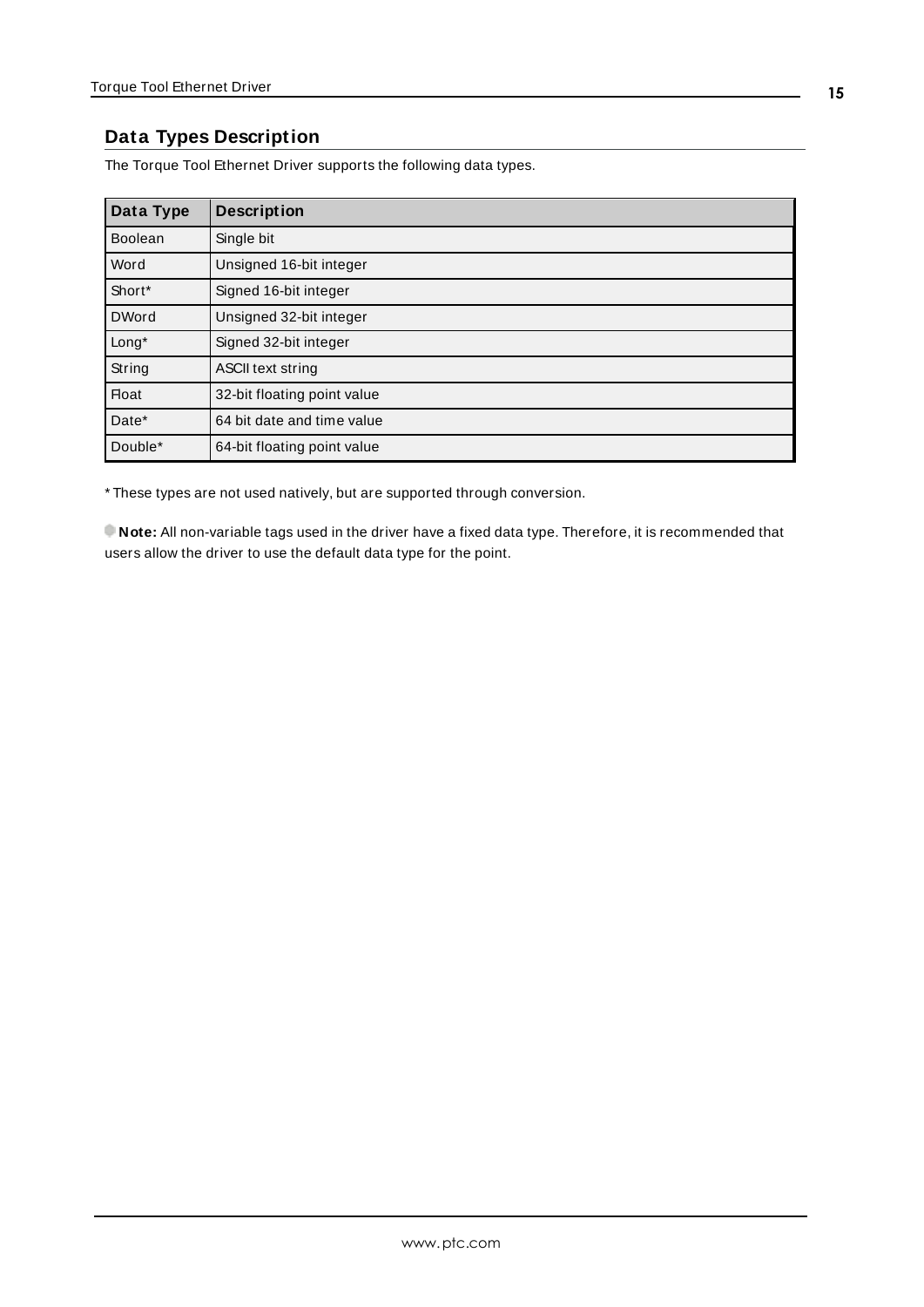## Data Types Description

The Torque Tool Ethernet Driver supports the following data types.

| Data Type | Description |
|---|---|
| Boolean | Single bit |
| Word | Unsigned 16-bit integer |
| Short* | Signed 16-bit integer |
| DWord | Unsigned 32-bit integer |
| Long* | Signed 32-bit integer |
| String | ASCII text string |
| Float | 32-bit floating point value |
| Date* | 64 bit date and time value |
| Double* | 64-bit floating point value |

* These types are not used natively, but are supported through conversion.

**Note:** All non-variable tags used in the driver have a fixed data type. Therefore, it is recommended that users allow the driver to use the default data type for the point.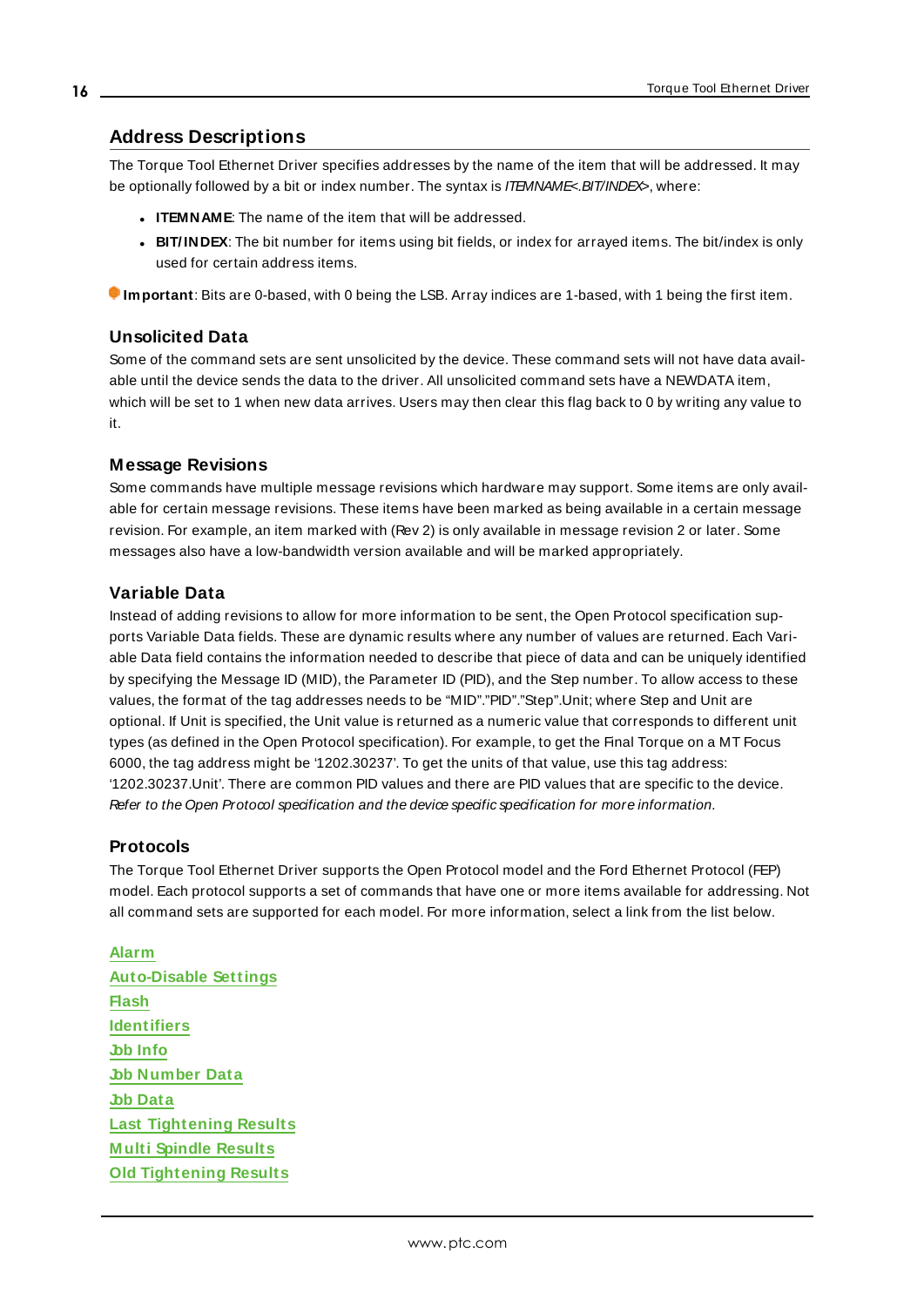## Address Descriptions

The Torque Tool Ethernet Driver specifies addresses by the name of the item that will be addressed. It may be optionally followed by a bit or index number. The syntax is *ITEMNAME<.BIT/INDEX>*, where:

- **ITEMNAME**: The name of the item that will be addressed.
- **BIT/INDEX**: The bit number for items using bit fields, or index for arrayed items. The bit/index is only used for certain address items.

**Important**: Bits are 0-based, with 0 being the LSB. Array indices are 1-based, with 1 being the first item.

### Unsolicited Data

Some of the command sets are sent unsolicited by the device. These command sets will not have data available until the device sends the data to the driver. All unsolicited command sets have a NEWDATA item, which will be set to 1 when new data arrives. Users may then clear this flag back to 0 by writing any value to it.

### Message Revisions

Some commands have multiple message revisions which hardware may support. Some items are only available for certain message revisions. These items have been marked as being available in a certain message revision. For example, an item marked with (Rev 2) is only available in message revision 2 or later. Some messages also have a low-bandwidth version available and will be marked appropriately.

### Variable Data

Instead of adding revisions to allow for more information to be sent, the Open Protocol specification supports Variable Data fields. These are dynamic results where any number of values are returned. Each Variable Data field contains the information needed to describe that piece of data and can be uniquely identified by specifying the Message ID (MID), the Parameter ID (PID), and the Step number. To allow access to these values, the format of the tag addresses needs to be "MID"."PID"."Step".Unit; where Step and Unit are optional. If Unit is specified, the Unit value is returned as a numeric value that corresponds to different unit types (as defined in the Open Protocol specification). For example, to get the Final Torque on a MT Focus 6000, the tag address might be '1202.30237'. To get the units of that value, use this tag address: '1202.30237.Unit'. There are common PID values and there are PID values that are specific to the device. *Refer to the Open Protocol specification and the device specific specification for more information.*

### Protocols

The Torque Tool Ethernet Driver supports the Open Protocol model and the Ford Ethernet Protocol (FEP) model. Each protocol supports a set of commands that have one or more items available for addressing. Not all command sets are supported for each model. For more information, select a link from the list below.

**Alarm**
**Auto-Disable Settings**
**Flash**
**Identifiers**
**Job Info**
**Job Number Data**
**Job Data**
**Last Tightening Results**
**Multi Spindle Results**
**Old Tightening Results**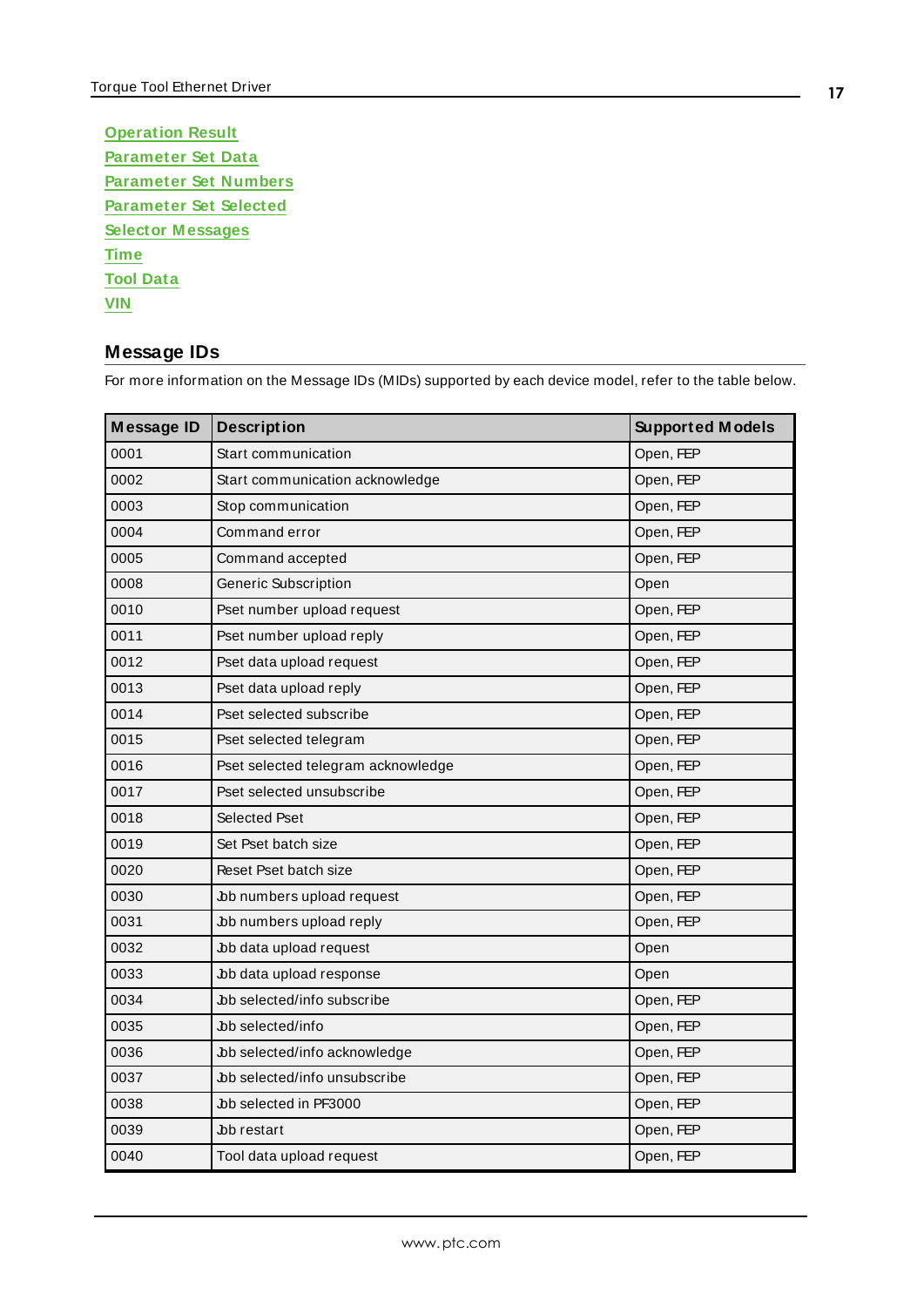[Operation Result](#)
[Parameter Set Data](#)
[Parameter Set Numbers](#)
[Parameter Set Selected](#)
[Selector Messages](#)
[Time](#)
[Tool Data](#)
[VIN](#)

## Message IDs

For more information on the Message IDs (MIDs) supported by each device model, refer to the table below.

| Message ID | Description | Supported Models |
|---|---|---|
| 0001 | Start communication | Open, FEP |
| 0002 | Start communication acknowledge | Open, FEP |
| 0003 | Stop communication | Open, FEP |
| 0004 | Command error | Open, FEP |
| 0005 | Command accepted | Open, FEP |
| 0008 | Generic Subscription | Open |
| 0010 | Pset number upload request | Open, FEP |
| 0011 | Pset number upload reply | Open, FEP |
| 0012 | Pset data upload request | Open, FEP |
| 0013 | Pset data upload reply | Open, FEP |
| 0014 | Pset selected subscribe | Open, FEP |
| 0015 | Pset selected telegram | Open, FEP |
| 0016 | Pset selected telegram acknowledge | Open, FEP |
| 0017 | Pset selected unsubscribe | Open, FEP |
| 0018 | Selected Pset | Open, FEP |
| 0019 | Set Pset batch size | Open, FEP |
| 0020 | Reset Pset batch size | Open, FEP |
| 0030 | Job numbers upload request | Open, FEP |
| 0031 | Job numbers upload reply | Open, FEP |
| 0032 | Job data upload request | Open |
| 0033 | Job data upload response | Open |
| 0034 | Job selected/info subscribe | Open, FEP |
| 0035 | Job selected/info | Open, FEP |
| 0036 | Job selected/info acknowledge | Open, FEP |
| 0037 | Job selected/info unsubscribe | Open, FEP |
| 0038 | Job selected in PF3000 | Open, FEP |
| 0039 | Job restart | Open, FEP |
| 0040 | Tool data upload request | Open, FEP |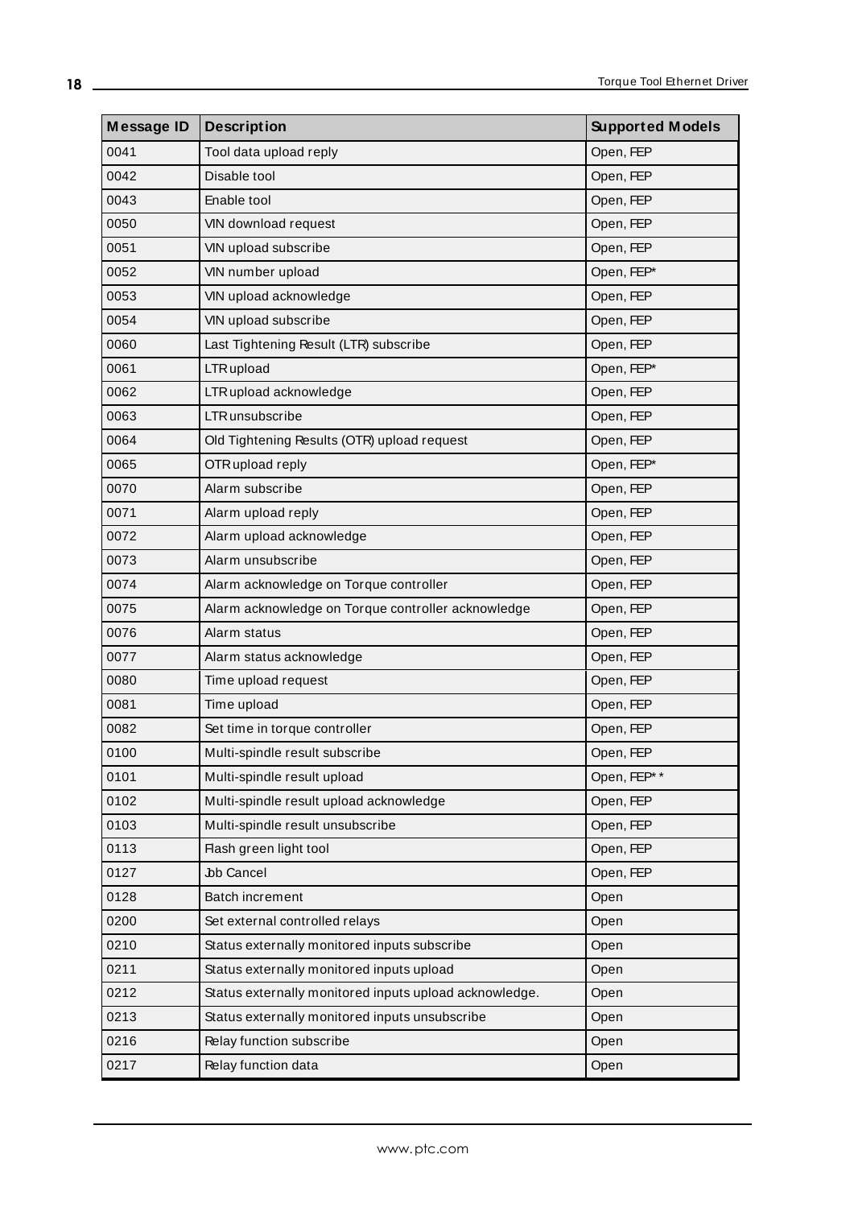| Message ID | Description | Supported Models |
| --- | --- | --- |
| 0041 | Tool data upload reply | Open, FEP |
| 0042 | Disable tool | Open, FEP |
| 0043 | Enable tool | Open, FEP |
| 0050 | VIN download request | Open, FEP |
| 0051 | VIN upload subscribe | Open, FEP |
| 0052 | VIN number upload | Open, FEP* |
| 0053 | VIN upload acknowledge | Open, FEP |
| 0054 | VIN upload subscribe | Open, FEP |
| 0060 | Last Tightening Result (LTR) subscribe | Open, FEP |
| 0061 | LTR upload | Open, FEP* |
| 0062 | LTR upload acknowledge | Open, FEP |
| 0063 | LTR unsubscribe | Open, FEP |
| 0064 | Old Tightening Results (OTR) upload request | Open, FEP |
| 0065 | OTR upload reply | Open, FEP* |
| 0070 | Alarm subscribe | Open, FEP |
| 0071 | Alarm upload reply | Open, FEP |
| 0072 | Alarm upload acknowledge | Open, FEP |
| 0073 | Alarm unsubscribe | Open, FEP |
| 0074 | Alarm acknowledge on Torque controller | Open, FEP |
| 0075 | Alarm acknowledge on Torque controller acknowledge | Open, FEP |
| 0076 | Alarm status | Open, FEP |
| 0077 | Alarm status acknowledge | Open, FEP |
| 0080 | Time upload request | Open, FEP |
| 0081 | Time upload | Open, FEP |
| 0082 | Set time in torque controller | Open, FEP |
| 0100 | Multi-spindle result subscribe | Open, FEP |
| 0101 | Multi-spindle result upload | Open, FEP** |
| 0102 | Multi-spindle result upload acknowledge | Open, FEP |
| 0103 | Multi-spindle result unsubscribe | Open, FEP |
| 0113 | Flash green light tool | Open, FEP |
| 0127 | Job Cancel | Open, FEP |
| 0128 | Batch increment | Open |
| 0200 | Set external controlled relays | Open |
| 0210 | Status externally monitored inputs subscribe | Open |
| 0211 | Status externally monitored inputs upload | Open |
| 0212 | Status externally monitored inputs upload acknowledge. | Open |
| 0213 | Status externally monitored inputs unsubscribe | Open |
| 0216 | Relay function subscribe | Open |
| 0217 | Relay function data | Open |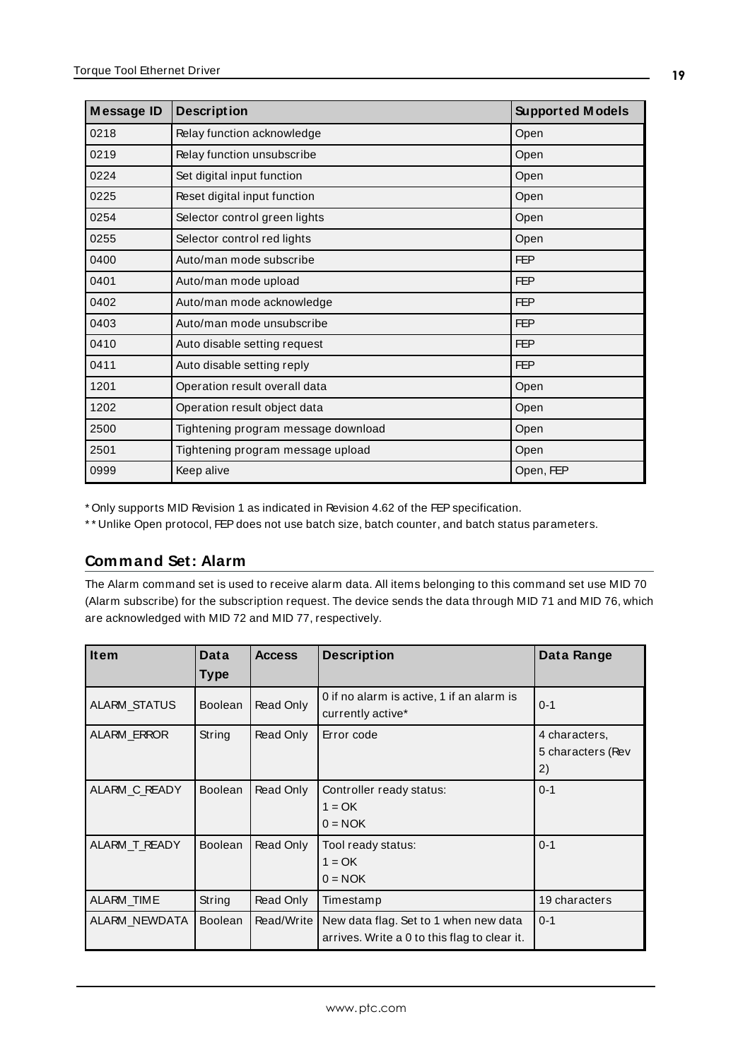| Message ID | Description | Supported Models |
|---|---|---|
| 0218 | Relay function acknowledge | Open |
| 0219 | Relay function unsubscribe | Open |
| 0224 | Set digital input function | Open |
| 0225 | Reset digital input function | Open |
| 0254 | Selector control green lights | Open |
| 0255 | Selector control red lights | Open |
| 0400 | Auto/man mode subscribe | FEP |
| 0401 | Auto/man mode upload | FEP |
| 0402 | Auto/man mode acknowledge | FEP |
| 0403 | Auto/man mode unsubscribe | FEP |
| 0410 | Auto disable setting request | FEP |
| 0411 | Auto disable setting reply | FEP |
| 1201 | Operation result overall data | Open |
| 1202 | Operation result object data | Open |
| 2500 | Tightening program message download | Open |
| 2501 | Tightening program message upload | Open |
| 0999 | Keep alive | Open, FEP |

* Only supports MID Revision 1 as indicated in Revision 4.62 of the FEP specification.

** Unlike Open protocol, FEP does not use batch size, batch counter, and batch status parameters.

## Command Set: Alarm

The Alarm command set is used to receive alarm data. All items belonging to this command set use MID 70 (Alarm subscribe) for the subscription request. The device sends the data through MID 71 and MID 76, which are acknowledged with MID 72 and MID 77, respectively.

| Item | Data Type | Access | Description | Data Range |
|---|---|---|---|---|
| ALARM_STATUS | Boolean | Read Only | 0 if no alarm is active, 1 if an alarm is currently active* | 0-1 |
| ALARM_ERROR | String | Read Only | Error code | 4 characters, 5 characters (Rev 2) |
| ALARM_C_READY | Boolean | Read Only | Controller ready status:<br>1 = OK<br>0 = NOK | 0-1 |
| ALARM_T_READY | Boolean | Read Only | Tool ready status:<br>1 = OK<br>0 = NOK | 0-1 |
| ALARM_TIME | String | Read Only | Timestamp | 19 characters |
| ALARM_NEWDATA | Boolean | Read/Write | New data flag. Set to 1 when new data arrives. Write a 0 to this flag to clear it. | 0-1 |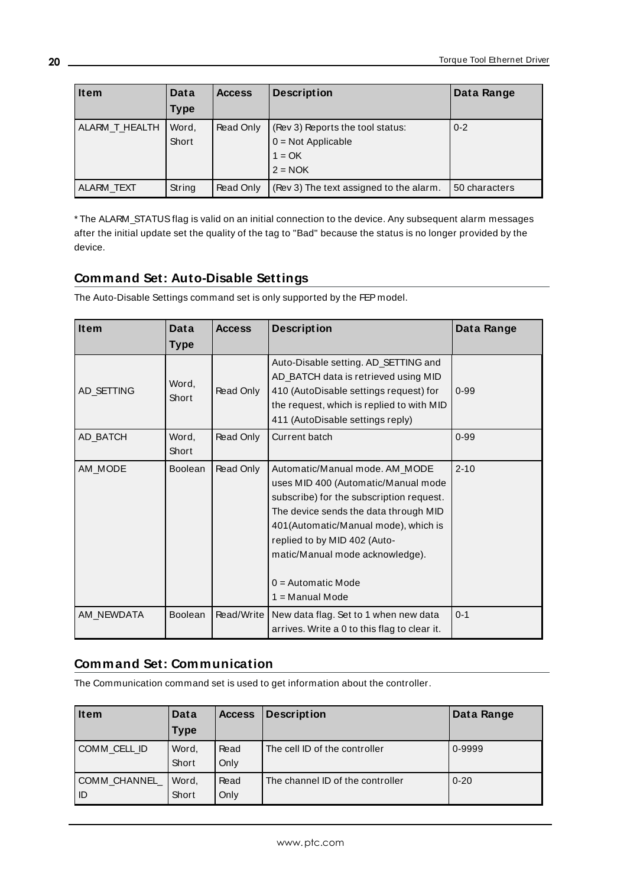| Item | Data Type | Access | Description | Data Range |
|---|---|---|---|---|
| ALARM_T_HEALTH | Word, Short | Read Only | (Rev 3) Reports the tool status:<br>0 = Not Applicable<br>1 = OK<br>2 = NOK | 0-2 |
| ALARM_TEXT | String | Read Only | (Rev 3) The text assigned to the alarm. | 50 characters |

* The ALARM_STATUS flag is valid on an initial connection to the device. Any subsequent alarm messages after the initial update set the quality of the tag to "Bad" because the status is no longer provided by the device.

## Command Set: Auto-Disable Settings

The Auto-Disable Settings command set is only supported by the FEP model.

| Item | Data Type | Access | Description | Data Range |
|---|---|---|---|---|
| AD_SETTING | Word, Short | Read Only | Auto-Disable setting. AD_SETTING and AD_BATCH data is retrieved using MID 410 (AutoDisable settings request) for the request, which is replied to with MID 411 (AutoDisable settings reply) | 0-99 |
| AD_BATCH | Word, Short | Read Only | Current batch | 0-99 |
| AM_MODE | Boolean | Read Only | Automatic/Manual mode. AM_MODE uses MID 400 (Automatic/Manual mode subscribe) for the subscription request. The device sends the data through MID 401(Automatic/Manual mode), which is replied to by MID 402 (Automatic/Manual mode acknowledge).<br><br>0 = Automatic Mode<br>1 = Manual Mode | 2-10 |
| AM_NEWDATA | Boolean | Read/Write | New data flag. Set to 1 when new data arrives. Write a 0 to this flag to clear it. | 0-1 |

## Command Set: Communication

The Communication command set is used to get information about the controller.

| Item | Data Type | Access | Description | Data Range |
|---|---|---|---|---|
| COMM_CELL_ID | Word, Short | Read Only | The cell ID of the controller | 0-9999 |
| COMM_CHANNEL_ID | Word, Short | Read Only | The channel ID of the controller | 0-20 |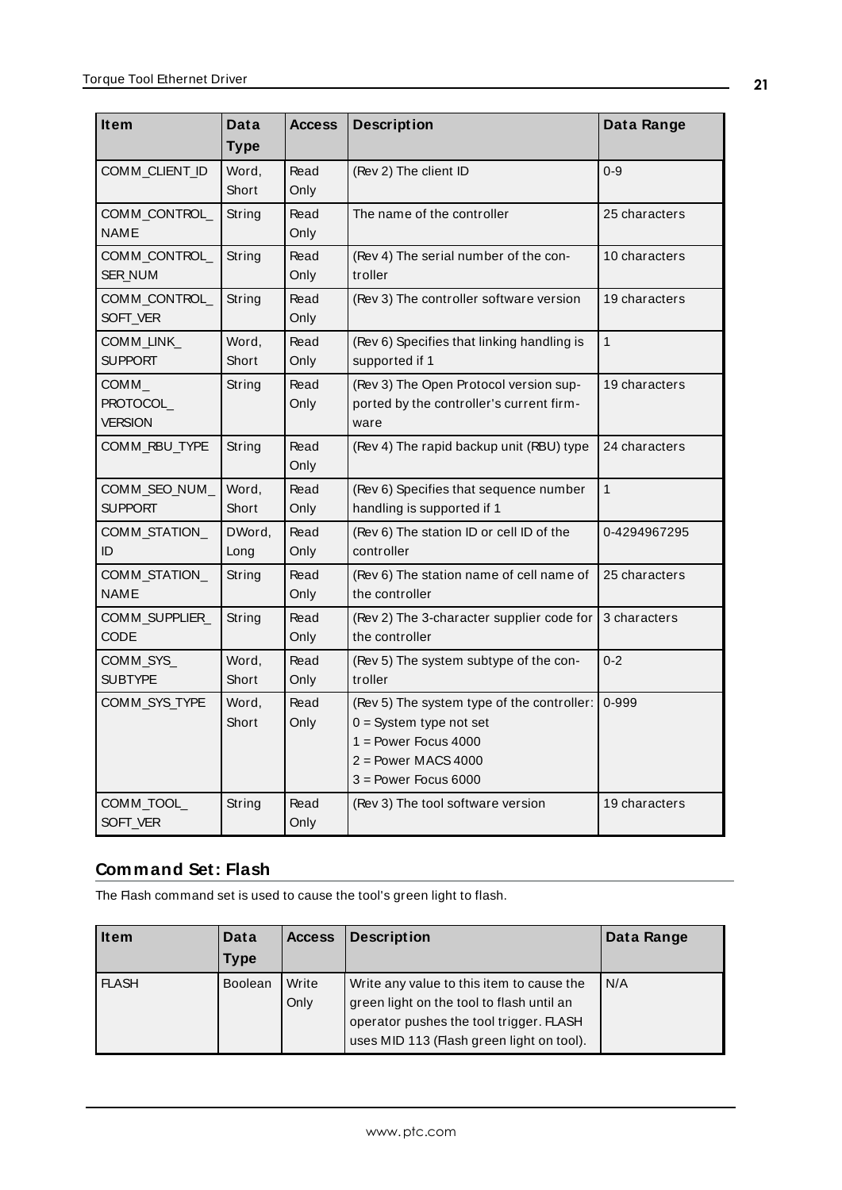| Item | Data Type | Access | Description | Data Range |
| --- | --- | --- | --- | --- |
| COMM_CLIENT_ID | Word, Short | Read Only | (Rev 2) The client ID | 0-9 |
| COMM_CONTROL_NAME | String | Read Only | The name of the controller | 25 characters |
| COMM_CONTROL_SER_NUM | String | Read Only | (Rev 4) The serial number of the controller | 10 characters |
| COMM_CONTROL_SOFT_VER | String | Read Only | (Rev 3) The controller software version | 19 characters |
| COMM_LINK_SUPPORT | Word, Short | Read Only | (Rev 6) Specifies that linking handling is supported if 1 | 1 |
| COMM_PROTOCOL_VERSION | String | Read Only | (Rev 3) The Open Protocol version supported by the controller's current firmware | 19 characters |
| COMM_RBU_TYPE | String | Read Only | (Rev 4) The rapid backup unit (RBU) type | 24 characters |
| COMM_SEO_NUM_SUPPORT | Word, Short | Read Only | (Rev 6) Specifies that sequence number handling is supported if 1 | 1 |
| COMM_STATION_ID | DWord, Long | Read Only | (Rev 6) The station ID or cell ID of the controller | 0-4294967295 |
| COMM_STATION_NAME | String | Read Only | (Rev 6) The station name of cell name of the controller | 25 characters |
| COMM_SUPPLIER_CODE | String | Read Only | (Rev 2) The 3-character supplier code for the controller | 3 characters |
| COMM_SYS_SUBTYPE | Word, Short | Read Only | (Rev 5) The system subtype of the controller | 0-2 |
| COMM_SYS_TYPE | Word, Short | Read Only | (Rev 5) The system type of the controller:<br>0 = System type not set<br>1 = Power Focus 4000<br>2 = Power MACS 4000<br>3 = Power Focus 6000 | 0-999 |
| COMM_TOOL_SOFT_VER | String | Read Only | (Rev 3) The tool software version | 19 characters |

## Command Set: Flash

The Flash command set is used to cause the tool's green light to flash.

| Item | Data Type | Access | Description | Data Range |
| --- | --- | --- | --- | --- |
| FLASH | Boolean | Write Only | Write any value to this item to cause the green light on the tool to flash until an operator pushes the tool trigger. FLASH uses MID 113 (Flash green light on tool). | N/A |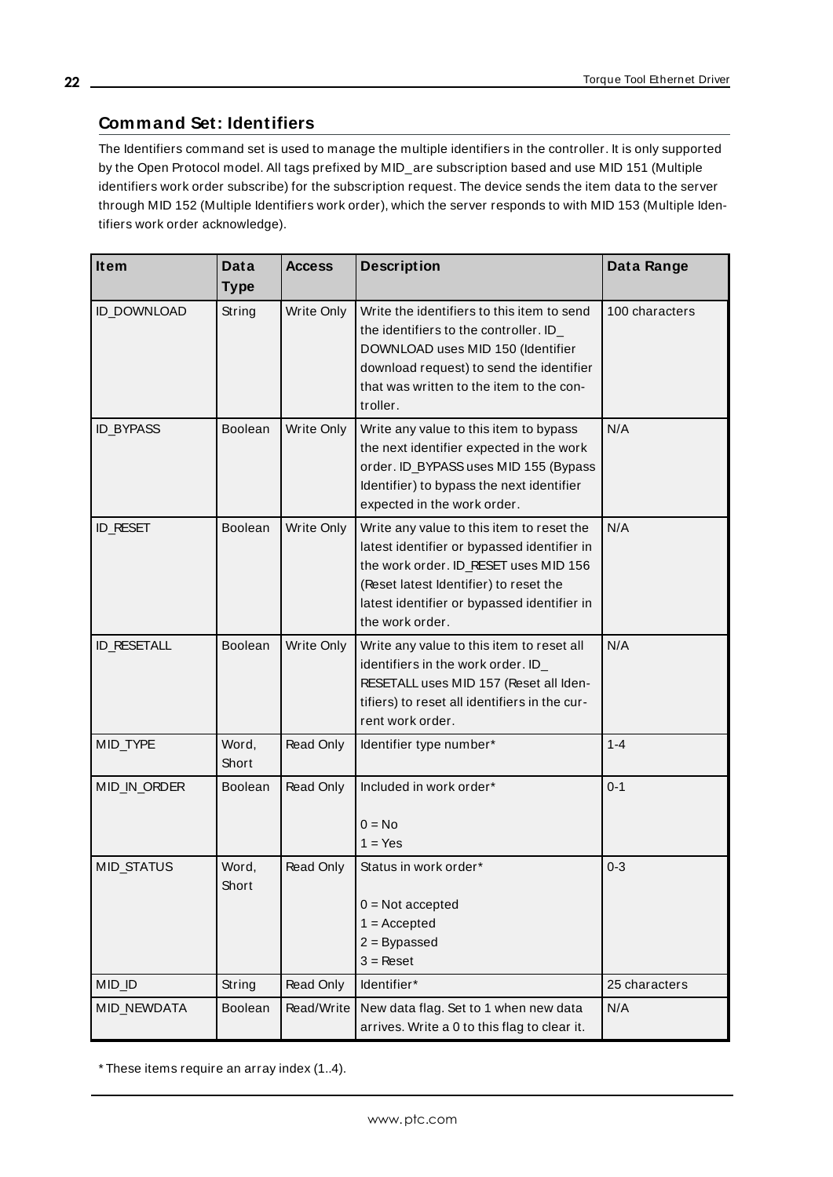## Command Set: Identifiers

The Identifiers command set is used to manage the multiple identifiers in the controller. It is only supported by the Open Protocol model. All tags prefixed by MID_ are subscription based and use MID 151 (Multiple identifiers work order subscribe) for the subscription request. The device sends the item data to the server through MID 152 (Multiple Identifiers work order), which the server responds to with MID 153 (Multiple Identifiers work order acknowledge).

| Item | Data Type | Access | Description | Data Range |
|---|---|---|---|---|
| ID_DOWNLOAD | String | Write Only | Write the identifiers to this item to send the identifiers to the controller. ID_DOWNLOAD uses MID 150 (Identifier download request) to send the identifier that was written to the item to the controller. | 100 characters |
| ID_BYPASS | Boolean | Write Only | Write any value to this item to bypass the next identifier expected in the work order. ID_BYPASS uses MID 155 (Bypass Identifier) to bypass the next identifier expected in the work order. | N/A |
| ID_RESET | Boolean | Write Only | Write any value to this item to reset the latest identifier or bypassed identifier in the work order. ID_RESET uses MID 156 (Reset latest Identifier) to reset the latest identifier or bypassed identifier in the work order. | N/A |
| ID_RESETALL | Boolean | Write Only | Write any value to this item to reset all identifiers in the work order. ID_RESETALL uses MID 157 (Reset all Identifiers) to reset all identifiers in the current work order. | N/A |
| MID_TYPE | Word, Short | Read Only | Identifier type number* | 1-4 |
| MID_IN_ORDER | Boolean | Read Only | Included in work order*<br><br>0 = No<br>1 = Yes | 0-1 |
| MID_STATUS | Word, Short | Read Only | Status in work order*<br><br>0 = Not accepted<br>1 = Accepted<br>2 = Bypassed<br>3 = Reset | 0-3 |
| MID_ID | String | Read Only | Identifier* | 25 characters |
| MID_NEWDATA | Boolean | Read/Write | New data flag. Set to 1 when new data arrives. Write a 0 to this flag to clear it. | N/A |

* These items require an array index (1..4).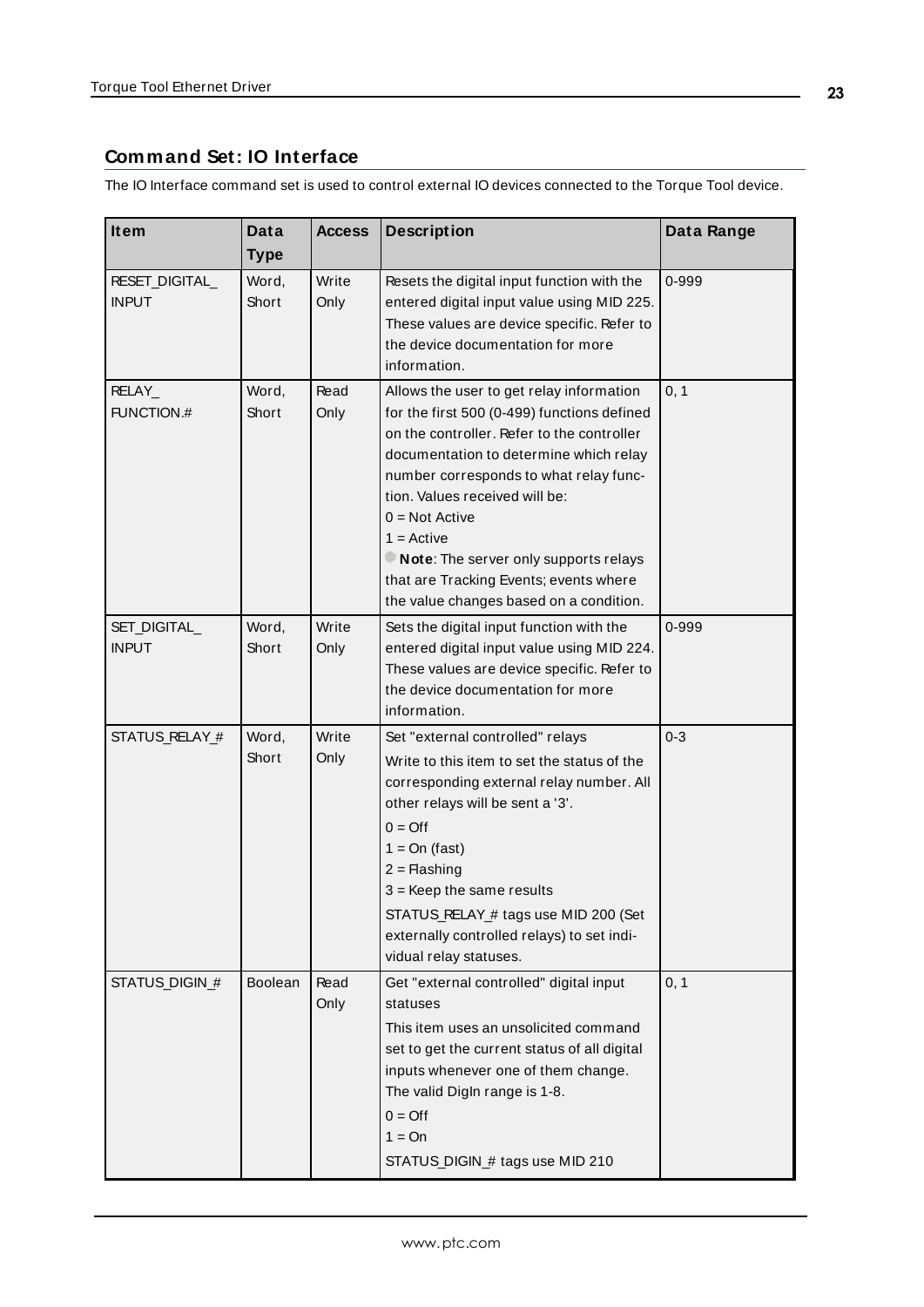## Command Set: IO Interface

The IO Interface command set is used to control external IO devices connected to the Torque Tool device.

| Item | Data Type | Access | Description | Data Range |
|---|---|---|---|---|
| RESET_DIGITAL_INPUT | Word, Short | Write Only | Resets the digital input function with the entered digital input value using MID 225. These values are device specific. Refer to the device documentation for more information. | 0-999 |
| RELAY_FUNCTION.# | Word, Short | Read Only | Allows the user to get relay information for the first 500 (0-499) functions defined on the controller. Refer to the controller documentation to determine which relay number corresponds to what relay function. Values received will be:<br>0 = Not Active<br>1 = Active<br>**Note**: The server only supports relays that are Tracking Events; events where the value changes based on a condition. | 0, 1 |
| SET_DIGITAL_INPUT | Word, Short | Write Only | Sets the digital input function with the entered digital input value using MID 224. These values are device specific. Refer to the device documentation for more information. | 0-999 |
| STATUS_RELAY_# | Word, Short | Write Only | Set "external controlled" relays<br>Write to this item to set the status of the corresponding external relay number. All other relays will be sent a '3'.<br>0 = Off<br>1 = On (fast)<br>2 = Flashing<br>3 = Keep the same results<br>STATUS_RELAY_# tags use MID 200 (Set externally controlled relays) to set individual relay statuses. | 0-3 |
| STATUS_DIGIN_# | Boolean | Read Only | Get "external controlled" digital input statuses<br>This item uses an unsolicited command set to get the current status of all digital inputs whenever one of them change. The valid DigIn range is 1-8.<br>0 = Off<br>1 = On<br>STATUS_DIGIN_# tags use MID 210 | 0, 1 |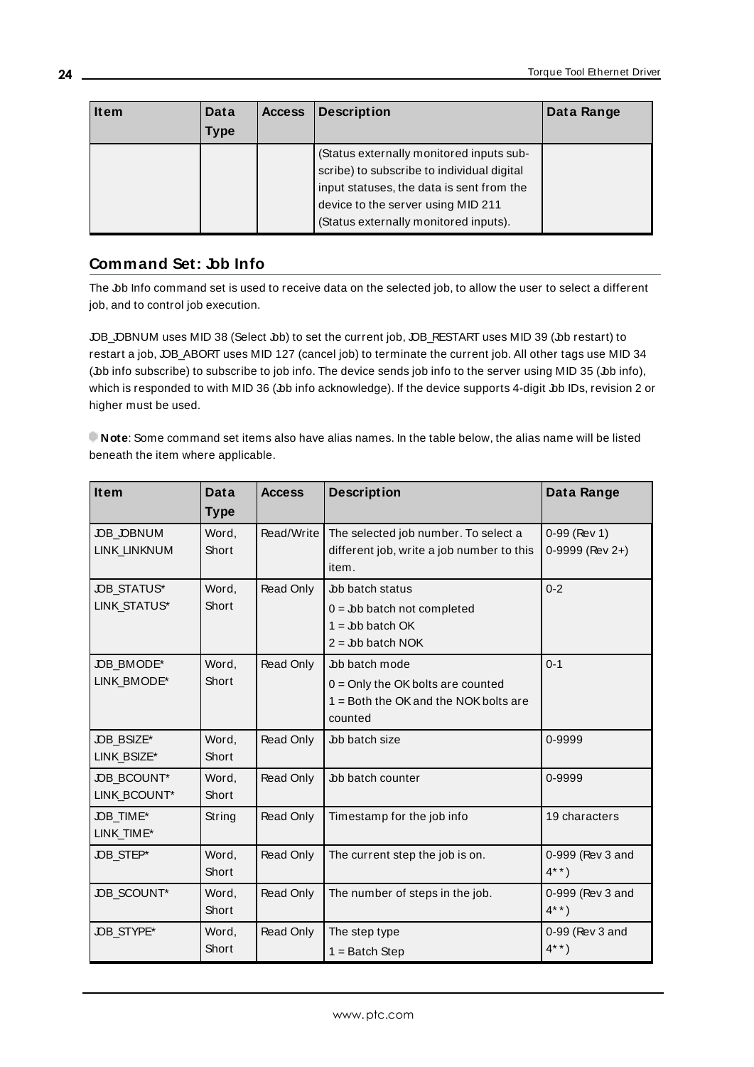| Item | Data Type | Access | Description | Data Range |
|---|---|---|---|---|
| | | | (Status externally monitored inputs subscribe) to subscribe to individual digital input statuses, the data is sent from the device to the server using MID 211 (Status externally monitored inputs). | |

## Command Set: Job Info

The Job Info command set is used to receive data on the selected job, to allow the user to select a different job, and to control job execution.

JOB_JOBNUM uses MID 38 (Select Job) to set the current job, JOB_RESTART uses MID 39 (Job restart) to restart a job, JOB_ABORT uses MID 127 (cancel job) to terminate the current job. All other tags use MID 34 (Job info subscribe) to subscribe to job info. The device sends job info to the server using MID 35 (Job info), which is responded to with MID 36 (Job info acknowledge). If the device supports 4-digit Job IDs, revision 2 or higher must be used.

**Note**: Some command set items also have alias names. In the table below, the alias name will be listed beneath the item where applicable.

| Item | Data Type | Access | Description | Data Range |
|---|---|---|---|---|
| JOB_JOBNUM<br>LINK_LINKNUM | Word, Short | Read/Write | The selected job number. To select a different job, write a job number to this item. | 0-99 (Rev 1)<br>0-9999 (Rev 2+) |
| JOB_STATUS*<br>LINK_STATUS* | Word, Short | Read Only | Job batch status<br>0 = Job batch not completed<br>1 = Job batch OK<br>2 = Job batch NOK | 0-2 |
| JOB_BMODE*<br>LINK_BMODE* | Word, Short | Read Only | Job batch mode<br>0 = Only the OK bolts are counted<br>1 = Both the OK and the NOK bolts are counted | 0-1 |
| JOB_BSIZE*<br>LINK_BSIZE* | Word, Short | Read Only | Job batch size | 0-9999 |
| JOB_BCOUNT*<br>LINK_BCOUNT* | Word, Short | Read Only | Job batch counter | 0-9999 |
| JOB_TIME*<br>LINK_TIME* | String | Read Only | Timestamp for the job info | 19 characters |
| JOB_STEP* | Word, Short | Read Only | The current step the job is on. | 0-999 (Rev 3 and 4**) |
| JOB_SCOUNT* | Word, Short | Read Only | The number of steps in the job. | 0-999 (Rev 3 and 4**) |
| JOB_STYPE* | Word, Short | Read Only | The step type<br>1 = Batch Step | 0-99 (Rev 3 and 4**) |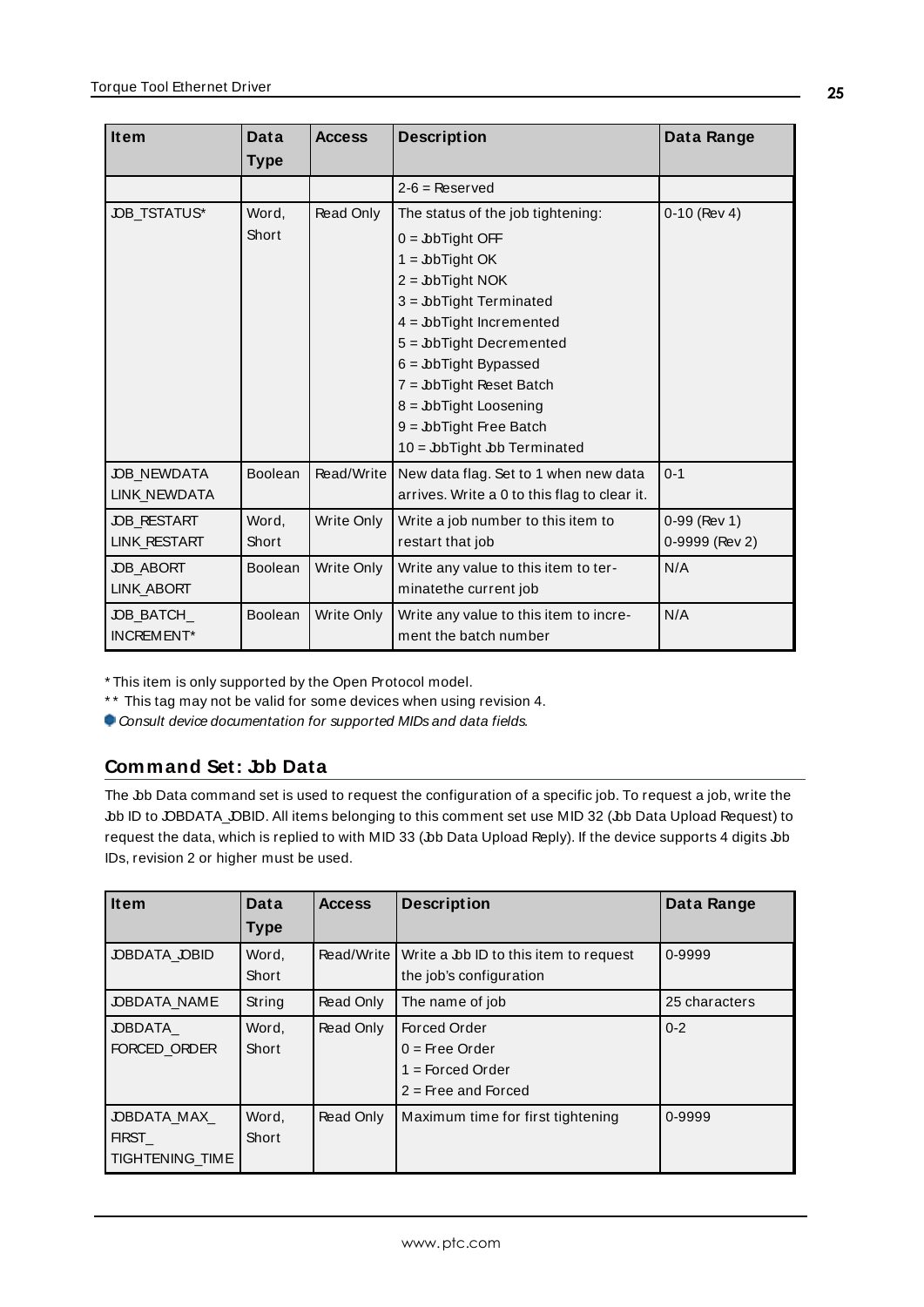| Item | Data Type | Access | Description | Data Range |
| --- | --- | --- | --- | --- |
| | | | 2-6 = Reserved | |
| JOB_TSTATUS* | Word, Short | Read Only | The status of the job tightening:<br>0 = JobTight OFF<br>1 = JobTight OK<br>2 = JobTight NOK<br>3 = JobTight Terminated<br>4 = JobTight Incremented<br>5 = JobTight Decremented<br>6 = JobTight Bypassed<br>7 = JobTight Reset Batch<br>8 = JobTight Loosening<br>9 = JobTight Free Batch<br>10 = JobTight Job Terminated | 0-10 (Rev 4) |
| JOB_NEWDATA<br>LINK_NEWDATA | Boolean | Read/Write | New data flag. Set to 1 when new data arrives. Write a 0 to this flag to clear it. | 0-1 |
| JOB_RESTART<br>LINK_RESTART | Word, Short | Write Only | Write a job number to this item to restart that job | 0-99 (Rev 1)<br>0-9999 (Rev 2) |
| JOB_ABORT<br>LINK_ABORT | Boolean | Write Only | Write any value to this item to terminatethe current job | N/A |
| JOB_BATCH_INCREMENT* | Boolean | Write Only | Write any value to this item to increment the batch number | N/A |

* This item is only supported by the Open Protocol model.

** This tag may not be valid for some devices when using revision 4.

*Consult device documentation for supported MIDs and data fields.*

## Command Set: Job Data

The Job Data command set is used to request the configuration of a specific job. To request a job, write the Job ID to JOBDATA_JOBID. All items belonging to this comment set use MID 32 (Job Data Upload Request) to request the data, which is replied to with MID 33 (Job Data Upload Reply). If the device supports 4 digits Job IDs, revision 2 or higher must be used.

| Item | Data Type | Access | Description | Data Range |
| --- | --- | --- | --- | --- |
| JOBDATA_JOBID | Word, Short | Read/Write | Write a Job ID to this item to request the job's configuration | 0-9999 |
| JOBDATA_NAME | String | Read Only | The name of job | 25 characters |
| JOBDATA_FORCED_ORDER | Word, Short | Read Only | Forced Order<br>0 = Free Order<br>1 = Forced Order<br>2 = Free and Forced | 0-2 |
| JOBDATA_MAX_FIRST_TIGHTENING_TIME | Word, Short | Read Only | Maximum time for first tightening | 0-9999 |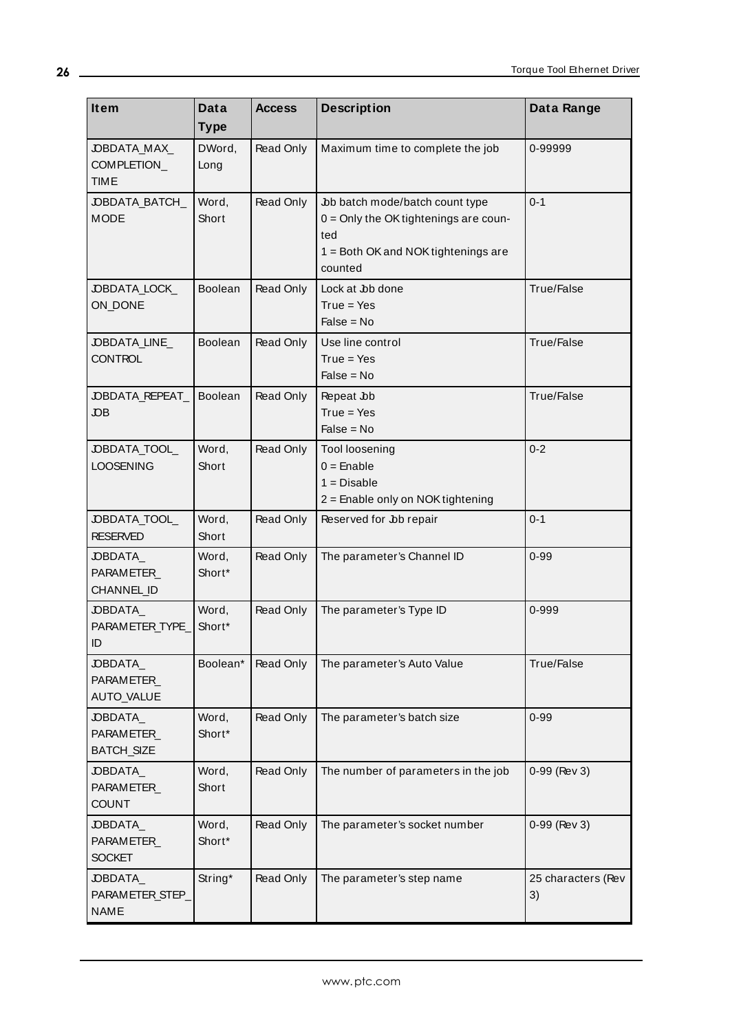| Item | Data Type | Access | Description | Data Range |
| --- | --- | --- | --- | --- |
| JOBDATA_MAX_COMPLETION_TIME | DWord, Long | Read Only | Maximum time to complete the job | 0-99999 |
| JOBDATA_BATCH_MODE | Word, Short | Read Only | Job batch mode/batch count type<br>0 = Only the OK tightenings are counted<br>1 = Both OK and NOK tightenings are counted | 0-1 |
| JOBDATA_LOCK_ON_DONE | Boolean | Read Only | Lock at Job done<br>True = Yes<br>False = No | True/False |
| JOBDATA_LINE_CONTROL | Boolean | Read Only | Use line control<br>True = Yes<br>False = No | True/False |
| JOBDATA_REPEAT_JOB | Boolean | Read Only | Repeat Job<br>True = Yes<br>False = No | True/False |
| JOBDATA_TOOL_LOOSENING | Word, Short | Read Only | Tool loosening<br>0 = Enable<br>1 = Disable<br>2 = Enable only on NOK tightening | 0-2 |
| JOBDATA_TOOL_RESERVED | Word, Short | Read Only | Reserved for Job repair | 0-1 |
| JOBDATA_PARAMETER_CHANNEL_ID | Word, Short* | Read Only | The parameter's Channel ID | 0-99 |
| JOBDATA_PARAMETER_TYPE_ID | Word, Short* | Read Only | The parameter's Type ID | 0-999 |
| JOBDATA_PARAMETER_AUTO_VALUE | Boolean* | Read Only | The parameter's Auto Value | True/False |
| JOBDATA_PARAMETER_BATCH_SIZE | Word, Short* | Read Only | The parameter's batch size | 0-99 |
| JOBDATA_PARAMETER_COUNT | Word, Short | Read Only | The number of parameters in the job | 0-99 (Rev 3) |
| JOBDATA_PARAMETER_SOCKET | Word, Short* | Read Only | The parameter's socket number | 0-99 (Rev 3) |
| JOBDATA_PARAMETER_STEP_NAME | String* | Read Only | The parameter's step name | 25 characters (Rev 3) |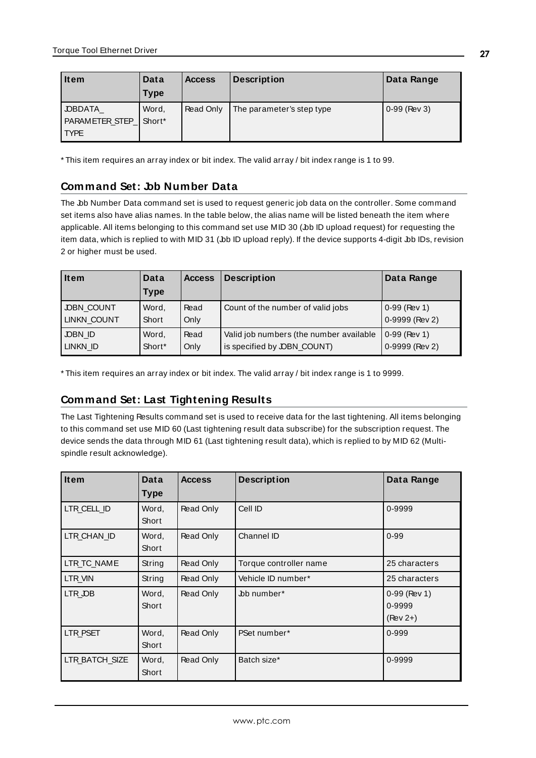| Item | Data Type | Access | Description | Data Range |
|---|---|---|---|---|
| JOBDATA_ PARAMETER_STEP_ TYPE | Word, Short* | Read Only | The parameter's step type | 0-99 (Rev 3) |

* This item requires an array index or bit index. The valid array / bit index range is 1 to 99.

## Command Set: Job Number Data

The Job Number Data command set is used to request generic job data on the controller. Some command set items also have alias names. In the table below, the alias name will be listed beneath the item where applicable. All items belonging to this command set use MID 30 (Job ID upload request) for requesting the item data, which is replied to with MID 31 (Job ID upload reply). If the device supports 4-digit Job IDs, revision 2 or higher must be used.

| Item | Data Type | Access | Description | Data Range |
|---|---|---|---|---|
| JOBN_COUNT<br>LINKN_COUNT | Word, Short | Read Only | Count of the number of valid jobs | 0-99 (Rev 1)<br>0-9999 (Rev 2) |
| JOBN_ID<br>LINKN_ID | Word, Short* | Read Only | Valid job numbers (the number available is specified by JOBN_COUNT) | 0-99 (Rev 1)<br>0-9999 (Rev 2) |

* This item requires an array index or bit index. The valid array / bit index range is 1 to 9999.

## Command Set: Last Tightening Results

The Last Tightening Results command set is used to receive data for the last tightening. All items belonging to this command set use MID 60 (Last tightening result data subscribe) for the subscription request. The device sends the data through MID 61 (Last tightening result data), which is replied to by MID 62 (Multi-spindle result acknowledge).

| Item | Data Type | Access | Description | Data Range |
|---|---|---|---|---|
| LTR_CELL_ID | Word, Short | Read Only | Cell ID | 0-9999 |
| LTR_CHAN_ID | Word, Short | Read Only | Channel ID | 0-99 |
| LTR_TC_NAME | String | Read Only | Torque controller name | 25 characters |
| LTR_VIN | String | Read Only | Vehicle ID number* | 25 characters |
| LTR_JOB | Word, Short | Read Only | Job number* | 0-99 (Rev 1)<br>0-9999 (Rev 2+) |
| LTR_PSET | Word, Short | Read Only | PSet number* | 0-999 |
| LTR_BATCH_SIZE | Word, Short | Read Only | Batch size* | 0-9999 |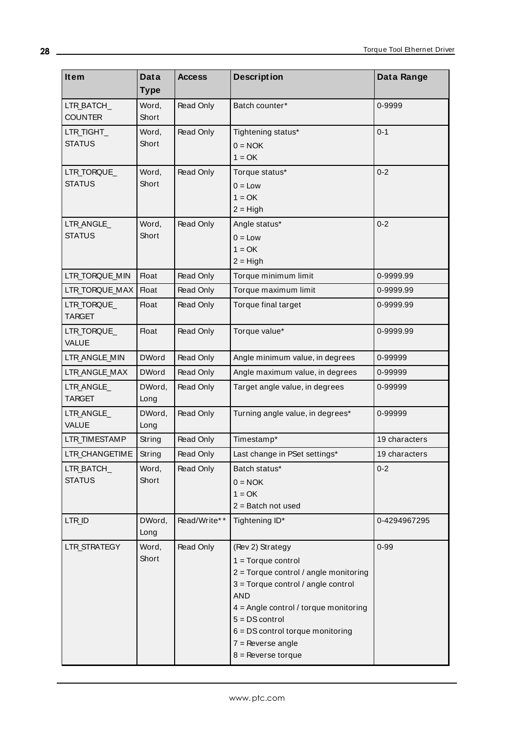| Item | Data Type | Access | Description | Data Range |
|---|---|---|---|---|
| LTR_BATCH_COUNTER | Word, Short | Read Only | Batch counter* | 0-9999 |
| LTR_TIGHT_STATUS | Word, Short | Read Only | Tightening status*<br>0 = NOK<br>1 = OK | 0-1 |
| LTR_TORQUE_STATUS | Word, Short | Read Only | Torque status*<br>0 = Low<br>1 = OK<br>2 = High | 0-2 |
| LTR_ANGLE_STATUS | Word, Short | Read Only | Angle status*<br>0 = Low<br>1 = OK<br>2 = High | 0-2 |
| LTR_TORQUE_MIN | Float | Read Only | Torque minimum limit | 0-9999.99 |
| LTR_TORQUE_MAX | Float | Read Only | Torque maximum limit | 0-9999.99 |
| LTR_TORQUE_TARGET | Float | Read Only | Torque final target | 0-9999.99 |
| LTR_TORQUE_VALUE | Float | Read Only | Torque value* | 0-9999.99 |
| LTR_ANGLE_MIN | DWord | Read Only | Angle minimum value, in degrees | 0-99999 |
| LTR_ANGLE_MAX | DWord | Read Only | Angle maximum value, in degrees | 0-99999 |
| LTR_ANGLE_TARGET | DWord, Long | Read Only | Target angle value, in degrees | 0-99999 |
| LTR_ANGLE_VALUE | DWord, Long | Read Only | Turning angle value, in degrees* | 0-99999 |
| LTR_TIMESTAMP | String | Read Only | Timestamp* | 19 characters |
| LTR_CHANGETIME | String | Read Only | Last change in PSet settings* | 19 characters |
| LTR_BATCH_STATUS | Word, Short | Read Only | Batch status*<br>0 = NOK<br>1 = OK<br>2 = Batch not used | 0-2 |
| LTR_ID | DWord, Long | Read/Write** | Tightening ID* | 0-4294967295 |
| LTR_STRATEGY | Word, Short | Read Only | (Rev 2) Strategy<br>1 = Torque control<br>2 = Torque control / angle monitoring<br>3 = Torque control / angle control AND<br>4 = Angle control / torque monitoring<br>5 = DS control<br>6 = DS control torque monitoring<br>7 = Reverse angle<br>8 = Reverse torque | 0-99 |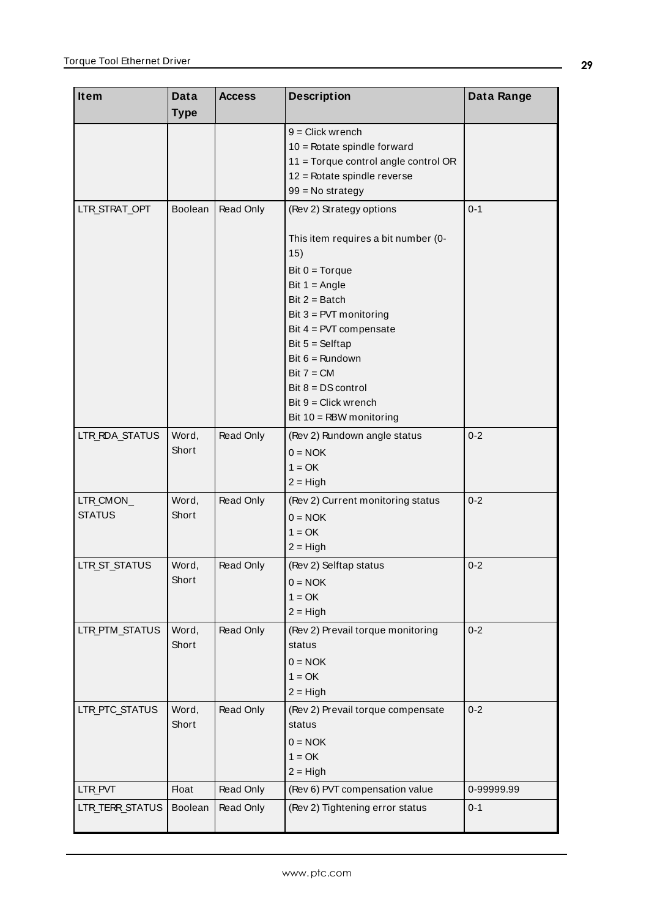| Item | Data Type | Access | Description | Data Range |
|---|---|---|---|---|
| | | | 9 = Click wrench<br>10 = Rotate spindle forward<br>11 = Torque control angle control OR<br>12 = Rotate spindle reverse<br>99 = No strategy | |
| LTR_STRAT_OPT | Boolean | Read Only | (Rev 2) Strategy options<br><br>This item requires a bit number (0-15)<br>Bit 0 = Torque<br>Bit 1 = Angle<br>Bit 2 = Batch<br>Bit 3 = PVT monitoring<br>Bit 4 = PVT compensate<br>Bit 5 = Selftap<br>Bit 6 = Rundown<br>Bit 7 = CM<br>Bit 8 = DS control<br>Bit 9 = Click wrench<br>Bit 10 = RBW monitoring | 0-1 |
| LTR_RDA_STATUS | Word, Short | Read Only | (Rev 2) Rundown angle status<br>0 = NOK<br>1 = OK<br>2 = High | 0-2 |
| LTR_CMON_STATUS | Word, Short | Read Only | (Rev 2) Current monitoring status<br>0 = NOK<br>1 = OK<br>2 = High | 0-2 |
| LTR_ST_STATUS | Word, Short | Read Only | (Rev 2) Selftap status<br>0 = NOK<br>1 = OK<br>2 = High | 0-2 |
| LTR_PTM_STATUS | Word, Short | Read Only | (Rev 2) Prevail torque monitoring status<br>0 = NOK<br>1 = OK<br>2 = High | 0-2 |
| LTR_PTC_STATUS | Word, Short | Read Only | (Rev 2) Prevail torque compensate status<br>0 = NOK<br>1 = OK<br>2 = High | 0-2 |
| LTR_PVT | Float | Read Only | (Rev 6) PVT compensation value | 0-99999.99 |
| LTR_TERR_STATUS | Boolean | Read Only | (Rev 2) Tightening error status | 0-1 |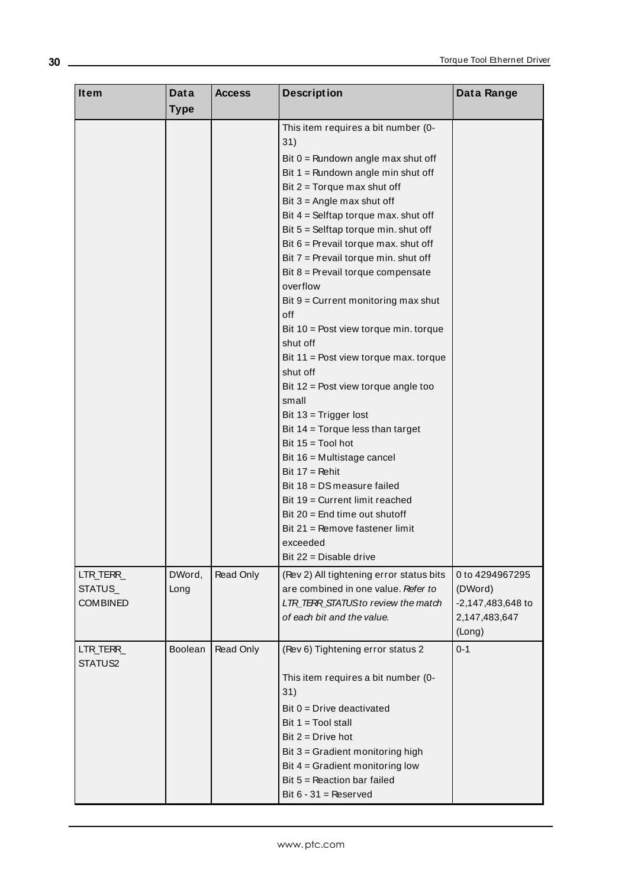| Item | Data Type | Access | Description | Data Range |
|---|---|---|---|---|
| | | | This item requires a bit number (0-31)<br>Bit 0 = Rundown angle max shut off<br>Bit 1 = Rundown angle min shut off<br>Bit 2 = Torque max shut off<br>Bit 3 = Angle max shut off<br>Bit 4 = Selftap torque max. shut off<br>Bit 5 = Selftap torque min. shut off<br>Bit 6 = Prevail torque max. shut off<br>Bit 7 = Prevail torque min. shut off<br>Bit 8 = Prevail torque compensate overflow<br>Bit 9 = Current monitoring max shut off<br>Bit 10 = Post view torque min. torque shut off<br>Bit 11 = Post view torque max. torque shut off<br>Bit 12 = Post view torque angle too small<br>Bit 13 = Trigger lost<br>Bit 14 = Torque less than target<br>Bit 15 = Tool hot<br>Bit 16 = Multistage cancel<br>Bit 17 = Rehit<br>Bit 18 = DS measure failed<br>Bit 19 = Current limit reached<br>Bit 20 = End time out shutoff<br>Bit 21 = Remove fastener limit exceeded<br>Bit 22 = Disable drive | |
| LTR_TERR_STATUS_COMBINED | DWord, Long | Read Only | (Rev 2) All tightening error status bits are combined in one value. *Refer to LTR_TERR_STATUS to review the match of each bit and the value.* | 0 to 4294967295 (DWord)<br>-2,147,483,648 to 2,147,483,647 (Long) |
| LTR_TERR_STATUS2 | Boolean | Read Only | (Rev 6) Tightening error status 2<br><br>This item requires a bit number (0-31)<br>Bit 0 = Drive deactivated<br>Bit 1 = Tool stall<br>Bit 2 = Drive hot<br>Bit 3 = Gradient monitoring high<br>Bit 4 = Gradient monitoring low<br>Bit 5 = Reaction bar failed<br>Bit 6 - 31 = Reserved | 0-1 |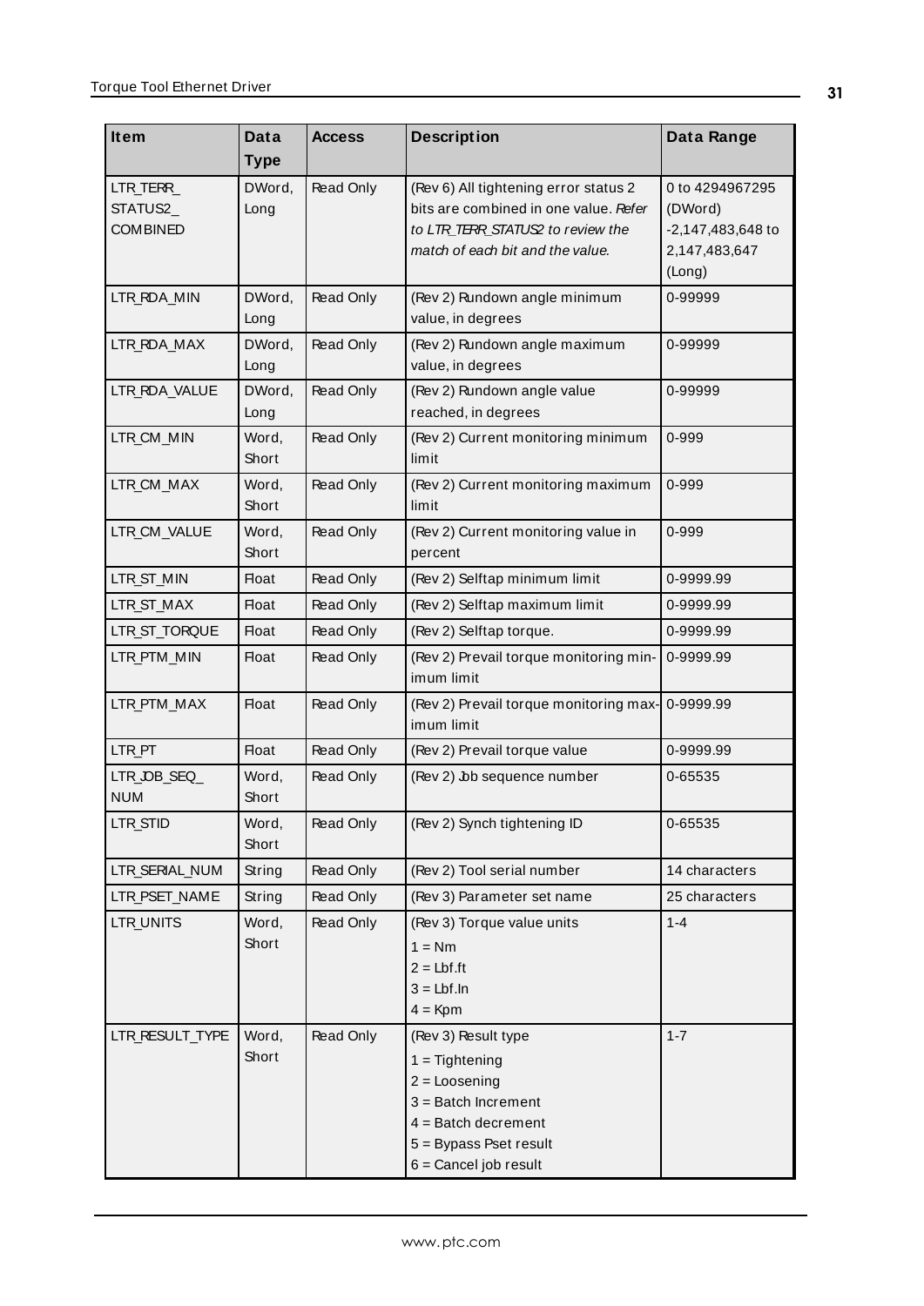| Item | Data Type | Access | Description | Data Range |
|---|---|---|---|---|
| LTR_TERR_STATUS2_COMBINED | DWord, Long | Read Only | (Rev 6) All tightening error status 2 bits are combined in one value. *Refer to LTR_TERR_STATUS2 to review the match of each bit and the value.* | 0 to 4294967295 (DWord) -2,147,483,648 to 2,147,483,647 (Long) |
| LTR_RDA_MIN | DWord, Long | Read Only | (Rev 2) Rundown angle minimum value, in degrees | 0-99999 |
| LTR_RDA_MAX | DWord, Long | Read Only | (Rev 2) Rundown angle maximum value, in degrees | 0-99999 |
| LTR_RDA_VALUE | DWord, Long | Read Only | (Rev 2) Rundown angle value reached, in degrees | 0-99999 |
| LTR_CM_MIN | Word, Short | Read Only | (Rev 2) Current monitoring minimum limit | 0-999 |
| LTR_CM_MAX | Word, Short | Read Only | (Rev 2) Current monitoring maximum limit | 0-999 |
| LTR_CM_VALUE | Word, Short | Read Only | (Rev 2) Current monitoring value in percent | 0-999 |
| LTR_ST_MIN | Float | Read Only | (Rev 2) Selftap minimum limit | 0-9999.99 |
| LTR_ST_MAX | Float | Read Only | (Rev 2) Selftap maximum limit | 0-9999.99 |
| LTR_ST_TORQUE | Float | Read Only | (Rev 2) Selftap torque. | 0-9999.99 |
| LTR_PTM_MIN | Float | Read Only | (Rev 2) Prevail torque monitoring minimum limit | 0-9999.99 |
| LTR_PTM_MAX | Float | Read Only | (Rev 2) Prevail torque monitoring maximum limit | 0-9999.99 |
| LTR_PT | Float | Read Only | (Rev 2) Prevail torque value | 0-9999.99 |
| LTR_JOB_SEQ_NUM | Word, Short | Read Only | (Rev 2) Job sequence number | 0-65535 |
| LTR_STID | Word, Short | Read Only | (Rev 2) Synch tightening ID | 0-65535 |
| LTR_SERIAL_NUM | String | Read Only | (Rev 2) Tool serial number | 14 characters |
| LTR_PSET_NAME | String | Read Only | (Rev 3) Parameter set name | 25 characters |
| LTR_UNITS | Word, Short | Read Only | (Rev 3) Torque value units<br>1 = Nm<br>2 = Lbf.ft<br>3 = Lbf.In<br>4 = Kpm | 1-4 |
| LTR_RESULT_TYPE | Word, Short | Read Only | (Rev 3) Result type<br>1 = Tightening<br>2 = Loosening<br>3 = Batch Increment<br>4 = Batch decrement<br>5 = Bypass Pset result<br>6 = Cancel job result | 1-7 |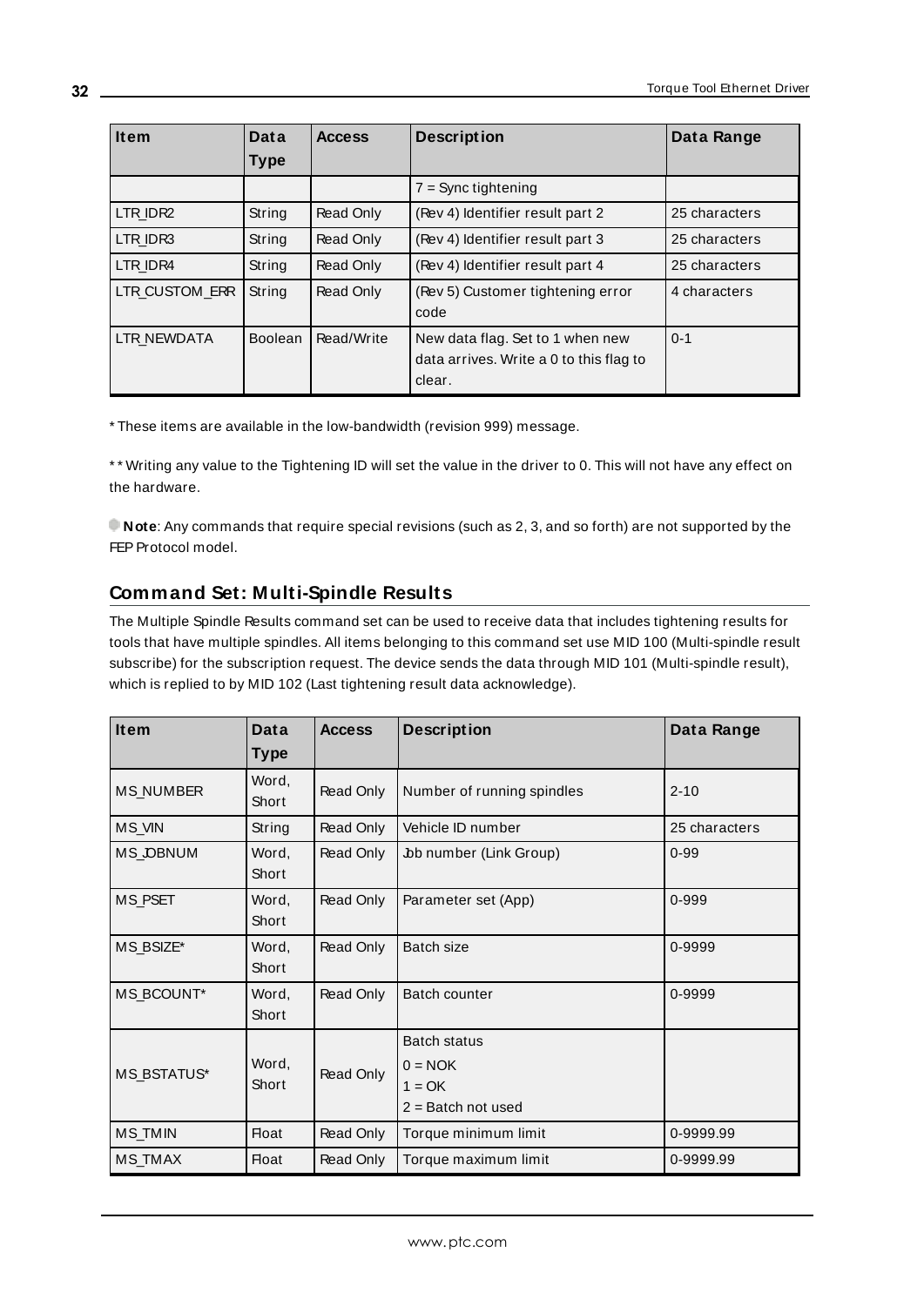| Item | Data Type | Access | Description | Data Range |
|---|---|---|---|---|
| | | | 7 = Sync tightening | |
| LTR_IDR2 | String | Read Only | (Rev 4) Identifier result part 2 | 25 characters |
| LTR_IDR3 | String | Read Only | (Rev 4) Identifier result part 3 | 25 characters |
| LTR_IDR4 | String | Read Only | (Rev 4) Identifier result part 4 | 25 characters |
| LTR_CUSTOM_ERR | String | Read Only | (Rev 5) Customer tightening error code | 4 characters |
| LTR_NEWDATA | Boolean | Read/Write | New data flag. Set to 1 when new data arrives. Write a 0 to this flag to clear. | 0-1 |

* These items are available in the low-bandwidth (revision 999) message.

** Writing any value to the Tightening ID will set the value in the driver to 0. This will not have any effect on the hardware.

**Note**: Any commands that require special revisions (such as 2, 3, and so forth) are not supported by the FEP Protocol model.

## Command Set: Multi-Spindle Results

The Multiple Spindle Results command set can be used to receive data that includes tightening results for tools that have multiple spindles. All items belonging to this command set use MID 100 (Multi-spindle result subscribe) for the subscription request. The device sends the data through MID 101 (Multi-spindle result), which is replied to by MID 102 (Last tightening result data acknowledge).

| Item | Data Type | Access | Description | Data Range |
|---|---|---|---|---|
| MS_NUMBER | Word, Short | Read Only | Number of running spindles | 2-10 |
| MS_VIN | String | Read Only | Vehicle ID number | 25 characters |
| MS_JOBNUM | Word, Short | Read Only | Job number (Link Group) | 0-99 |
| MS_PSET | Word, Short | Read Only | Parameter set (App) | 0-999 |
| MS_BSIZE* | Word, Short | Read Only | Batch size | 0-9999 |
| MS_BCOUNT* | Word, Short | Read Only | Batch counter | 0-9999 |
| MS_BSTATUS* | Word, Short | Read Only | Batch status<br>0 = NOK<br>1 = OK<br>2 = Batch not used | |
| MS_TMIN | Float | Read Only | Torque minimum limit | 0-9999.99 |
| MS_TMAX | Float | Read Only | Torque maximum limit | 0-9999.99 |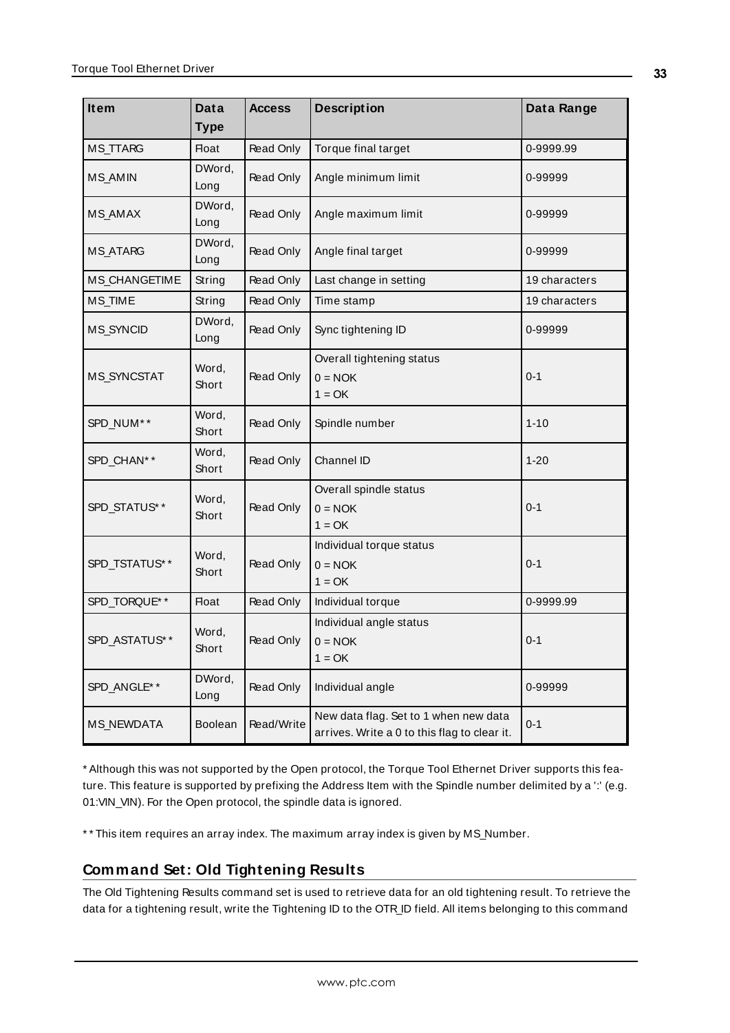| Item | Data Type | Access | Description | Data Range |
|---|---|---|---|---|
| MS_TTARG | Float | Read Only | Torque final target | 0-9999.99 |
| MS_AMIN | DWord, Long | Read Only | Angle minimum limit | 0-99999 |
| MS_AMAX | DWord, Long | Read Only | Angle maximum limit | 0-99999 |
| MS_ATARG | DWord, Long | Read Only | Angle final target | 0-99999 |
| MS_CHANGETIME | String | Read Only | Last change in setting | 19 characters |
| MS_TIME | String | Read Only | Time stamp | 19 characters |
| MS_SYNCID | DWord, Long | Read Only | Sync tightening ID | 0-99999 |
| MS_SYNCSTAT | Word, Short | Read Only | Overall tightening status<br>0 = NOK<br>1 = OK | 0-1 |
| SPD_NUM** | Word, Short | Read Only | Spindle number | 1-10 |
| SPD_CHAN** | Word, Short | Read Only | Channel ID | 1-20 |
| SPD_STATUS** | Word, Short | Read Only | Overall spindle status<br>0 = NOK<br>1 = OK | 0-1 |
| SPD_TSTATUS** | Word, Short | Read Only | Individual torque status<br>0 = NOK<br>1 = OK | 0-1 |
| SPD_TORQUE** | Float | Read Only | Individual torque | 0-9999.99 |
| SPD_ASTATUS** | Word, Short | Read Only | Individual angle status<br>0 = NOK<br>1 = OK | 0-1 |
| SPD_ANGLE** | DWord, Long | Read Only | Individual angle | 0-99999 |
| MS_NEWDATA | Boolean | Read/Write | New data flag. Set to 1 when new data arrives. Write a 0 to this flag to clear it. | 0-1 |

* Although this was not supported by the Open protocol, the Torque Tool Ethernet Driver supports this feature. This feature is supported by prefixing the Address Item with the Spindle number delimited by a ':' (e.g. 01:VIN_VIN). For the Open protocol, the spindle data is ignored.

** This item requires an array index. The maximum array index is given by MS_Number.

## Command Set: Old Tightening Results

The Old Tightening Results command set is used to retrieve data for an old tightening result. To retrieve the data for a tightening result, write the Tightening ID to the OTR_ID field. All items belonging to this command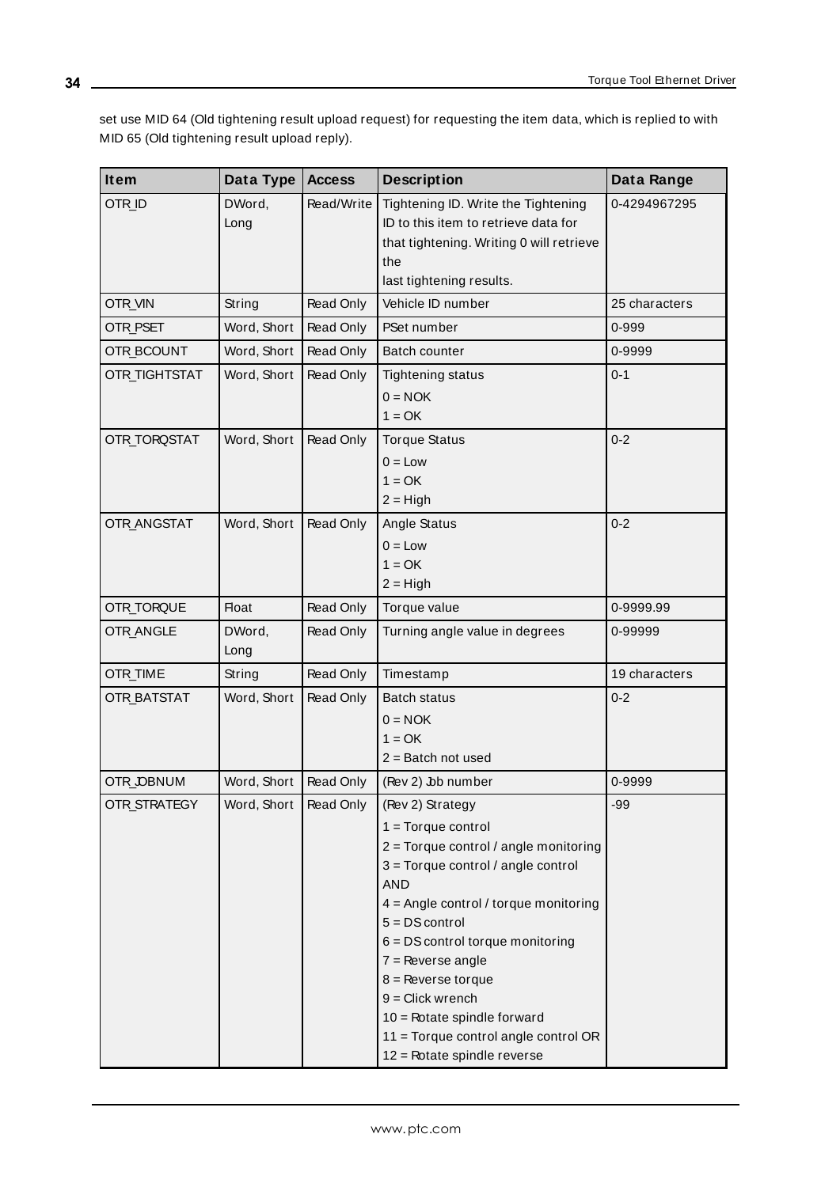set use MID 64 (Old tightening result upload request) for requesting the item data, which is replied to with MID 65 (Old tightening result upload reply).

| Item | Data Type | Access | Description | Data Range |
|---|---|---|---|---|
| OTR_ID | DWord, Long | Read/Write | Tightening ID. Write the Tightening ID to this item to retrieve data for that tightening. Writing 0 will retrieve the last tightening results. | 0-4294967295 |
| OTR_VIN | String | Read Only | Vehicle ID number | 25 characters |
| OTR_PSET | Word, Short | Read Only | PSet number | 0-999 |
| OTR_BCOUNT | Word, Short | Read Only | Batch counter | 0-9999 |
| OTR_TIGHTSTAT | Word, Short | Read Only | Tightening status<br>0 = NOK<br>1 = OK | 0-1 |
| OTR_TORQSTAT | Word, Short | Read Only | Torque Status<br>0 = Low<br>1 = OK<br>2 = High | 0-2 |
| OTR_ANGSTAT | Word, Short | Read Only | Angle Status<br>0 = Low<br>1 = OK<br>2 = High | 0-2 |
| OTR_TORQUE | Float | Read Only | Torque value | 0-9999.99 |
| OTR_ANGLE | DWord, Long | Read Only | Turning angle value in degrees | 0-99999 |
| OTR_TIME | String | Read Only | Timestamp | 19 characters |
| OTR_BATSTAT | Word, Short | Read Only | Batch status<br>0 = NOK<br>1 = OK<br>2 = Batch not used | 0-2 |
| OTR_JOBNUM | Word, Short | Read Only | (Rev 2) Job number | 0-9999 |
| OTR_STRATEGY | Word, Short | Read Only | (Rev 2) Strategy<br>1 = Torque control<br>2 = Torque control / angle monitoring<br>3 = Torque control / angle control AND<br>4 = Angle control / torque monitoring<br>5 = DS control<br>6 = DS control torque monitoring<br>7 = Reverse angle<br>8 = Reverse torque<br>9 = Click wrench<br>10 = Rotate spindle forward<br>11 = Torque control angle control OR<br>12 = Rotate spindle reverse | -99 |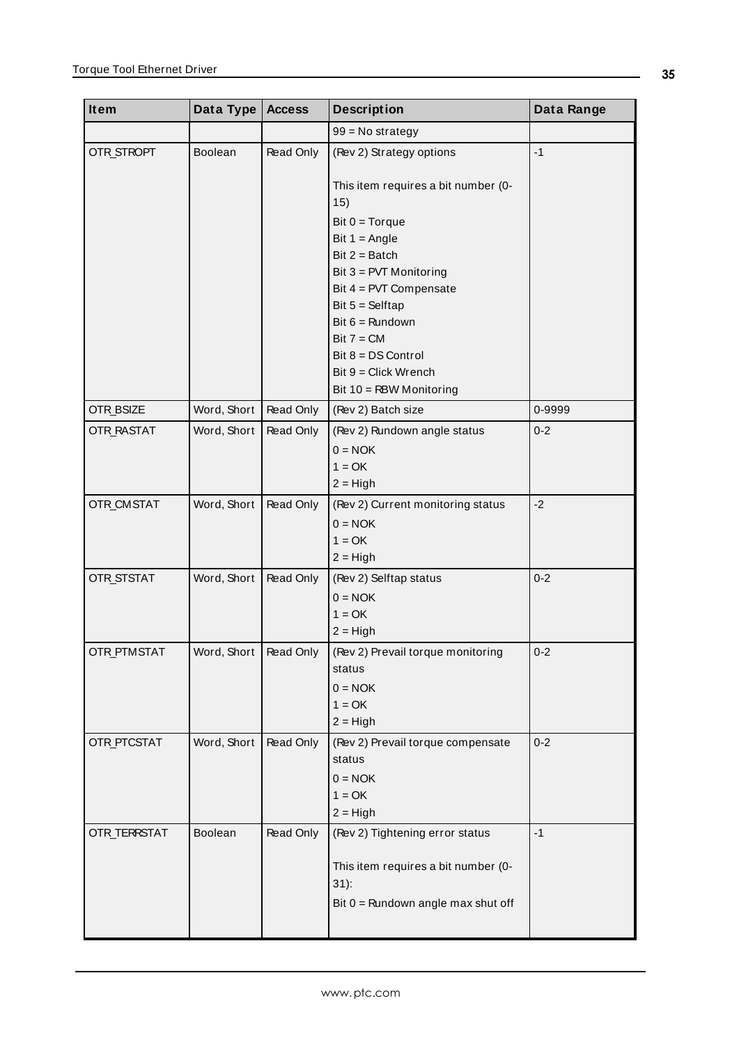| Item | Data Type | Access | Description | Data Range |
|---|---|---|---|---|
| | | | 99 = No strategy | |
| OTR_STROPT | Boolean | Read Only | (Rev 2) Strategy options<br><br>This item requires a bit number (0-15)<br>Bit 0 = Torque<br>Bit 1 = Angle<br>Bit 2 = Batch<br>Bit 3 = PVT Monitoring<br>Bit 4 = PVT Compensate<br>Bit 5 = Selftap<br>Bit 6 = Rundown<br>Bit 7 = CM<br>Bit 8 = DS Control<br>Bit 9 = Click Wrench<br>Bit 10 = RBW Monitoring | -1 |
| OTR_BSIZE | Word, Short | Read Only | (Rev 2) Batch size | 0-9999 |
| OTR_RASTAT | Word, Short | Read Only | (Rev 2) Rundown angle status<br>0 = NOK<br>1 = OK<br>2 = High | 0-2 |
| OTR_CMSTAT | Word, Short | Read Only | (Rev 2) Current monitoring status<br>0 = NOK<br>1 = OK<br>2 = High | -2 |
| OTR_STSTAT | Word, Short | Read Only | (Rev 2) Selftap status<br>0 = NOK<br>1 = OK<br>2 = High | 0-2 |
| OTR_PTMSTAT | Word, Short | Read Only | (Rev 2) Prevail torque monitoring status<br>0 = NOK<br>1 = OK<br>2 = High | 0-2 |
| OTR_PTCSTAT | Word, Short | Read Only | (Rev 2) Prevail torque compensate status<br>0 = NOK<br>1 = OK<br>2 = High | 0-2 |
| OTR_TERRSTAT | Boolean | Read Only | (Rev 2) Tightening error status<br><br>This item requires a bit number (0-31):<br>Bit 0 = Rundown angle max shut off | -1 |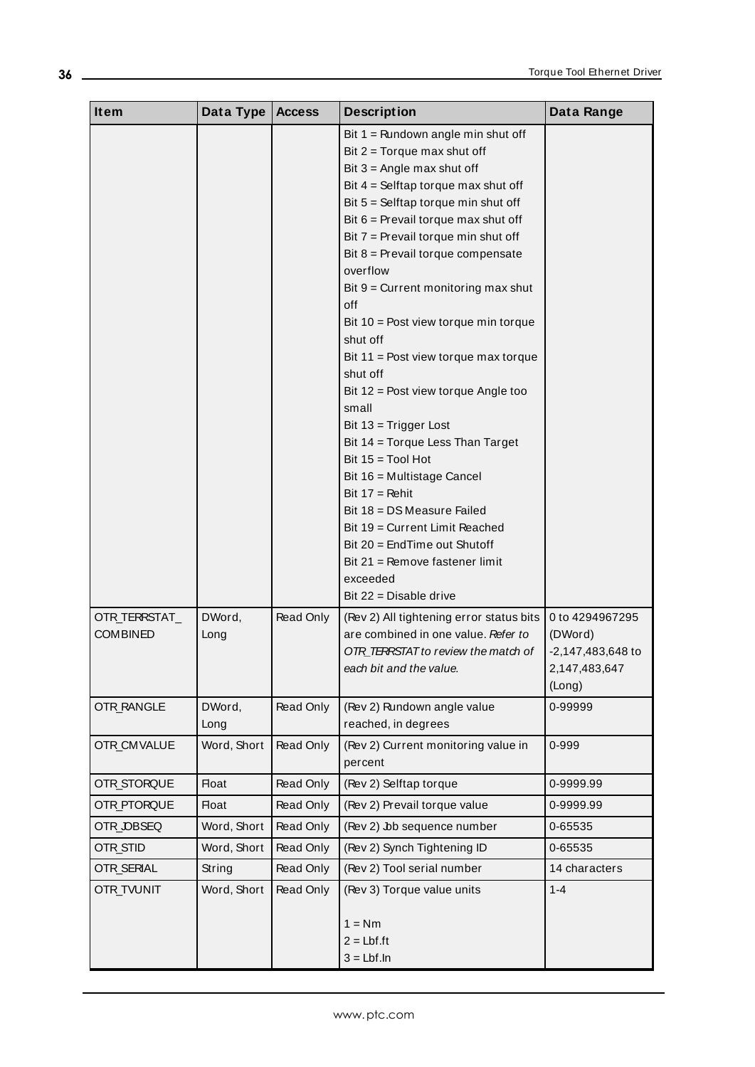| Item | Data Type | Access | Description | Data Range |
|---|---|---|---|---|
| | | | Bit 1 = Rundown angle min shut off<br>Bit 2 = Torque max shut off<br>Bit 3 = Angle max shut off<br>Bit 4 = Selftap torque max shut off<br>Bit 5 = Selftap torque min shut off<br>Bit 6 = Prevail torque max shut off<br>Bit 7 = Prevail torque min shut off<br>Bit 8 = Prevail torque compensate overflow<br>Bit 9 = Current monitoring max shut off<br>Bit 10 = Post view torque min torque shut off<br>Bit 11 = Post view torque max torque shut off<br>Bit 12 = Post view torque Angle too small<br>Bit 13 = Trigger Lost<br>Bit 14 = Torque Less Than Target<br>Bit 15 = Tool Hot<br>Bit 16 = Multistage Cancel<br>Bit 17 = Rehit<br>Bit 18 = DS Measure Failed<br>Bit 19 = Current Limit Reached<br>Bit 20 = EndTime out Shutoff<br>Bit 21 = Remove fastener limit exceeded<br>Bit 22 = Disable drive | |
| OTR_TERRSTAT_COMBINED | DWord, Long | Read Only | (Rev 2) All tightening error status bits are combined in one value. *Refer to OTR_TERRSTAT to review the match of each bit and the value.* | 0 to 4294967295 (DWord)<br>-2,147,483,648 to 2,147,483,647 (Long) |
| OTR_RANGLE | DWord, Long | Read Only | (Rev 2) Rundown angle value reached, in degrees | 0-99999 |
| OTR_CMVALUE | Word, Short | Read Only | (Rev 2) Current monitoring value in percent | 0-999 |
| OTR_STORQUE | Float | Read Only | (Rev 2) Selftap torque | 0-9999.99 |
| OTR_PTORQUE | Float | Read Only | (Rev 2) Prevail torque value | 0-9999.99 |
| OTR_JOBSEQ | Word, Short | Read Only | (Rev 2) Job sequence number | 0-65535 |
| OTR_STID | Word, Short | Read Only | (Rev 2) Synch Tightening ID | 0-65535 |
| OTR_SERIAL | String | Read Only | (Rev 2) Tool serial number | 14 characters |
| OTR_TVUNIT | Word, Short | Read Only | (Rev 3) Torque value units<br><br>1 = Nm<br>2 = Lbf.ft<br>3 = Lbf.In | 1-4 |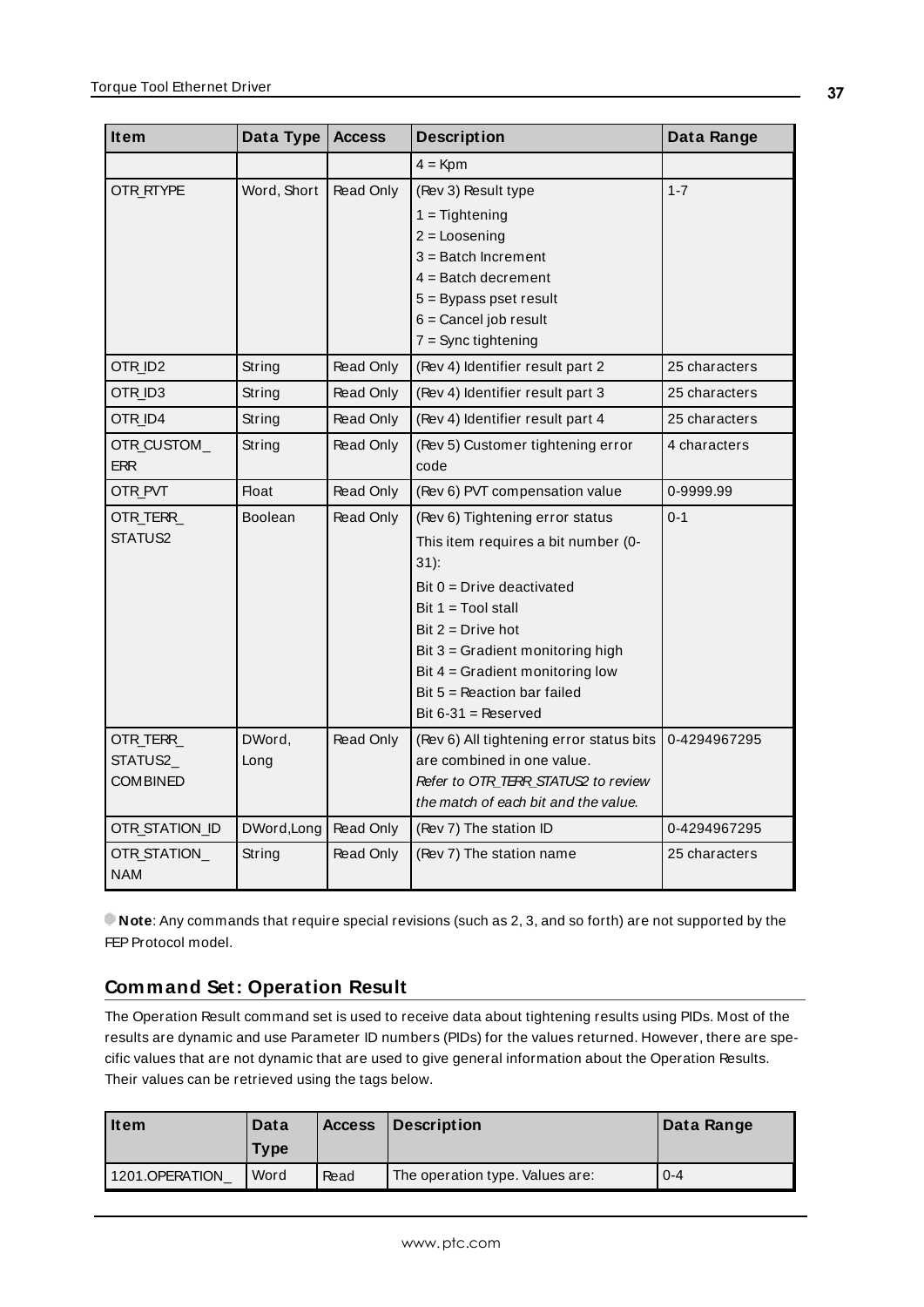| Item | Data Type | Access | Description | Data Range |
|---|---|---|---|---|
| | | | 4 = Kpm | |
| OTR_RTYPE | Word, Short | Read Only | (Rev 3) Result type<br>1 = Tightening<br>2 = Loosening<br>3 = Batch Increment<br>4 = Batch decrement<br>5 = Bypass pset result<br>6 = Cancel job result<br>7 = Sync tightening | 1-7 |
| OTR_ID2 | String | Read Only | (Rev 4) Identifier result part 2 | 25 characters |
| OTR_ID3 | String | Read Only | (Rev 4) Identifier result part 3 | 25 characters |
| OTR_ID4 | String | Read Only | (Rev 4) Identifier result part 4 | 25 characters |
| OTR_CUSTOM_ERR | String | Read Only | (Rev 5) Customer tightening error code | 4 characters |
| OTR_PVT | Float | Read Only | (Rev 6) PVT compensation value | 0-9999.99 |
| OTR_TERR_STATUS2 | Boolean | Read Only | (Rev 6) Tightening error status<br>This item requires a bit number (0-31):<br>Bit 0 = Drive deactivated<br>Bit 1 = Tool stall<br>Bit 2 = Drive hot<br>Bit 3 = Gradient monitoring high<br>Bit 4 = Gradient monitoring low<br>Bit 5 = Reaction bar failed<br>Bit 6-31 = Reserved | 0-1 |
| OTR_TERR_STATUS2_COMBINED | DWord, Long | Read Only | (Rev 6) All tightening error status bits are combined in one value.<br>*Refer to OTR_TERR_STATUS2 to review the match of each bit and the value.* | 0-4294967295 |
| OTR_STATION_ID | DWord,Long | Read Only | (Rev 7) The station ID | 0-4294967295 |
| OTR_STATION_NAM | String | Read Only | (Rev 7) The station name | 25 characters |

**Note**: Any commands that require special revisions (such as 2, 3, and so forth) are not supported by the FEP Protocol model.

## Command Set: Operation Result

The Operation Result command set is used to receive data about tightening results using PIDs. Most of the results are dynamic and use Parameter ID numbers (PIDs) for the values returned. However, there are specific values that are not dynamic that are used to give general information about the Operation Results. Their values can be retrieved using the tags below.

| Item | Data Type | Access | Description | Data Range |
|---|---|---|---|---|
| 1201.OPERATION_ | Word | Read | The operation type. Values are: | 0-4 |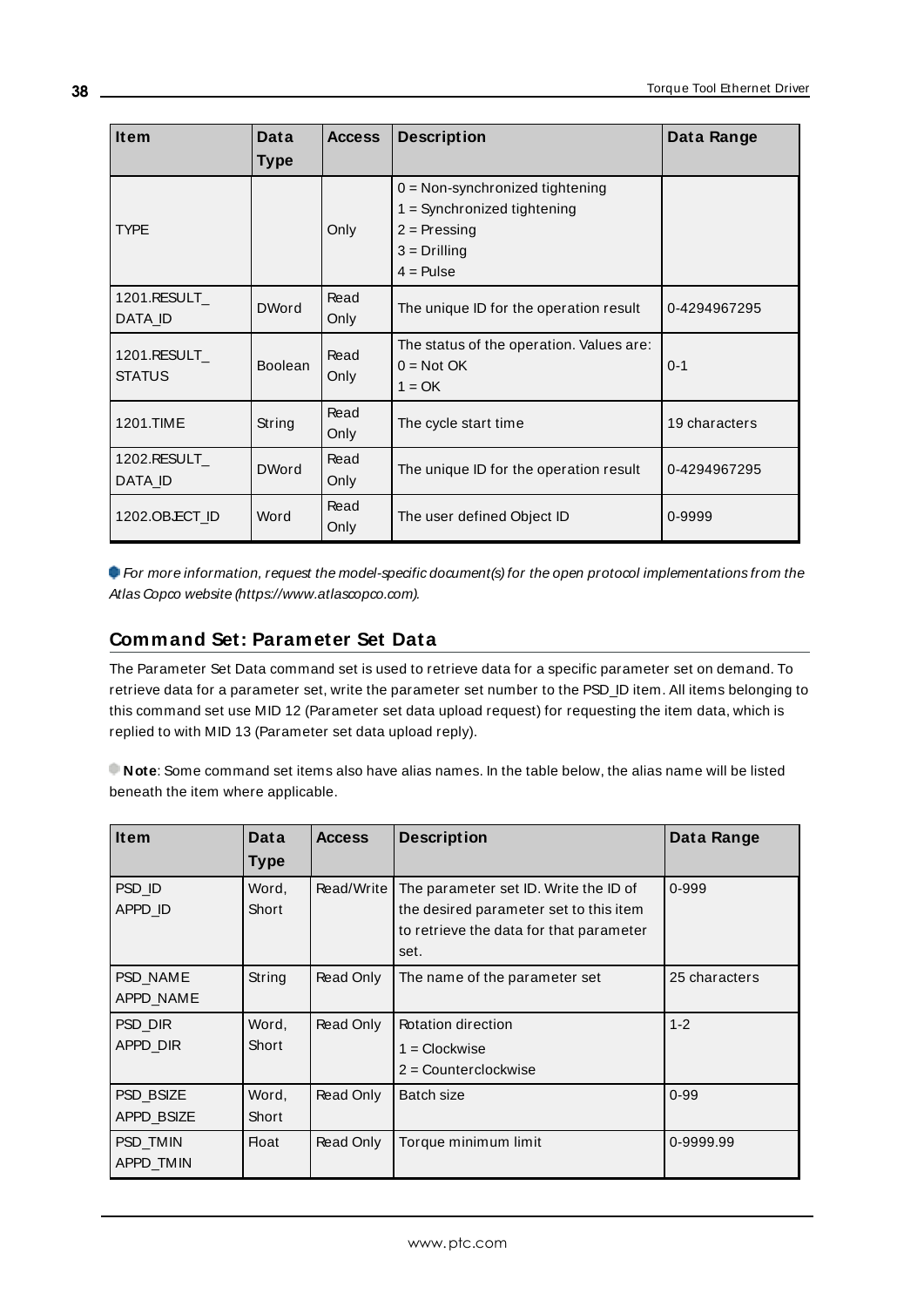| Item | Data Type | Access | Description | Data Range |
|---|---|---|---|---|
| TYPE | | Only | 0 = Non-synchronized tightening<br>1 = Synchronized tightening<br>2 = Pressing<br>3 = Drilling<br>4 = Pulse | |
| 1201.RESULT_DATA_ID | DWord | Read Only | The unique ID for the operation result | 0-4294967295 |
| 1201.RESULT_STATUS | Boolean | Read Only | The status of the operation. Values are:<br>0 = Not OK<br>1 = OK | 0-1 |
| 1201.TIME | String | Read Only | The cycle start time | 19 characters |
| 1202.RESULT_DATA_ID | DWord | Read Only | The unique ID for the operation result | 0-4294967295 |
| 1202.OBJECT_ID | Word | Read Only | The user defined Object ID | 0-9999 |

*For more information, request the model-specific document(s) for the open protocol implementations from the Atlas Copco website (https://www.atlascopco.com).*

## Command Set: Parameter Set Data

The Parameter Set Data command set is used to retrieve data for a specific parameter set on demand. To retrieve data for a parameter set, write the parameter set number to the PSD_ID item. All items belonging to this command set use MID 12 (Parameter set data upload request) for requesting the item data, which is replied to with MID 13 (Parameter set data upload reply).

**Note**: Some command set items also have alias names. In the table below, the alias name will be listed beneath the item where applicable.

| Item | Data Type | Access | Description | Data Range |
|---|---|---|---|---|
| PSD_ID<br>APPD_ID | Word, Short | Read/Write | The parameter set ID. Write the ID of the desired parameter set to this item to retrieve the data for that parameter set. | 0-999 |
| PSD_NAME<br>APPD_NAME | String | Read Only | The name of the parameter set | 25 characters |
| PSD_DIR<br>APPD_DIR | Word, Short | Read Only | Rotation direction<br>1 = Clockwise<br>2 = Counterclockwise | 1-2 |
| PSD_BSIZE<br>APPD_BSIZE | Word, Short | Read Only | Batch size | 0-99 |
| PSD_TMIN<br>APPD_TMIN | Float | Read Only | Torque minimum limit | 0-9999.99 |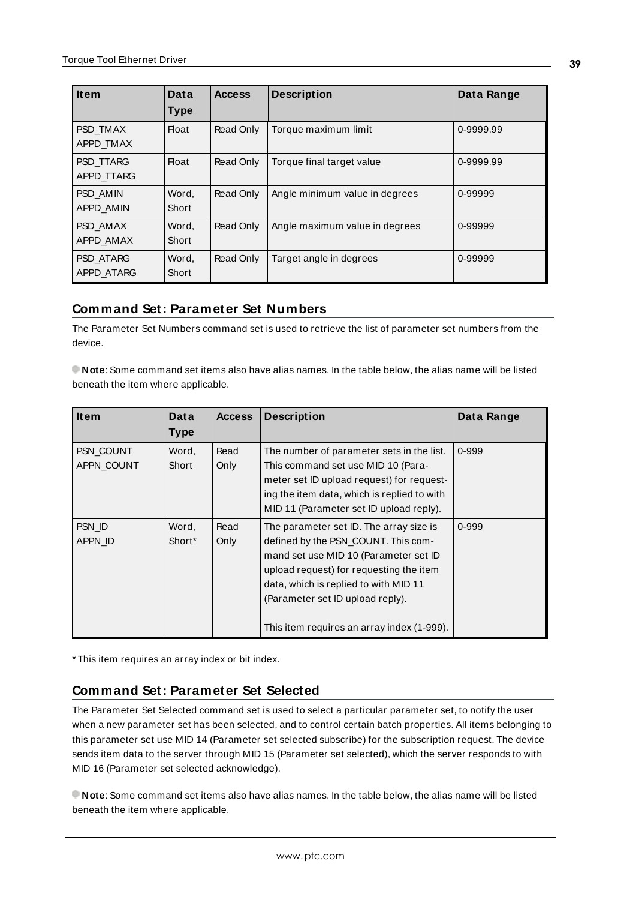| Item | Data Type | Access | Description | Data Range |
|---|---|---|---|---|
| PSD_TMAX<br>APPD_TMAX | Float | Read Only | Torque maximum limit | 0-9999.99 |
| PSD_TTARG<br>APPD_TTARG | Float | Read Only | Torque final target value | 0-9999.99 |
| PSD_AMIN<br>APPD_AMIN | Word, Short | Read Only | Angle minimum value in degrees | 0-99999 |
| PSD_AMAX<br>APPD_AMAX | Word, Short | Read Only | Angle maximum value in degrees | 0-99999 |
| PSD_ATARG<br>APPD_ATARG | Word, Short | Read Only | Target angle in degrees | 0-99999 |

## Command Set: Parameter Set Numbers

The Parameter Set Numbers command set is used to retrieve the list of parameter set numbers from the device.

**Note**: Some command set items also have alias names. In the table below, the alias name will be listed beneath the item where applicable.

| Item | Data Type | Access | Description | Data Range |
|---|---|---|---|---|
| PSN_COUNT<br>APPN_COUNT | Word, Short | Read Only | The number of parameter sets in the list. This command set use MID 10 (Parameter set ID upload request) for requesting the item data, which is replied to with MID 11 (Parameter set ID upload reply). | 0-999 |
| PSN_ID<br>APPN_ID | Word, Short* | Read Only | The parameter set ID. The array size is defined by the PSN_COUNT. This command set use MID 10 (Parameter set ID upload request) for requesting the item data, which is replied to with MID 11 (Parameter set ID upload reply).<br><br>This item requires an array index (1-999). | 0-999 |

* This item requires an array index or bit index.

## Command Set: Parameter Set Selected

The Parameter Set Selected command set is used to select a particular parameter set, to notify the user when a new parameter set has been selected, and to control certain batch properties. All items belonging to this parameter set use MID 14 (Parameter set selected subscribe) for the subscription request. The device sends item data to the server through MID 15 (Parameter set selected), which the server responds to with MID 16 (Parameter set selected acknowledge).

**Note**: Some command set items also have alias names. In the table below, the alias name will be listed beneath the item where applicable.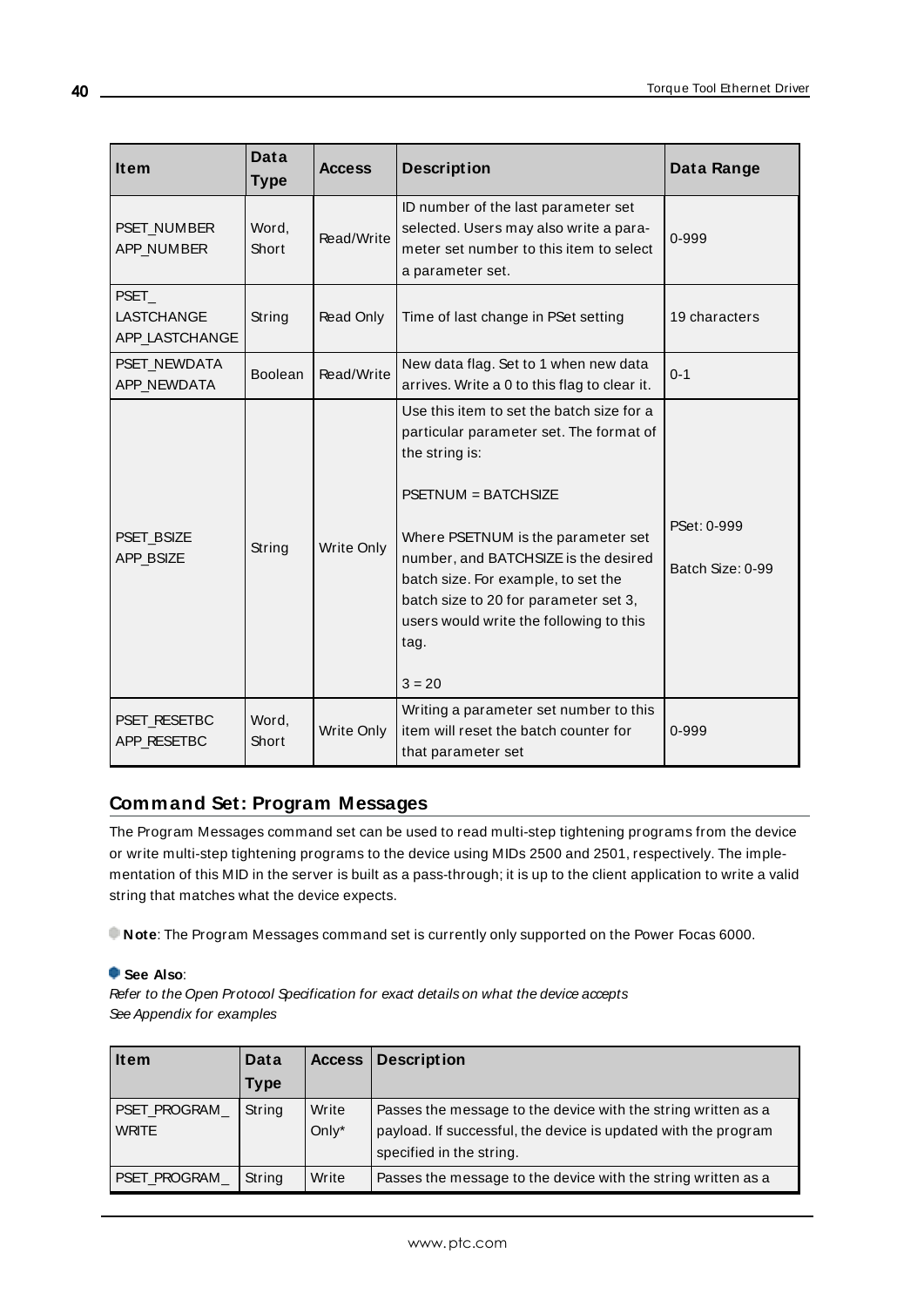| Item | Data Type | Access | Description | Data Range |
|---|---|---|---|---|
| PSET_NUMBER APP_NUMBER | Word, Short | Read/Write | ID number of the last parameter set selected. Users may also write a parameter set number to this item to select a parameter set. | 0-999 |
| PSET_ LASTCHANGE APP_LASTCHANGE | String | Read Only | Time of last change in PSet setting | 19 characters |
| PSET_NEWDATA APP_NEWDATA | Boolean | Read/Write | New data flag. Set to 1 when new data arrives. Write a 0 to this flag to clear it. | 0-1 |
| PSET_BSIZE APP_BSIZE | String | Write Only | Use this item to set the batch size for a particular parameter set. The format of the string is:<br><br>PSETNUM = BATCHSIZE<br><br>Where PSETNUM is the parameter set number, and BATCHSIZE is the desired batch size. For example, to set the batch size to 20 for parameter set 3, users would write the following to this tag.<br><br>3 = 20 | PSet: 0-999<br><br>Batch Size: 0-99 |
| PSET_RESETBC APP_RESETBC | Word, Short | Write Only | Writing a parameter set number to this item will reset the batch counter for that parameter set | 0-999 |

## Command Set: Program Messages

The Program Messages command set can be used to read multi-step tightening programs from the device or write multi-step tightening programs to the device using MIDs 2500 and 2501, respectively. The implementation of this MID in the server is built as a pass-through; it is up to the client application to write a valid string that matches what the device expects.

**Note**: The Program Messages command set is currently only supported on the Power Focas 6000.

**See Also**:
*Refer to the Open Protocol Specification for exact details on what the device accepts*
*See Appendix for examples*

| Item | Data Type | Access | Description |
|---|---|---|---|
| PSET_PROGRAM_ WRITE | String | Write Only* | Passes the message to the device with the string written as a payload. If successful, the device is updated with the program specified in the string. |
| PSET_PROGRAM_ | String | Write | Passes the message to the device with the string written as a |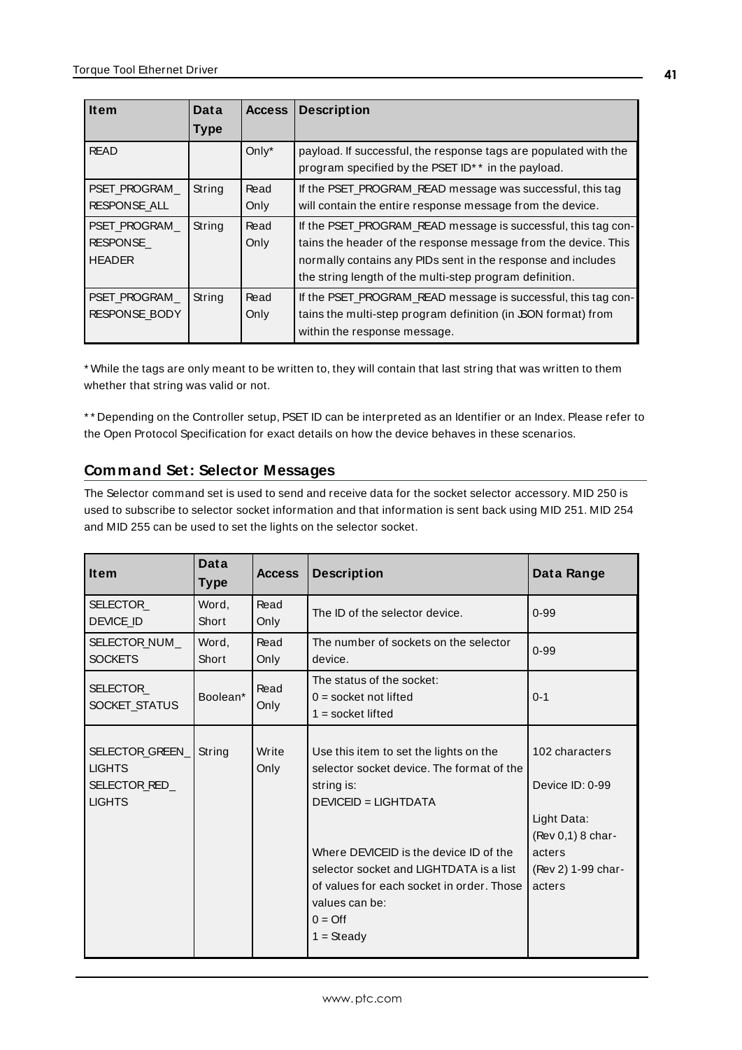| Item | Data Type | Access | Description |
|---|---|---|---|
| READ | | Only* | payload. If successful, the response tags are populated with the program specified by the PSET ID** in the payload. |
| PSET_PROGRAM_RESPONSE_ALL | String | Read Only | If the PSET_PROGRAM_READ message was successful, this tag will contain the entire response message from the device. |
| PSET_PROGRAM_RESPONSE_HEADER | String | Read Only | If the PSET_PROGRAM_READ message is successful, this tag contains the header of the response message from the device. This normally contains any PIDs sent in the response and includes the string length of the multi-step program definition. |
| PSET_PROGRAM_RESPONSE_BODY | String | Read Only | If the PSET_PROGRAM_READ message is successful, this tag contains the multi-step program definition (in JSON format) from within the response message. |

* While the tags are only meant to be written to, they will contain that last string that was written to them whether that string was valid or not.

** Depending on the Controller setup, PSET ID can be interpreted as an Identifier or an Index. Please refer to the Open Protocol Specification for exact details on how the device behaves in these scenarios.

## Command Set: Selector Messages

The Selector command set is used to send and receive data for the socket selector accessory. MID 250 is used to subscribe to selector socket information and that information is sent back using MID 251. MID 254 and MID 255 can be used to set the lights on the selector socket.

| Item | Data Type | Access | Description | Data Range |
|---|---|---|---|---|
| SELECTOR_DEVICE_ID | Word, Short | Read Only | The ID of the selector device. | 0-99 |
| SELECTOR_NUM_SOCKETS | Word, Short | Read Only | The number of sockets on the selector device. | 0-99 |
| SELECTOR_SOCKET_STATUS | Boolean* | Read Only | The status of the socket:<br>0 = socket not lifted<br>1 = socket lifted | 0-1 |
| SELECTOR_GREEN_LIGHTS<br>SELECTOR_RED_LIGHTS | String | Write Only | Use this item to set the lights on the selector socket device. The format of the string is:<br>DEVICEID = LIGHTDATA<br><br>Where DEVICEID is the device ID of the selector socket and LIGHTDATA is a list of values for each socket in order. Those values can be:<br>0 = Off<br>1 = Steady | 102 characters<br><br>Device ID: 0-99<br><br>Light Data:<br>(Rev 0,1) 8 characters<br>(Rev 2) 1-99 characters |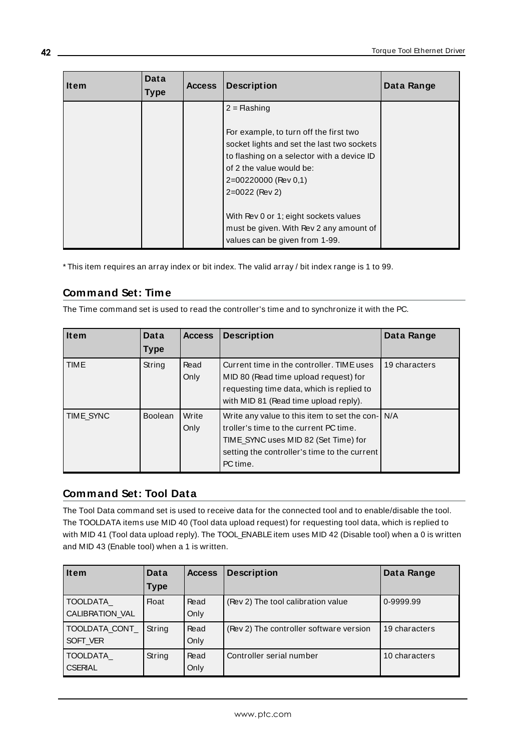| Item | Data Type | Access | Description | Data Range |
|---|---|---|---|---|
| | | | 2 = Flashing<br><br>For example, to turn off the first two socket lights and set the last two sockets to flashing on a selector with a device ID of 2 the value would be:<br>2=00220000 (Rev 0,1)<br>2=0022 (Rev 2)<br><br>With Rev 0 or 1; eight sockets values must be given. With Rev 2 any amount of values can be given from 1-99. | |

* This item requires an array index or bit index. The valid array / bit index range is 1 to 99.

## Command Set: Time

The Time command set is used to read the controller's time and to synchronize it with the PC.

| Item | Data Type | Access | Description | Data Range |
|---|---|---|---|---|
| TIME | String | Read Only | Current time in the controller. TIME uses MID 80 (Read time upload request) for requesting time data, which is replied to with MID 81 (Read time upload reply). | 19 characters |
| TIME_SYNC | Boolean | Write Only | Write any value to this item to set the controller's time to the current PC time. TIME_SYNC uses MID 82 (Set Time) for setting the controller's time to the current PC time. | N/A |

## Command Set: Tool Data

The Tool Data command set is used to receive data for the connected tool and to enable/disable the tool. The TOOLDATA items use MID 40 (Tool data upload request) for requesting tool data, which is replied to with MID 41 (Tool data upload reply). The TOOL_ENABLE item uses MID 42 (Disable tool) when a 0 is written and MID 43 (Enable tool) when a 1 is written.

| Item | Data Type | Access | Description | Data Range |
|---|---|---|---|---|
| TOOLDATA_CALIBRATION_VAL | Float | Read Only | (Rev 2) The tool calibration value | 0-9999.99 |
| TOOLDATA_CONT_SOFT_VER | String | Read Only | (Rev 2) The controller software version | 19 characters |
| TOOLDATA_CSERIAL | String | Read Only | Controller serial number | 10 characters |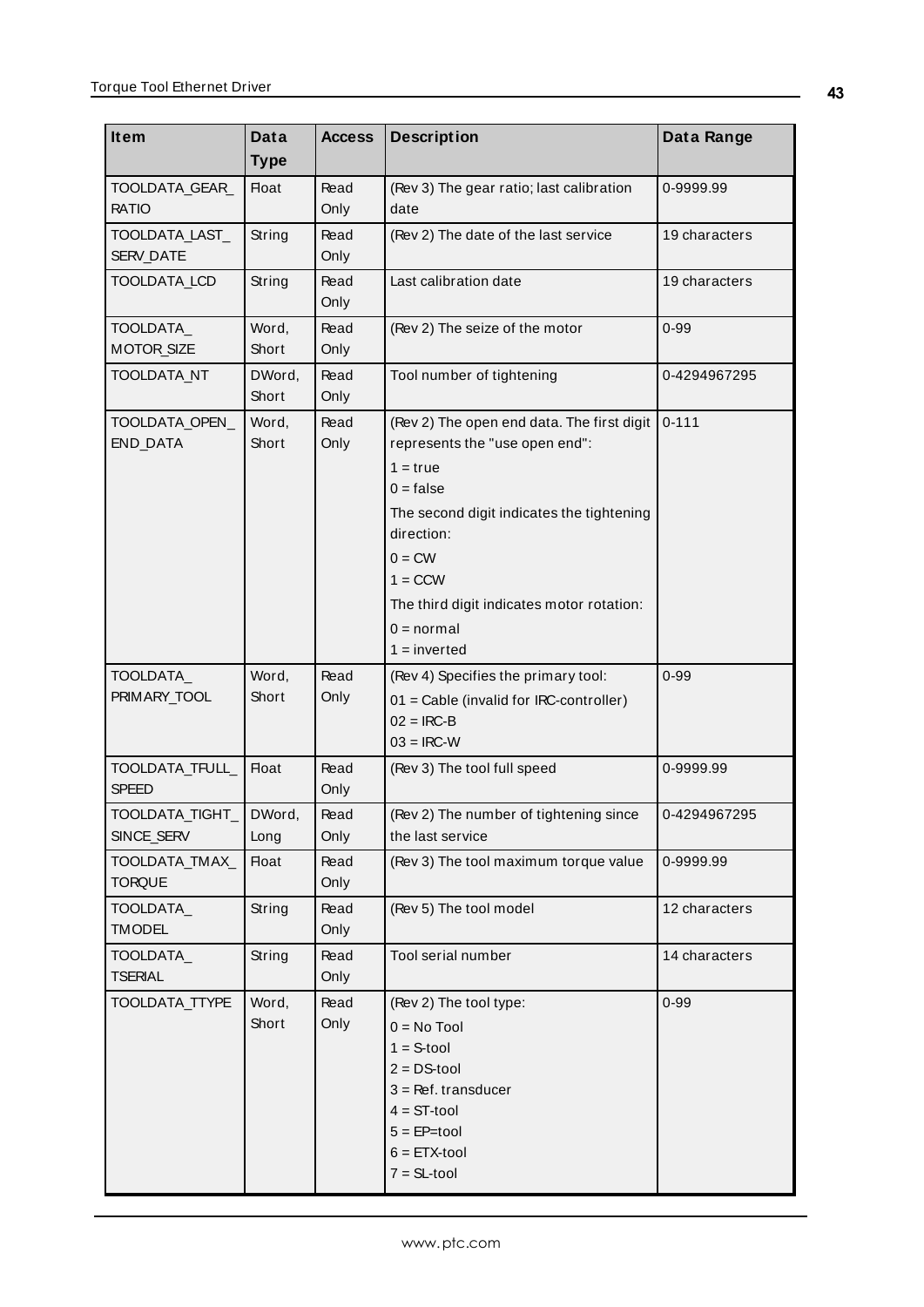| Item | Data Type | Access | Description | Data Range |
|---|---|---|---|---|
| TOOLDATA_GEAR_RATIO | Float | Read Only | (Rev 3) The gear ratio; last calibration date | 0-9999.99 |
| TOOLDATA_LAST_SERV_DATE | String | Read Only | (Rev 2) The date of the last service | 19 characters |
| TOOLDATA_LCD | String | Read Only | Last calibration date | 19 characters |
| TOOLDATA_MOTOR_SIZE | Word, Short | Read Only | (Rev 2) The seize of the motor | 0-99 |
| TOOLDATA_NT | DWord, Short | Read Only | Tool number of tightening | 0-4294967295 |
| TOOLDATA_OPEN_END_DATA | Word, Short | Read Only | (Rev 2) The open end data. The first digit represents the "use open end":<br>1 = true<br>0 = false<br>The second digit indicates the tightening direction:<br>0 = CW<br>1 = CCW<br>The third digit indicates motor rotation:<br>0 = normal<br>1 = inverted | 0-111 |
| TOOLDATA_PRIMARY_TOOL | Word, Short | Read Only | (Rev 4) Specifies the primary tool:<br>01 = Cable (invalid for IRC-controller)<br>02 = IRC-B<br>03 = IRC-W | 0-99 |
| TOOLDATA_TFULL_SPEED | Float | Read Only | (Rev 3) The tool full speed | 0-9999.99 |
| TOOLDATA_TIGHT_SINCE_SERV | DWord, Long | Read Only | (Rev 2) The number of tightening since the last service | 0-4294967295 |
| TOOLDATA_TMAX_TORQUE | Float | Read Only | (Rev 3) The tool maximum torque value | 0-9999.99 |
| TOOLDATA_TMODEL | String | Read Only | (Rev 5) The tool model | 12 characters |
| TOOLDATA_TSERIAL | String | Read Only | Tool serial number | 14 characters |
| TOOLDATA_TTYPE | Word, Short | Read Only | (Rev 2) The tool type:<br>0 = No Tool<br>1 = S-tool<br>2 = DS-tool<br>3 = Ref. transducer<br>4 = ST-tool<br>5 = EP=tool<br>6 = ETX-tool<br>7 = SL-tool | 0-99 |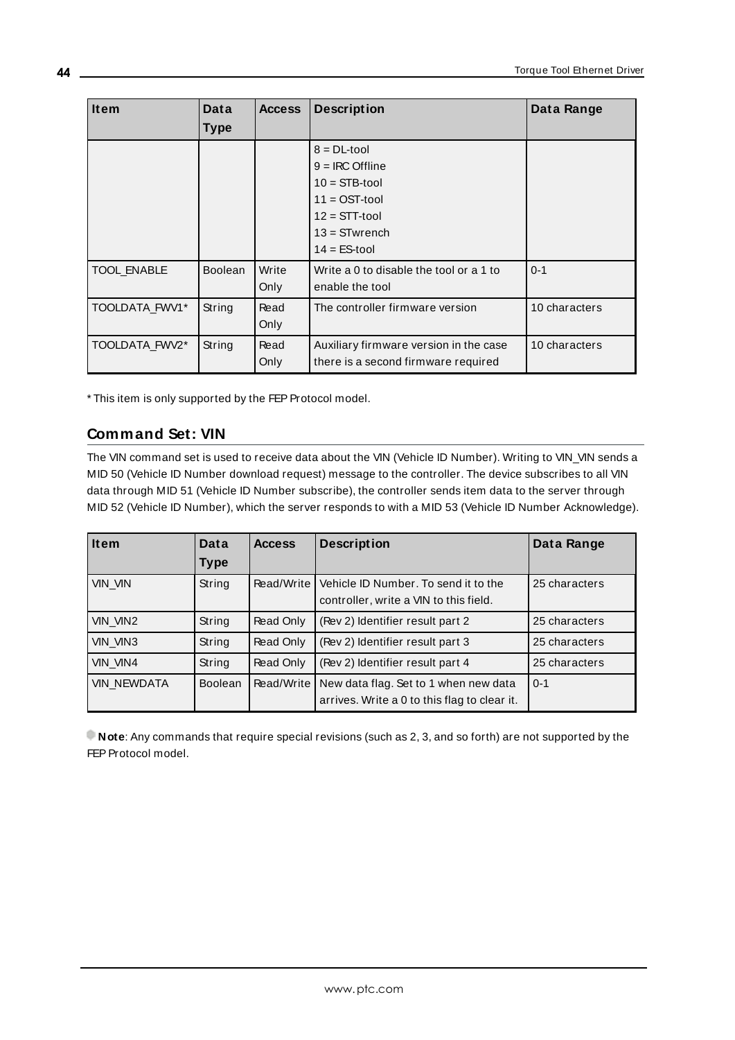| Item | Data Type | Access | Description | Data Range |
|---|---|---|---|---|
| | | | 8 = DL-tool<br>9 = IRC Offline<br>10 = STB-tool<br>11 = OST-tool<br>12 = STT-tool<br>13 = STwrench<br>14 = ES-tool | |
| TOOL_ENABLE | Boolean | Write Only | Write a 0 to disable the tool or a 1 to enable the tool | 0-1 |
| TOOLDATA_FWV1* | String | Read Only | The controller firmware version | 10 characters |
| TOOLDATA_FWV2* | String | Read Only | Auxiliary firmware version in the case there is a second firmware required | 10 characters |

* This item is only supported by the FEP Protocol model.

## Command Set: VIN

The VIN command set is used to receive data about the VIN (Vehicle ID Number). Writing to VIN_VIN sends a MID 50 (Vehicle ID Number download request) message to the controller. The device subscribes to all VIN data through MID 51 (Vehicle ID Number subscribe), the controller sends item data to the server through MID 52 (Vehicle ID Number), which the server responds to with a MID 53 (Vehicle ID Number Acknowledge).

| Item | Data Type | Access | Description | Data Range |
|---|---|---|---|---|
| VIN_VIN | String | Read/Write | Vehicle ID Number. To send it to the controller, write a VIN to this field. | 25 characters |
| VIN_VIN2 | String | Read Only | (Rev 2) Identifier result part 2 | 25 characters |
| VIN_VIN3 | String | Read Only | (Rev 2) Identifier result part 3 | 25 characters |
| VIN_VIN4 | String | Read Only | (Rev 2) Identifier result part 4 | 25 characters |
| VIN_NEWDATA | Boolean | Read/Write | New data flag. Set to 1 when new data arrives. Write a 0 to this flag to clear it. | 0-1 |

**Note**: Any commands that require special revisions (such as 2, 3, and so forth) are not supported by the FEP Protocol model.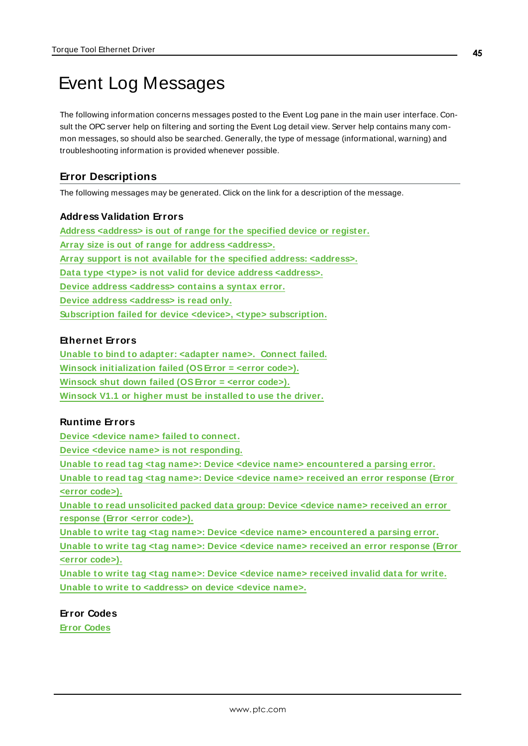# Event Log Messages

The following information concerns messages posted to the Event Log pane in the main user interface. Consult the OPC server help on filtering and sorting the Event Log detail view. Server help contains many common messages, so should also be searched. Generally, the type of message (informational, warning) and troubleshooting information is provided whenever possible.

## Error Descriptions

The following messages may be generated. Click on the link for a description of the message.

### Address Validation Errors

Address <address> is out of range for the specified device or register.
Array size is out of range for address <address>.
Array support is not available for the specified address: <address>.
Data type <type> is not valid for device address <address>.
Device address <address> contains a syntax error.
Device address <address> is read only.
Subscription failed for device <device>, <type> subscription.

### Ethernet Errors

Unable to bind to adapter: <adapter name>. Connect failed.
Winsock initialization failed (OS Error = <error code>).
Winsock shut down failed (OS Error = <error code>).
Winsock V1.1 or higher must be installed to use the driver.

### Runtime Errors

Device <device name> failed to connect.
Device <device name> is not responding.
Unable to read tag <tag name>: Device <device name> encountered a parsing error.
Unable to read tag <tag name>: Device <device name> received an error response (Error <error code>).
Unable to read unsolicited packed data group: Device <device name> received an error response (Error <error code>).
Unable to write tag <tag name>: Device <device name> encountered a parsing error.
Unable to write tag <tag name>: Device <device name> received an error response (Error <error code>).
Unable to write tag <tag name>: Device <device name> received invalid data for write.
Unable to write to <address> on device <device name>.

### Error Codes

Error Codes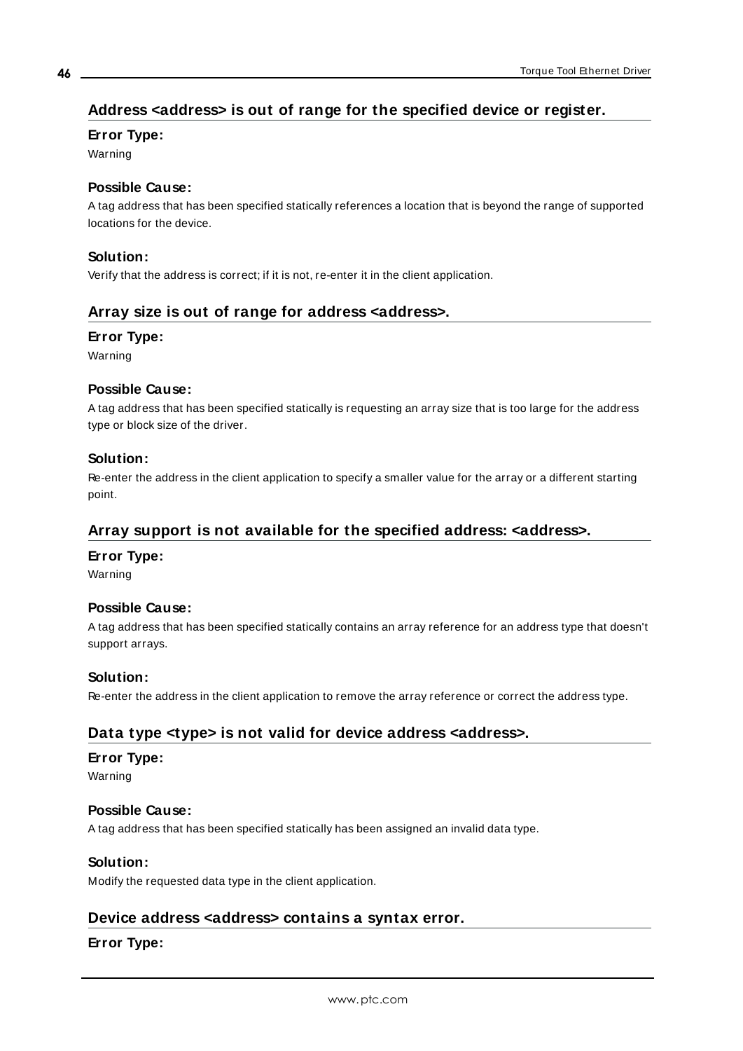## Address <address> is out of range for the specified device or register.

### Error Type:

Warning

### Possible Cause:

A tag address that has been specified statically references a location that is beyond the range of supported locations for the device.

### Solution:

Verify that the address is correct; if it is not, re-enter it in the client application.

## Array size is out of range for address <address>.

### Error Type:

Warning

### Possible Cause:

A tag address that has been specified statically is requesting an array size that is too large for the address type or block size of the driver.

### Solution:

Re-enter the address in the client application to specify a smaller value for the array or a different starting point.

## Array support is not available for the specified address: <address>.

### Error Type:

Warning

### Possible Cause:

A tag address that has been specified statically contains an array reference for an address type that doesn't support arrays.

### Solution:

Re-enter the address in the client application to remove the array reference or correct the address type.

## Data type <type> is not valid for device address <address>.

### Error Type:

Warning

### Possible Cause:

A tag address that has been specified statically has been assigned an invalid data type.

### Solution:

Modify the requested data type in the client application.

## Device address <address> contains a syntax error.

### Error Type: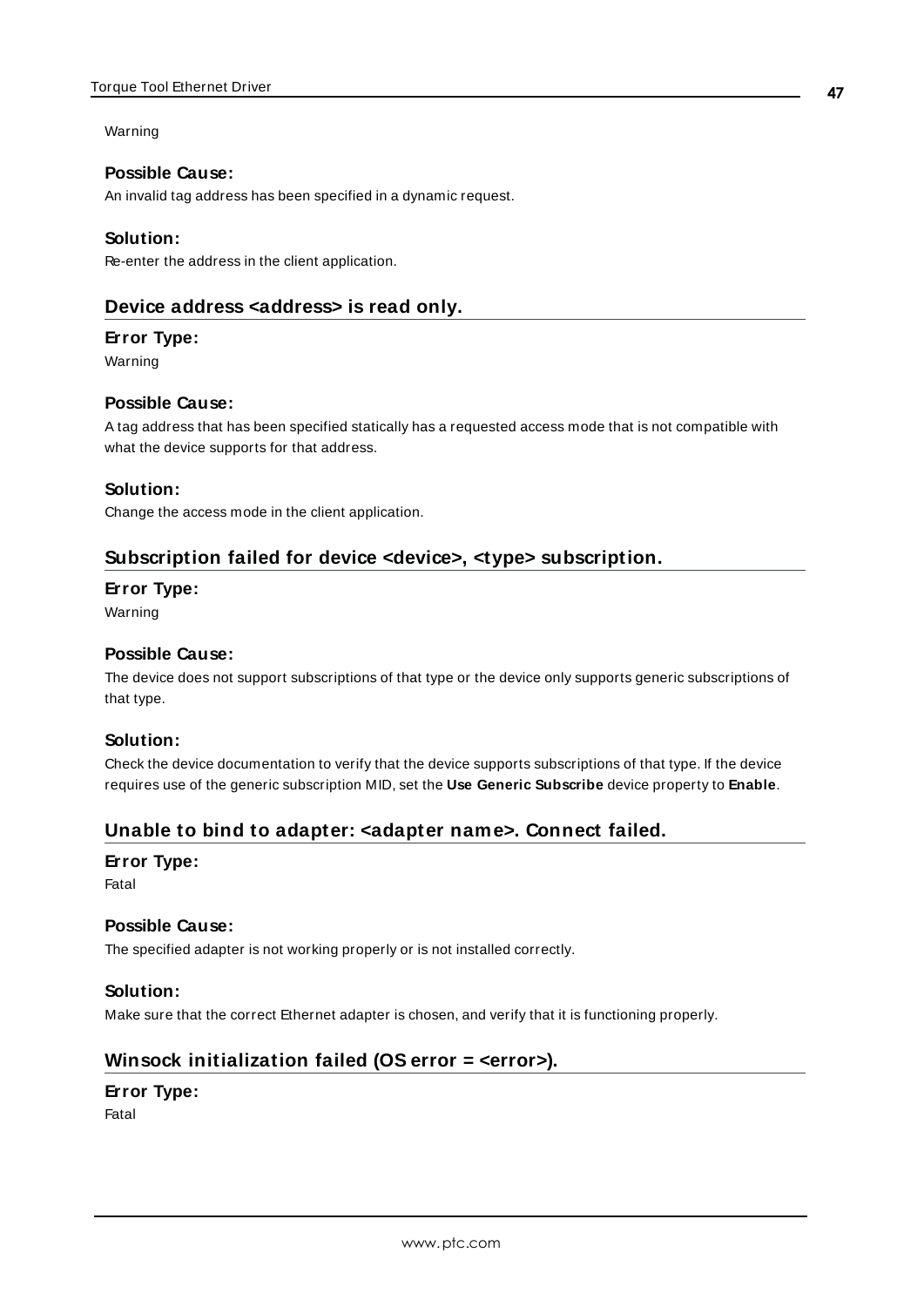Warning

### Possible Cause:

An invalid tag address has been specified in a dynamic request.

### Solution:

Re-enter the address in the client application.

## Device address <address> is read only.

### Error Type:

Warning

### Possible Cause:

A tag address that has been specified statically has a requested access mode that is not compatible with what the device supports for that address.

### Solution:

Change the access mode in the client application.

## Subscription failed for device <device>, <type> subscription.

### Error Type:

Warning

### Possible Cause:

The device does not support subscriptions of that type or the device only supports generic subscriptions of that type.

### Solution:

Check the device documentation to verify that the device supports subscriptions of that type. If the device requires use of the generic subscription MID, set the **Use Generic Subscribe** device property to **Enable**.

## Unable to bind to adapter: <adapter name>. Connect failed.

### Error Type:

Fatal

### Possible Cause:

The specified adapter is not working properly or is not installed correctly.

### Solution:

Make sure that the correct Ethernet adapter is chosen, and verify that it is functioning properly.

## Winsock initialization failed (OS error = <error>).

### Error Type:

Fatal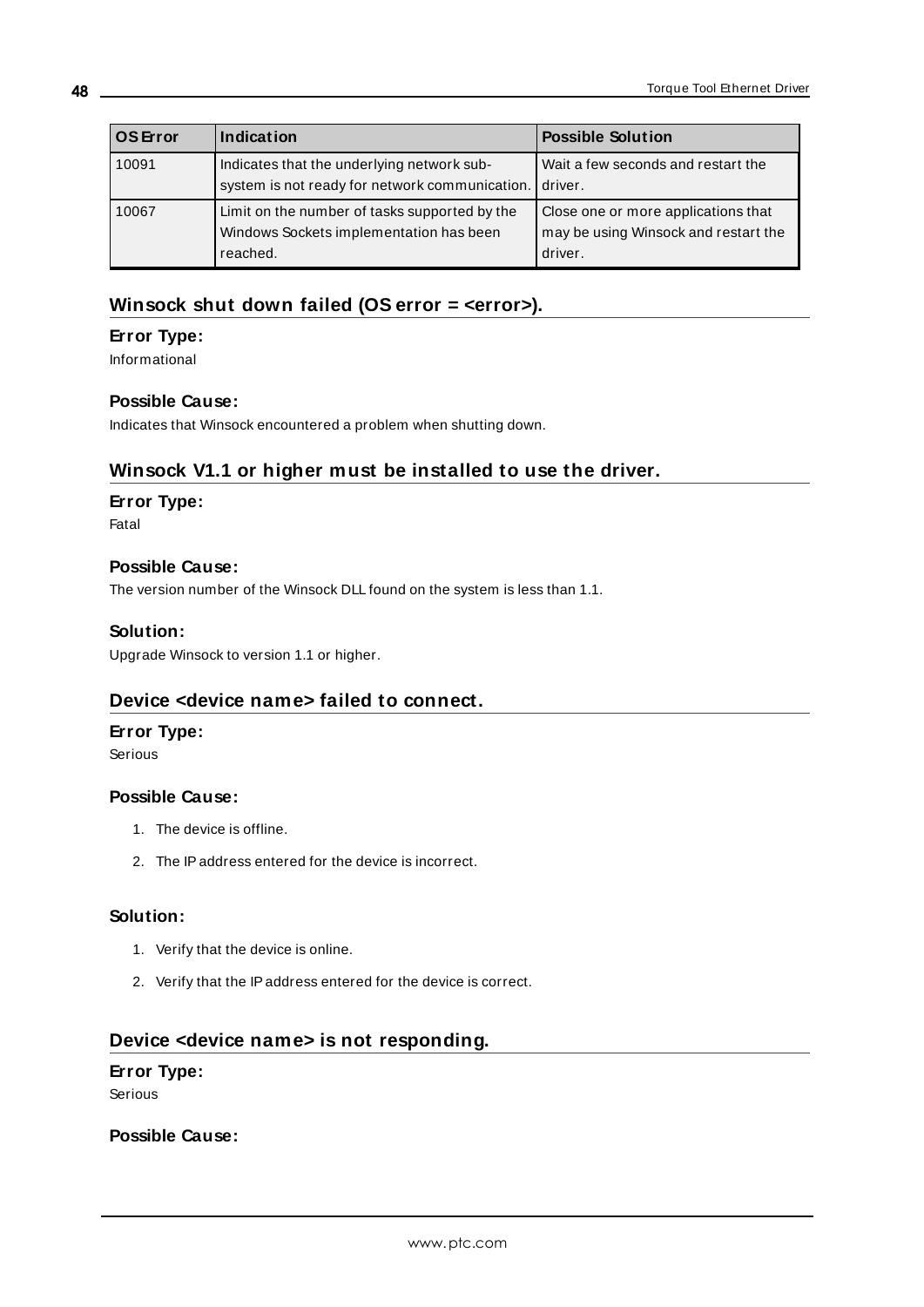| OS Error | Indication | Possible Solution |
| --- | --- | --- |
| 10091 | Indicates that the underlying network sub-system is not ready for network communication. | Wait a few seconds and restart the driver. |
| 10067 | Limit on the number of tasks supported by the Windows Sockets implementation has been reached. | Close one or more applications that may be using Winsock and restart the driver. |

## Winsock shut down failed (OS error = <error>).

### Error Type:

Informational

### Possible Cause:

Indicates that Winsock encountered a problem when shutting down.

## Winsock V1.1 or higher must be installed to use the driver.

### Error Type:

Fatal

### Possible Cause:

The version number of the Winsock DLL found on the system is less than 1.1.

### Solution:

Upgrade Winsock to version 1.1 or higher.

## Device <device name> failed to connect.

### Error Type:

Serious

### Possible Cause:

1. The device is offline.
2. The IP address entered for the device is incorrect.

### Solution:

1. Verify that the device is online.
2. Verify that the IP address entered for the device is correct.

## Device <device name> is not responding.

### Error Type:

Serious

### Possible Cause: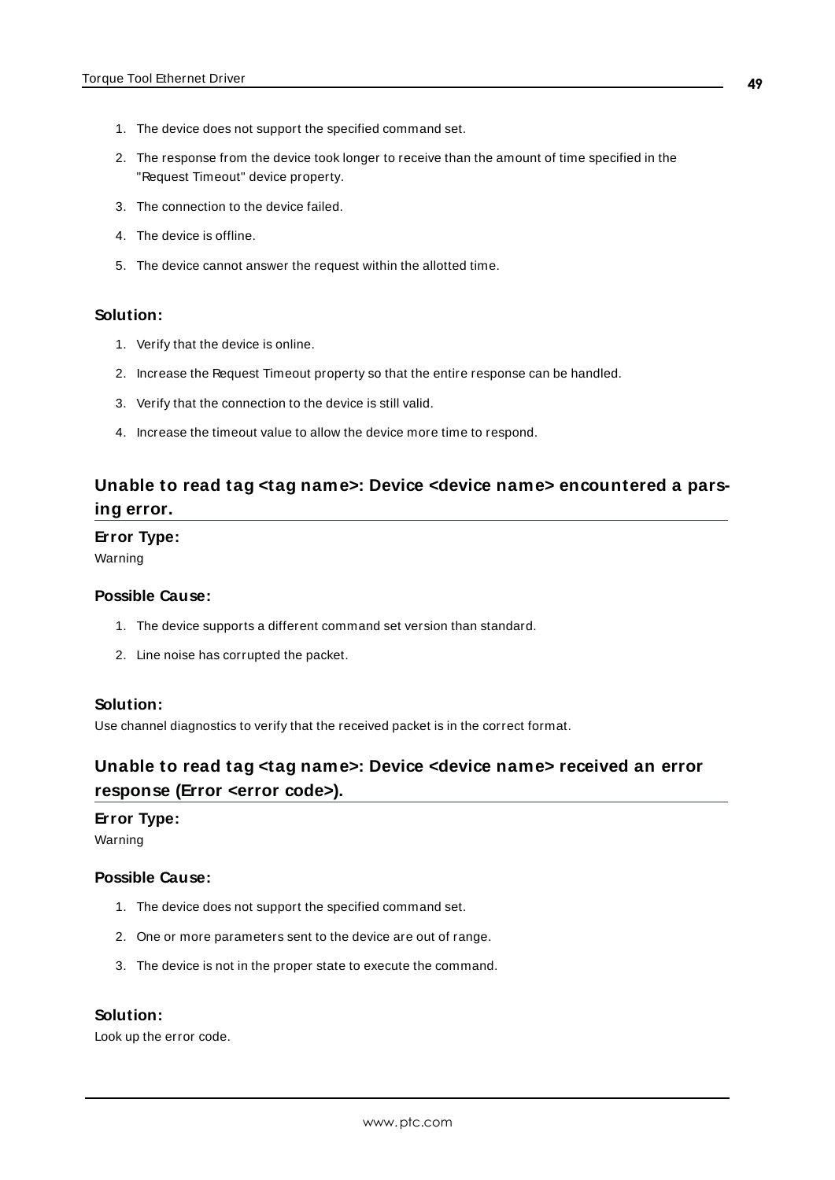1. The device does not support the specified command set.
2. The response from the device took longer to receive than the amount of time specified in the "Request Timeout" device property.
3. The connection to the device failed.
4. The device is offline.
5. The device cannot answer the request within the allotted time.

#### Solution:

1. Verify that the device is online.
2. Increase the Request Timeout property so that the entire response can be handled.
3. Verify that the connection to the device is still valid.
4. Increase the timeout value to allow the device more time to respond.

## Unable to read tag <tag name>: Device <device name> encountered a parsing error.

#### Error Type:

Warning

#### Possible Cause:

1. The device supports a different command set version than standard.
2. Line noise has corrupted the packet.

#### Solution:

Use channel diagnostics to verify that the received packet is in the correct format.

## Unable to read tag <tag name>: Device <device name> received an error response (Error <error code>).

#### Error Type:

Warning

#### Possible Cause:

1. The device does not support the specified command set.
2. One or more parameters sent to the device are out of range.
3. The device is not in the proper state to execute the command.

#### Solution:

Look up the error code.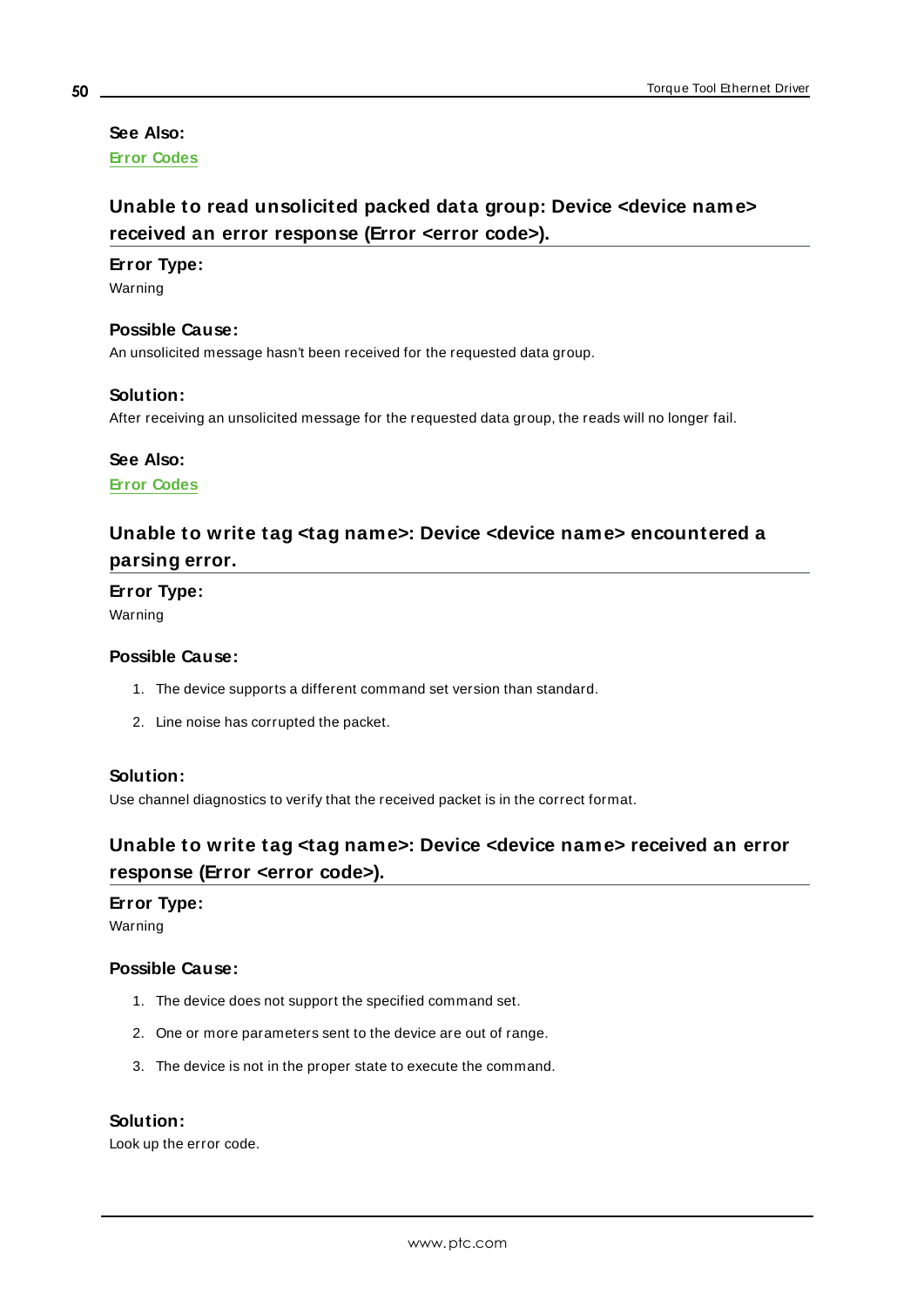**See Also:**
Error Codes

## Unable to read unsolicited packed data group: Device <device name> received an error response (Error <error code>).

**Error Type:**
Warning

**Possible Cause:**
An unsolicited message hasn't been received for the requested data group.

**Solution:**
After receiving an unsolicited message for the requested data group, the reads will no longer fail.

**See Also:**
Error Codes

## Unable to write tag <tag name>: Device <device name> encountered a parsing error.

**Error Type:**
Warning

**Possible Cause:**

1. The device supports a different command set version than standard.
2. Line noise has corrupted the packet.

**Solution:**
Use channel diagnostics to verify that the received packet is in the correct format.

## Unable to write tag <tag name>: Device <device name> received an error response (Error <error code>).

**Error Type:**
Warning

**Possible Cause:**

1. The device does not support the specified command set.
2. One or more parameters sent to the device are out of range.
3. The device is not in the proper state to execute the command.

**Solution:**
Look up the error code.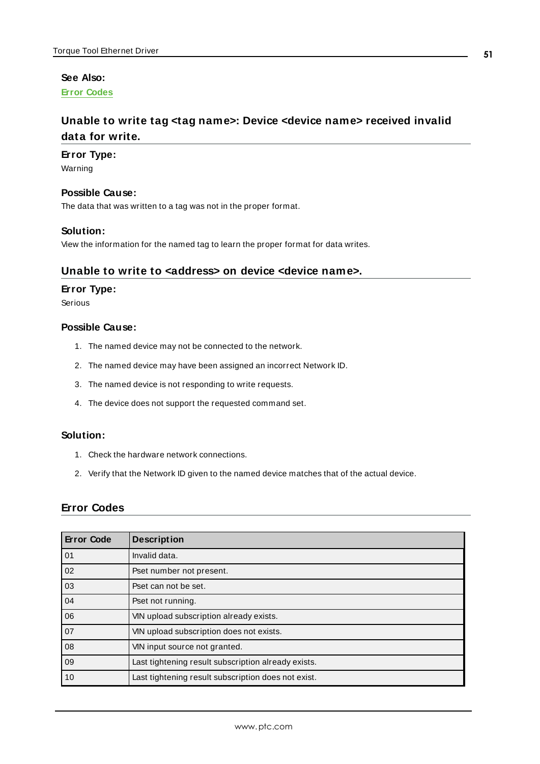**See Also:**
Error Codes

## Unable to write tag <tag name>: Device <device name> received invalid data for write.

**Error Type:**
Warning

**Possible Cause:**
The data that was written to a tag was not in the proper format.

**Solution:**
View the information for the named tag to learn the proper format for data writes.

## Unable to write to <address> on device <device name>.

**Error Type:**
Serious

**Possible Cause:**

1. The named device may not be connected to the network.
2. The named device may have been assigned an incorrect Network ID.
3. The named device is not responding to write requests.
4. The device does not support the requested command set.

**Solution:**

1. Check the hardware network connections.
2. Verify that the Network ID given to the named device matches that of the actual device.

## Error Codes

| Error Code | Description |
| --- | --- |
| 01 | Invalid data. |
| 02 | Pset number not present. |
| 03 | Pset can not be set. |
| 04 | Pset not running. |
| 06 | VIN upload subscription already exists. |
| 07 | VIN upload subscription does not exists. |
| 08 | VIN input source not granted. |
| 09 | Last tightening result subscription already exists. |
| 10 | Last tightening result subscription does not exist. |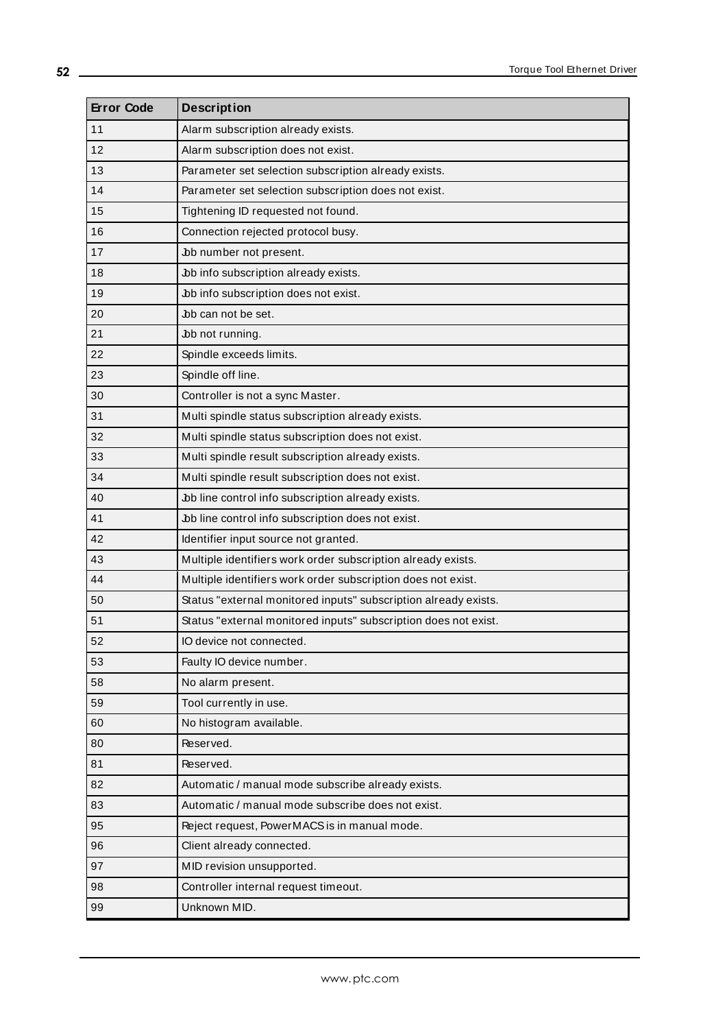| Error Code | Description |
|---|---|
| 11 | Alarm subscription already exists. |
| 12 | Alarm subscription does not exist. |
| 13 | Parameter set selection subscription already exists. |
| 14 | Parameter set selection subscription does not exist. |
| 15 | Tightening ID requested not found. |
| 16 | Connection rejected protocol busy. |
| 17 | Job number not present. |
| 18 | Job info subscription already exists. |
| 19 | Job info subscription does not exist. |
| 20 | Job can not be set. |
| 21 | Job not running. |
| 22 | Spindle exceeds limits. |
| 23 | Spindle off line. |
| 30 | Controller is not a sync Master. |
| 31 | Multi spindle status subscription already exists. |
| 32 | Multi spindle status subscription does not exist. |
| 33 | Multi spindle result subscription already exists. |
| 34 | Multi spindle result subscription does not exist. |
| 40 | Job line control info subscription already exists. |
| 41 | Job line control info subscription does not exist. |
| 42 | Identifier input source not granted. |
| 43 | Multiple identifiers work order subscription already exists. |
| 44 | Multiple identifiers work order subscription does not exist. |
| 50 | Status "external monitored inputs" subscription already exists. |
| 51 | Status "external monitored inputs" subscription does not exist. |
| 52 | IO device not connected. |
| 53 | Faulty IO device number. |
| 58 | No alarm present. |
| 59 | Tool currently in use. |
| 60 | No histogram available. |
| 80 | Reserved. |
| 81 | Reserved. |
| 82 | Automatic / manual mode subscribe already exists. |
| 83 | Automatic / manual mode subscribe does not exist. |
| 95 | Reject request, PowerMACS is in manual mode. |
| 96 | Client already connected. |
| 97 | MID revision unsupported. |
| 98 | Controller internal request timeout. |
| 99 | Unknown MID. |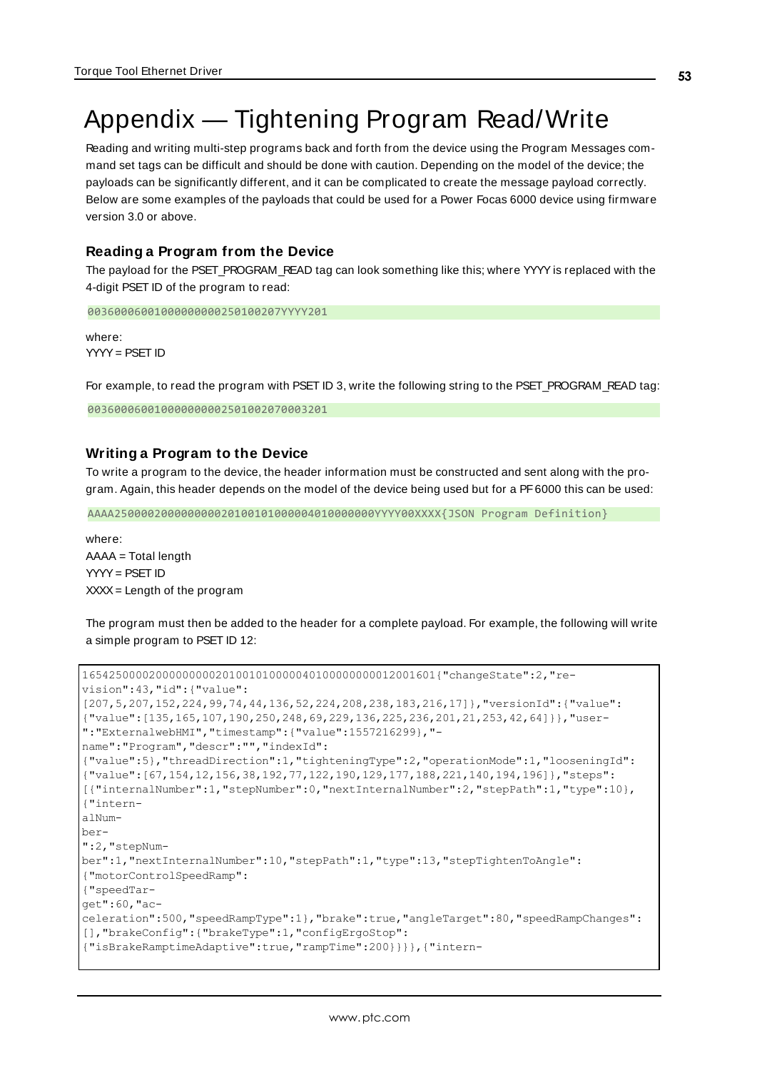# Appendix — Tightening Program Read/Write

Reading and writing multi-step programs back and forth from the device using the Program Messages command set tags can be difficult and should be done with caution. Depending on the model of the device; the payloads can be significantly different, and it can be complicated to create the message payload correctly. Below are some examples of the payloads that could be used for a Power Focas 6000 device using firmware version 3.0 or above.

### Reading a Program from the Device

The payload for the PSET_PROGRAM_READ tag can look something like this; where YYYY is replaced with the 4-digit PSET ID of the program to read:

```
00360006001000000000250100207YYYY201
```

where:
YYYY = PSET ID

For example, to read the program with PSET ID 3, write the following string to the PSET_PROGRAM_READ tag:

```
003600060010000000002501002070003201
```

### Writing a Program to the Device

To write a program to the device, the header information must be constructed and sent along with the program. Again, this header depends on the model of the device being used but for a PF6000 this can be used:

```
AAAA25000020000000002010010100000401000000 0YYYY00XXXX{JSON Program Definition}
```

where:
AAAA = Total length
YYYY = PSET ID
XXXX = Length of the program

The program must then be added to the header for a complete payload. For example, the following will write a simple program to PSET ID 12:

```
165425000020000000002010010100000401000000000012001601{"changeState":2,"re-
vision":43,"id":{"value":
[207,5,207,152,224,99,74,44,136,52,224,208,238,183,216,17]},"versionId":{"value":
{"value":[135,165,107,190,250,248,69,229,136,225,236,201,21,253,42,64]}},"user-
":"ExternalwebHMI","timestamp":{"value":1557216299},"-
name":"Program","descr":"","indexId":
{"value":5},"threadDirection":1,"tighteningType":2,"operationMode":1,"looseningId":
{"value":[67,154,12,156,38,192,77,122,190,129,177,188,221,140,194,196]},"steps":
[{"internalNumber":1,"stepNumber":0,"nextInternalNumber":2,"stepPath":1,"type":10},
{"intern-
alNum-
ber-
":2,"stepNum-
ber":1,"nextInternalNumber":10,"stepPath":1,"type":13,"stepTightenToAngle":
{"motorControlSpeedRamp":
{"speedTar-
get":60,"ac-
celeration":500,"speedRampType":1},"brake":true,"angleTarget":80,"speedRampChanges":
[],"brakeConfig":{"brakeType":1,"configErgoStop":
{"isBrakeRamptimeAdaptive":true,"rampTime":200}}}},{"intern-
```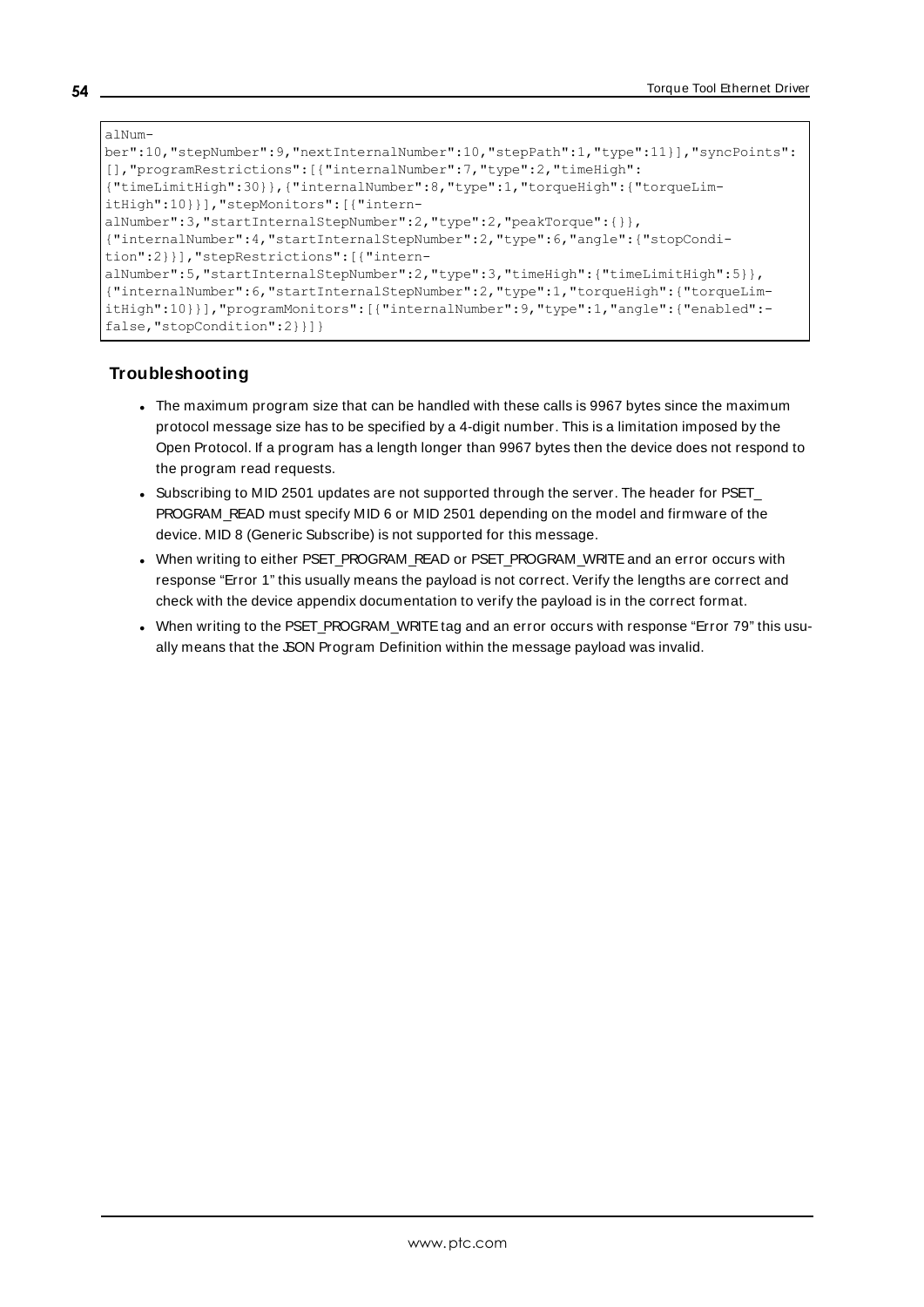```
alNum-
ber":10,"stepNumber":9,"nextInternalNumber":10,"stepPath":1,"type":11}],"syncPoints":
[],"programRestrictions":[{"internalNumber":7,"type":2,"timeHigh":
{"timeLimitHigh":30}},{"internalNumber":8,"type":1,"torqueHigh":{"torqueLim-
itHigh":10}}],"stepMonitors":[{"intern-
alNumber":3,"startInternalStepNumber":2,"type":2,"peakTorque":{}},
{"internalNumber":4,"startInternalStepNumber":2,"type":6,"angle":{"stopCondi-
tion":2}}],"stepRestrictions":[{"intern-
alNumber":5,"startInternalStepNumber":2,"type":3,"timeHigh":{"timeLimitHigh":5}},
{"internalNumber":6,"startInternalStepNumber":2,"type":1,"torqueHigh":{"torqueLim-
itHigh":10}}],"programMonitors":[{"internalNumber":9,"type":1,"angle":{"enabled":-
false,"stopCondition":2}}]}
```

### Troubleshooting

- The maximum program size that can be handled with these calls is 9967 bytes since the maximum protocol message size has to be specified by a 4-digit number. This is a limitation imposed by the Open Protocol. If a program has a length longer than 9967 bytes then the device does not respond to the program read requests.
- Subscribing to MID 2501 updates are not supported through the server. The header for PSET_PROGRAM_READ must specify MID 6 or MID 2501 depending on the model and firmware of the device. MID 8 (Generic Subscribe) is not supported for this message.
- When writing to either PSET_PROGRAM_READ or PSET_PROGRAM_WRITE and an error occurs with response "Error 1" this usually means the payload is not correct. Verify the lengths are correct and check with the device appendix documentation to verify the payload is in the correct format.
- When writing to the PSET_PROGRAM_WRITE tag and an error occurs with response "Error 79" this usually means that the JSON Program Definition within the message payload was invalid.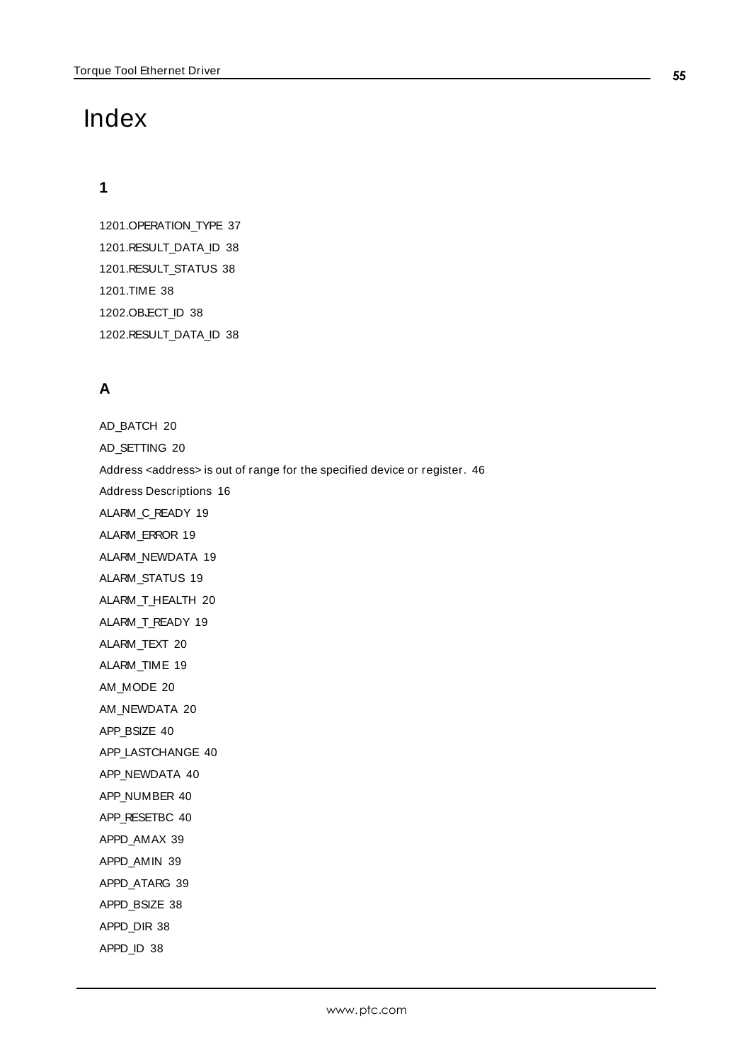# Index

## 1

1201.OPERATION_TYPE 37

1201.RESULT_DATA_ID 38

1201.RESULT_STATUS 38

1201.TIME 38

1202.OBJECT_ID 38

1202.RESULT_DATA_ID 38

## A

AD_BATCH 20

AD_SETTING 20

Address <address> is out of range for the specified device or register. 46

Address Descriptions 16

ALARM_C_READY 19

ALARM_ERROR 19

ALARM_NEWDATA 19

ALARM_STATUS 19

ALARM_T_HEALTH 20

ALARM_T_READY 19

ALARM_TEXT 20

ALARM_TIME 19

AM_MODE 20

AM_NEWDATA 20

APP_BSIZE 40

APP_LASTCHANGE 40

APP_NEWDATA 40

APP_NUMBER 40

APP_RESETBC 40

APPD_AMAX 39

APPD_AMIN 39

APPD_ATARG 39

APPD_BSIZE 38

APPD_DIR 38

APPD_ID 38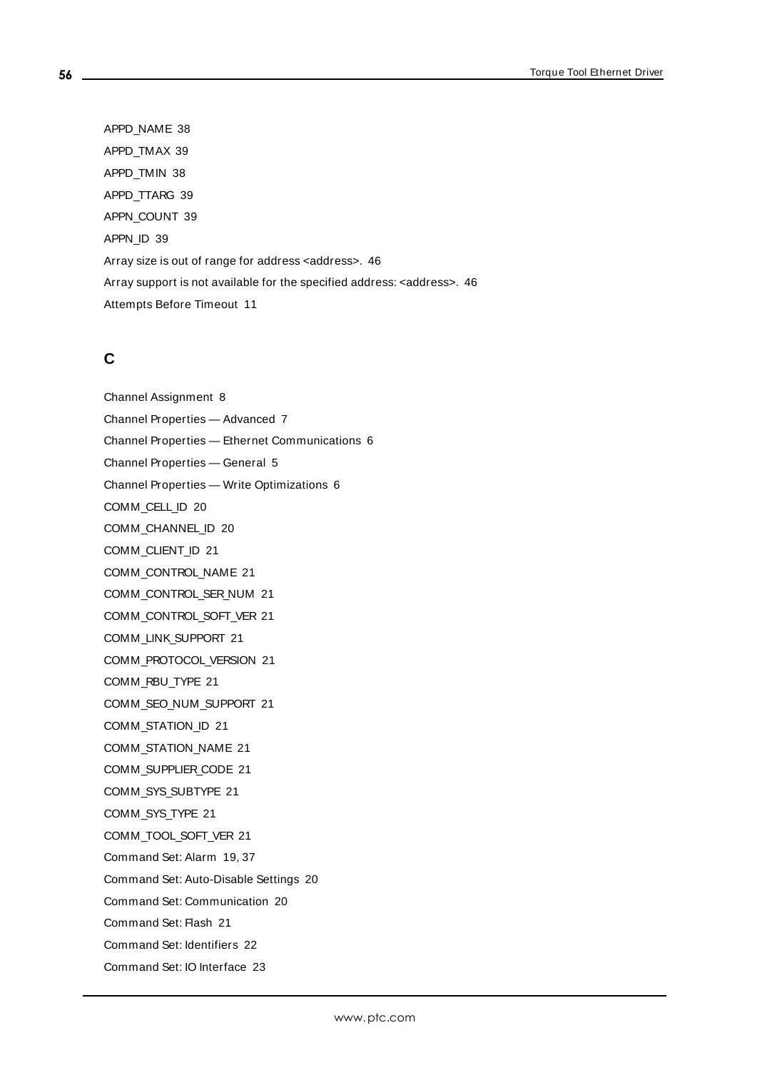APPD_NAME 38

APPD_TMAX 39

APPD_TMIN 38

APPD_TTARG 39

APPN_COUNT 39

APPN_ID 39

Array size is out of range for address <address>. 46

Array support is not available for the specified address: <address>. 46

Attempts Before Timeout 11

## C

Channel Assignment 8

Channel Properties — Advanced 7

Channel Properties — Ethernet Communications 6

Channel Properties — General 5

Channel Properties — Write Optimizations 6

COMM_CELL_ID 20

COMM_CHANNEL_ID 20

COMM_CLIENT_ID 21

COMM_CONTROL_NAME 21

COMM_CONTROL_SER_NUM 21

COMM_CONTROL_SOFT_VER 21

COMM_LINK_SUPPORT 21

COMM_PROTOCOL_VERSION 21

COMM_RBU_TYPE 21

COMM_SEO_NUM_SUPPORT 21

COMM_STATION_ID 21

COMM_STATION_NAME 21

COMM_SUPPLIER_CODE 21

COMM_SYS_SUBTYPE 21

COMM_SYS_TYPE 21

COMM_TOOL_SOFT_VER 21

Command Set: Alarm 19, 37

Command Set: Auto-Disable Settings 20

Command Set: Communication 20

Command Set: Flash 21

Command Set: Identifiers 22

Command Set: IO Interface 23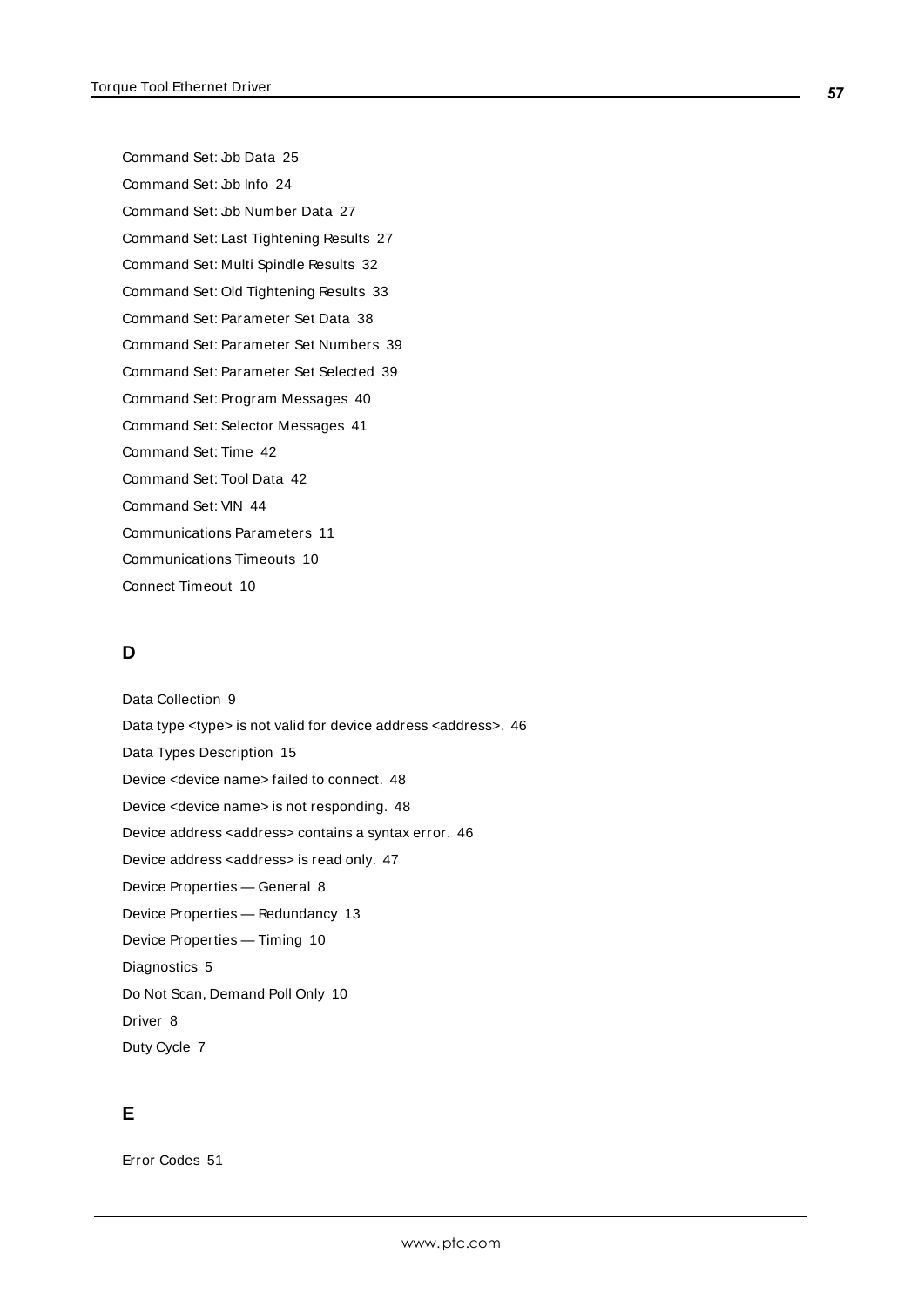Command Set: Job Data 25

Command Set: Job Info 24

Command Set: Job Number Data 27

Command Set: Last Tightening Results 27

Command Set: Multi Spindle Results 32

Command Set: Old Tightening Results 33

Command Set: Parameter Set Data 38

Command Set: Parameter Set Numbers 39

Command Set: Parameter Set Selected 39

Command Set: Program Messages 40

Command Set: Selector Messages 41

Command Set: Time 42

Command Set: Tool Data 42

Command Set: VIN 44

Communications Parameters 11

Communications Timeouts 10

Connect Timeout 10

## D

Data Collection 9

Data type <type> is not valid for device address <address>. 46

Data Types Description 15

Device <device name> failed to connect. 48

Device <device name> is not responding. 48

Device address <address> contains a syntax error. 46

Device address <address> is read only. 47

Device Properties — General 8

Device Properties — Redundancy 13

Device Properties — Timing 10

Diagnostics 5

Do Not Scan, Demand Poll Only 10

Driver 8

Duty Cycle 7

## E

Error Codes 51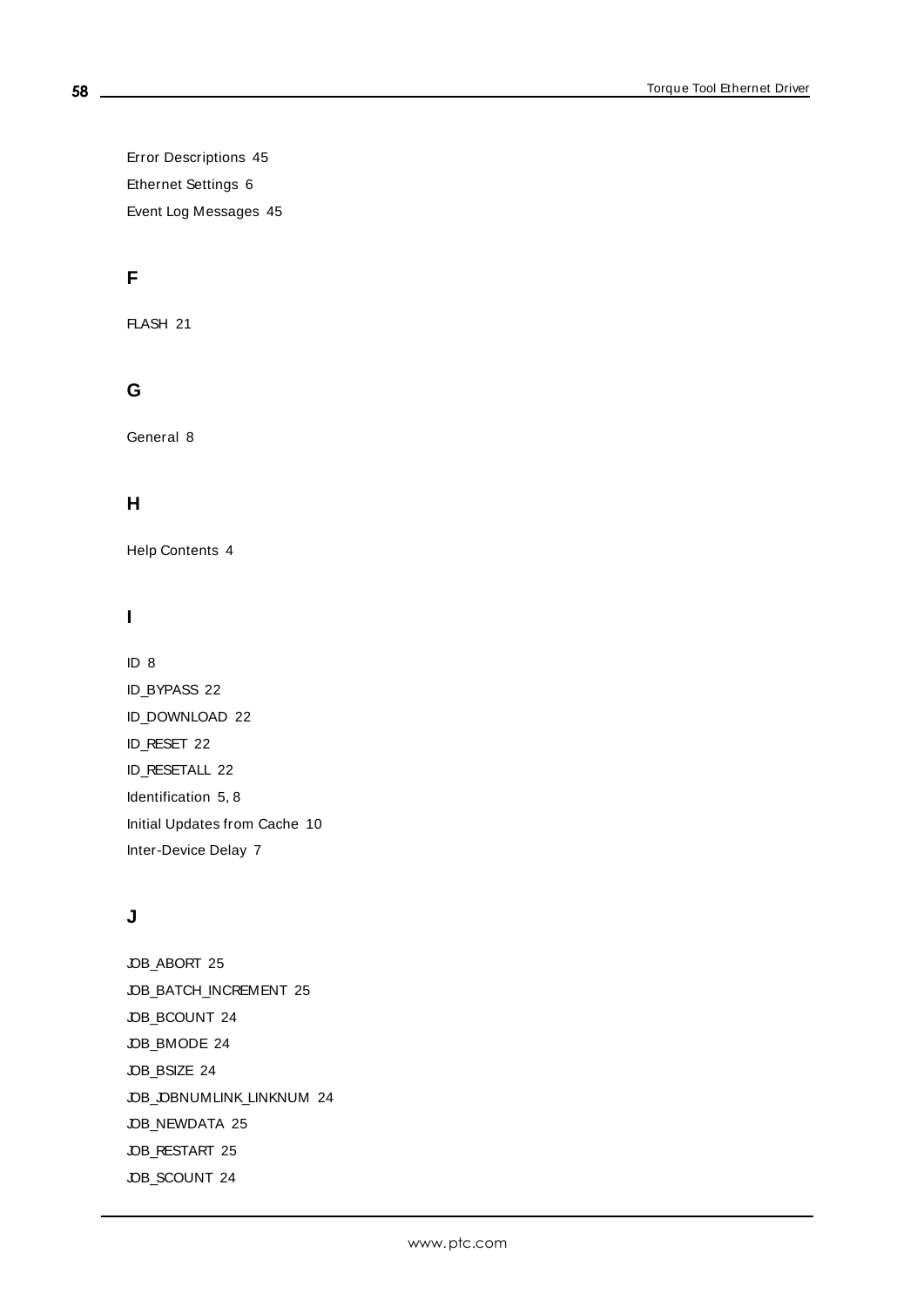Error Descriptions 45

Ethernet Settings 6

Event Log Messages 45

## F

FLASH 21

## G

General 8

## H

Help Contents 4

## I

ID 8

ID_BYPASS 22

ID_DOWNLOAD 22

ID_RESET 22

ID_RESETALL 22

Identification 5, 8

Initial Updates from Cache 10

Inter-Device Delay 7

## J

JOB_ABORT 25

JOB_BATCH_INCREMENT 25

JOB_BCOUNT 24

JOB_BMODE 24

JOB_BSIZE 24

JOB_JOBNUMLINK_LINKNUM 24

JOB_NEWDATA 25

JOB_RESTART 25

JOB_SCOUNT 24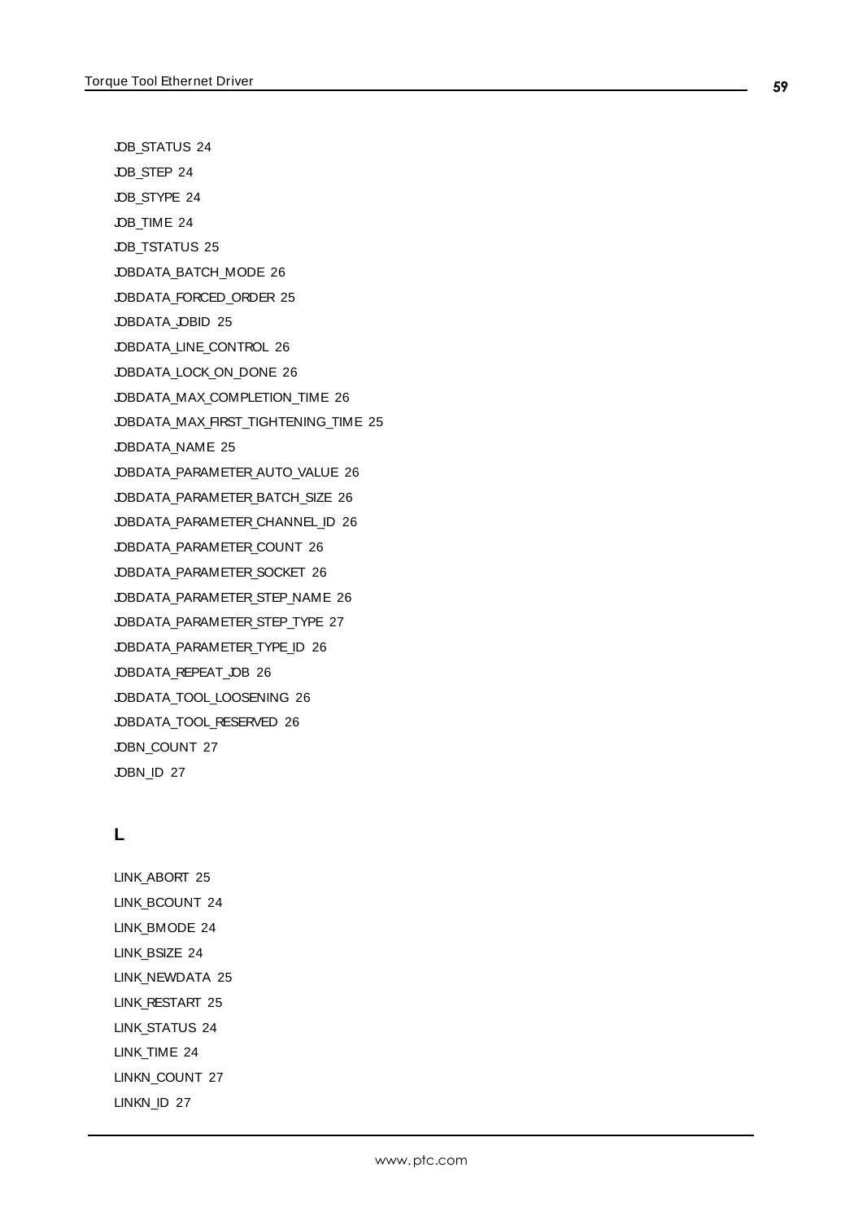JOB_STATUS 24

JOB_STEP 24

JOB_STYPE 24

JOB_TIME 24

JOB_TSTATUS 25

JOBDATA_BATCH_MODE 26

JOBDATA_FORCED_ORDER 25

JOBDATA_JOBID 25

JOBDATA_LINE_CONTROL 26

JOBDATA_LOCK_ON_DONE 26

JOBDATA_MAX_COMPLETION_TIME 26

JOBDATA_MAX_FIRST_TIGHTENING_TIME 25

JOBDATA_NAME 25

JOBDATA_PARAMETER_AUTO_VALUE 26

JOBDATA_PARAMETER_BATCH_SIZE 26

JOBDATA_PARAMETER_CHANNEL_ID 26

JOBDATA_PARAMETER_COUNT 26

JOBDATA_PARAMETER_SOCKET 26

JOBDATA_PARAMETER_STEP_NAME 26

JOBDATA_PARAMETER_STEP_TYPE 27

JOBDATA_PARAMETER_TYPE_ID 26

JOBDATA_REPEAT_JOB 26

JOBDATA_TOOL_LOOSENING 26

JOBDATA_TOOL_RESERVED 26

JOBN_COUNT 27

JOBN_ID 27

## L

LINK_ABORT 25

LINK_BCOUNT 24

LINK_BMODE 24

LINK_BSIZE 24

LINK_NEWDATA 25

LINK_RESTART 25

LINK_STATUS 24

LINK_TIME 24

LINKN_COUNT 27

LINKN_ID 27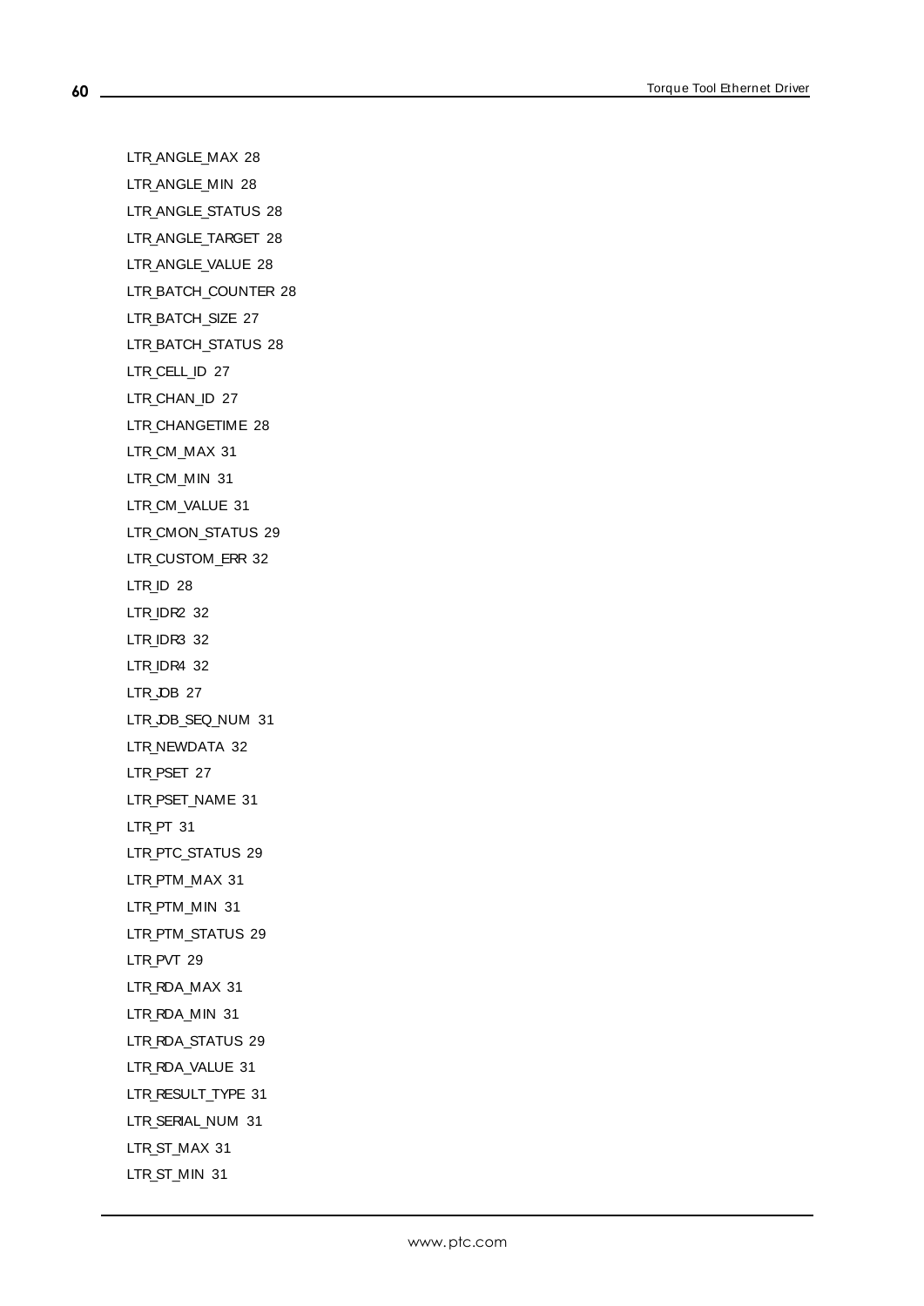LTR_ANGLE_MAX 28

LTR_ANGLE_MIN 28

LTR_ANGLE_STATUS 28

LTR_ANGLE_TARGET 28

LTR_ANGLE_VALUE 28

LTR_BATCH_COUNTER 28

LTR_BATCH_SIZE 27

LTR_BATCH_STATUS 28

LTR_CELL_ID 27

LTR_CHAN_ID 27

LTR_CHANGETIME 28

LTR_CM_MAX 31

LTR_CM_MIN 31

LTR_CM_VALUE 31

LTR_CMON_STATUS 29

LTR_CUSTOM_ERR 32

LTR_ID 28

LTR_IDR2 32

LTR_IDR3 32

LTR_IDR4 32

LTR_JOB 27

LTR_JOB_SEQ_NUM 31

LTR_NEWDATA 32

LTR_PSET 27

LTR_PSET_NAME 31

LTR_PT 31

LTR_PTC_STATUS 29

LTR_PTM_MAX 31

LTR_PTM_MIN 31

LTR_PTM_STATUS 29

LTR_PVT 29

LTR_RDA_MAX 31

LTR_RDA_MIN 31

LTR_RDA_STATUS 29

LTR_RDA_VALUE 31

LTR_RESULT_TYPE 31

LTR_SERIAL_NUM 31

LTR_ST_MAX 31

LTR_ST_MIN 31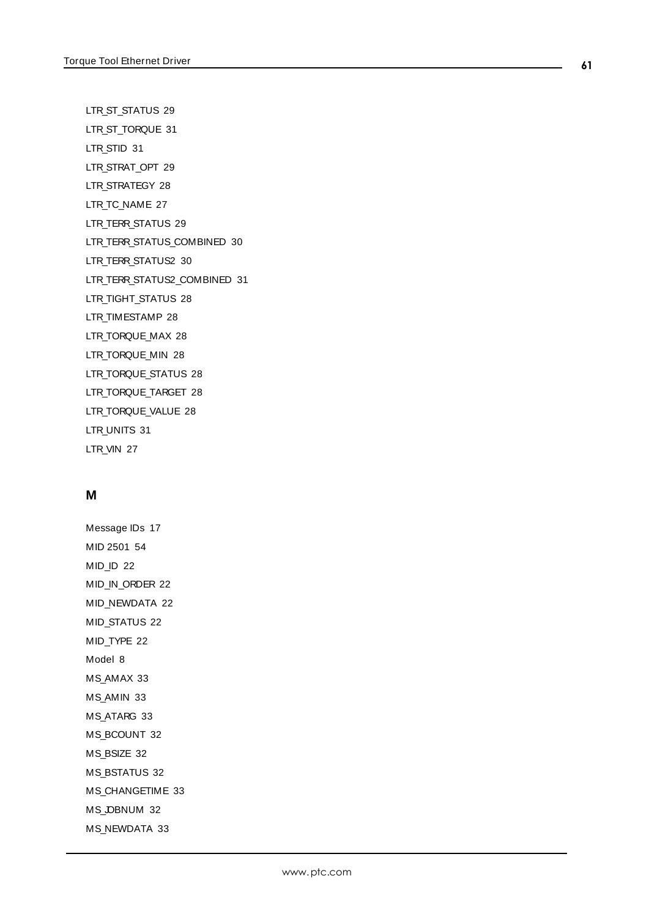LTR_ST_STATUS 29

LTR_ST_TORQUE 31

LTR_STID 31

LTR_STRAT_OPT 29

LTR_STRATEGY 28

LTR_TC_NAME 27

LTR_TERR_STATUS 29

LTR_TERR_STATUS_COMBINED 30

LTR_TERR_STATUS2 30

LTR_TERR_STATUS2_COMBINED 31

LTR_TIGHT_STATUS 28

LTR_TIMESTAMP 28

LTR_TORQUE_MAX 28

LTR_TORQUE_MIN 28

LTR_TORQUE_STATUS 28

LTR_TORQUE_TARGET 28

LTR_TORQUE_VALUE 28

LTR_UNITS 31

LTR_VIN 27

## M

Message IDs 17

MID 2501 54

MID_ID 22

MID_IN_ORDER 22

MID_NEWDATA 22

MID_STATUS 22

MID_TYPE 22

Model 8

MS_AMAX 33

MS_AMIN 33

MS_ATARG 33

MS_BCOUNT 32

MS_BSIZE 32

MS_BSTATUS 32

MS_CHANGETIME 33

MS_JOBNUM 32

MS_NEWDATA 33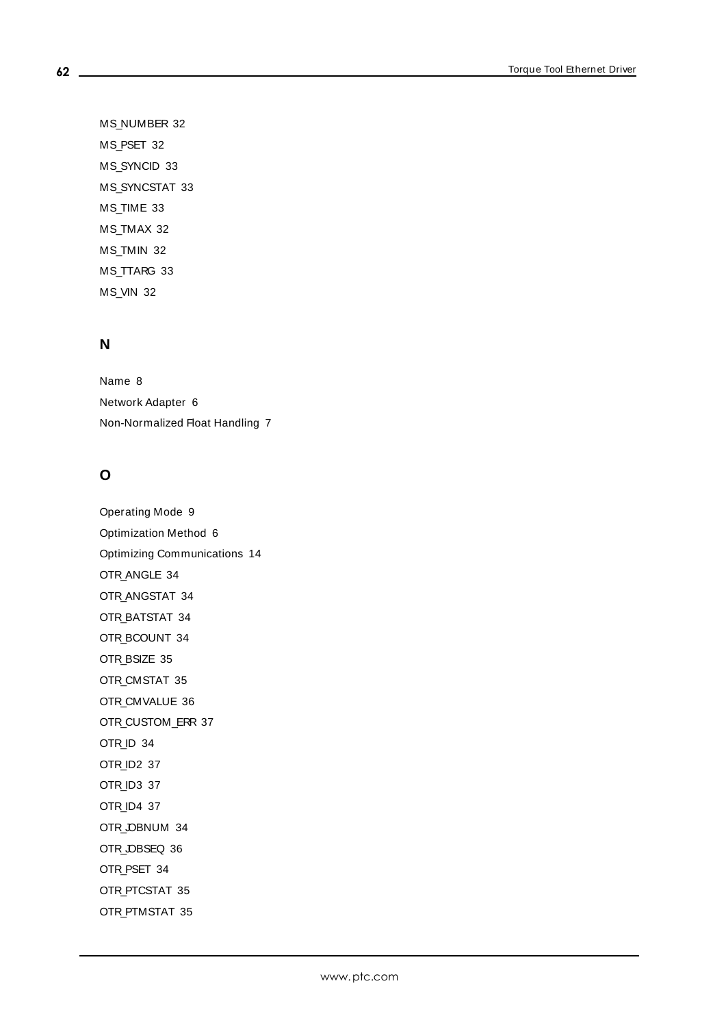MS_NUMBER 32

MS_PSET 32

MS_SYNCID 33

MS_SYNCSTAT 33

MS_TIME 33

MS_TMAX 32

MS_TMIN 32

MS_TTARG 33

MS_VIN 32

## N

Name 8

Network Adapter 6

Non-Normalized Float Handling 7

## O

Operating Mode 9

Optimization Method 6

Optimizing Communications 14

OTR_ANGLE 34

OTR_ANGSTAT 34

OTR_BATSTAT 34

OTR_BCOUNT 34

OTR_BSIZE 35

OTR_CMSTAT 35

OTR_CMVALUE 36

OTR_CUSTOM_ERR 37

OTR_ID 34

OTR_ID2 37

OTR_ID3 37

OTR_ID4 37

OTR_JOBNUM 34

OTR_JOBSEQ 36

OTR_PSET 34

OTR_PTCSTAT 35

OTR_PTMSTAT 35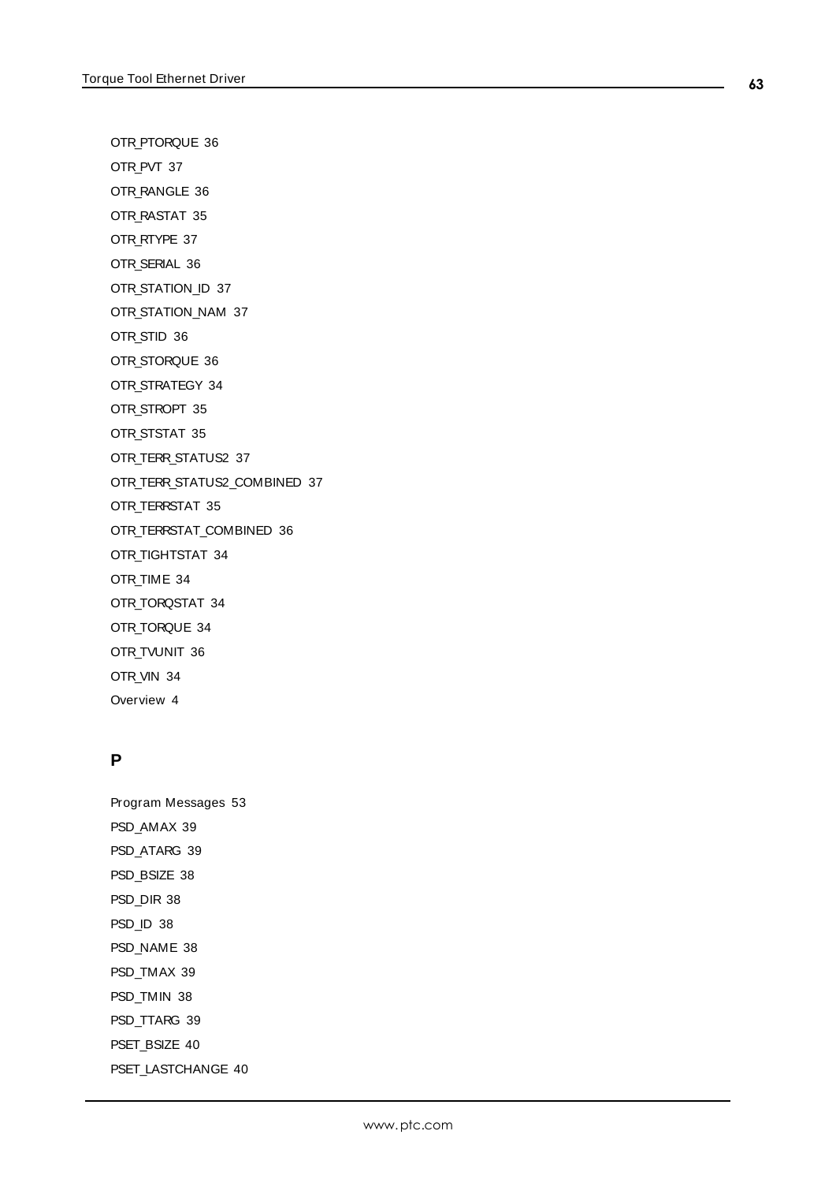OTR_PTORQUE 36

OTR_PVT 37

OTR_RANGLE 36

OTR_RASTAT 35

OTR_RTYPE 37

OTR_SERIAL 36

OTR_STATION_ID 37

OTR_STATION_NAM 37

OTR_STID 36

OTR_STORQUE 36

OTR_STRATEGY 34

OTR_STROPT 35

OTR_STSTAT 35

OTR_TERR_STATUS2 37

OTR_TERR_STATUS2_COMBINED 37

OTR_TERRSTAT 35

OTR_TERRSTAT_COMBINED 36

OTR_TIGHTSTAT 34

OTR_TIME 34

OTR_TORQSTAT 34

OTR_TORQUE 34

OTR_TVUNIT 36

OTR_VIN 34

Overview 4

## P

Program Messages 53

PSD_AMAX 39

PSD_ATARG 39

PSD_BSIZE 38

PSD_DIR 38

PSD_ID 38

PSD_NAME 38

PSD_TMAX 39

PSD_TMIN 38

PSD_TTARG 39

PSET_BSIZE 40

PSET_LASTCHANGE 40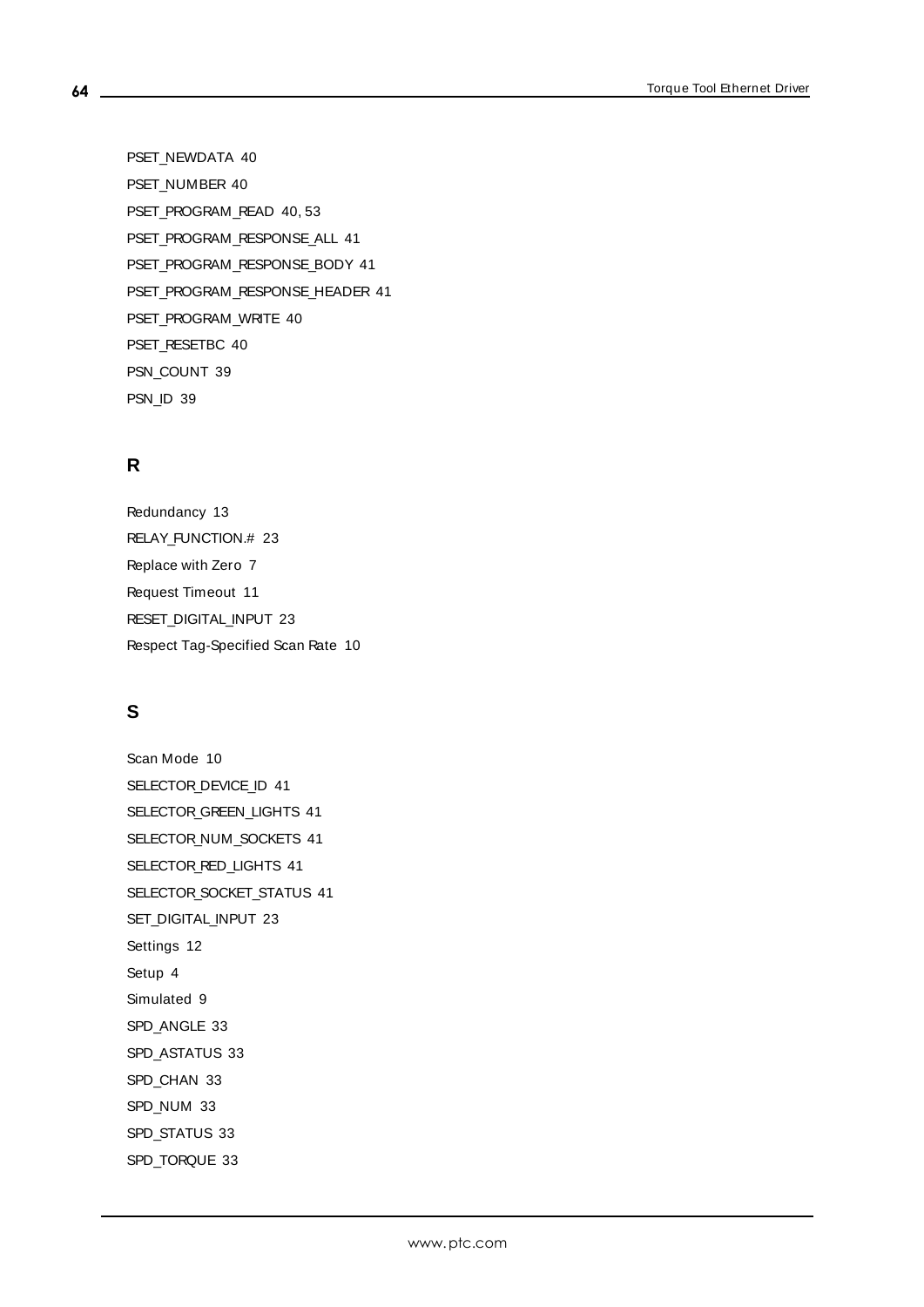PSET_NEWDATA 40

PSET_NUMBER 40

PSET_PROGRAM_READ 40, 53

PSET_PROGRAM_RESPONSE_ALL 41

PSET_PROGRAM_RESPONSE_BODY 41

PSET_PROGRAM_RESPONSE_HEADER 41

PSET_PROGRAM_WRITE 40

PSET_RESETBC 40

PSN_COUNT 39

PSN_ID 39

## R

Redundancy 13

RELAY_FUNCTION.# 23

Replace with Zero 7

Request Timeout 11

RESET_DIGITAL_INPUT 23

Respect Tag-Specified Scan Rate 10

## S

Scan Mode 10

SELECTOR_DEVICE_ID 41

SELECTOR_GREEN_LIGHTS 41

SELECTOR_NUM_SOCKETS 41

SELECTOR_RED_LIGHTS 41

SELECTOR_SOCKET_STATUS 41

SET_DIGITAL_INPUT 23

Settings 12

Setup 4

Simulated 9

SPD_ANGLE 33

SPD_ASTATUS 33

SPD_CHAN 33

SPD_NUM 33

SPD_STATUS 33

SPD_TORQUE 33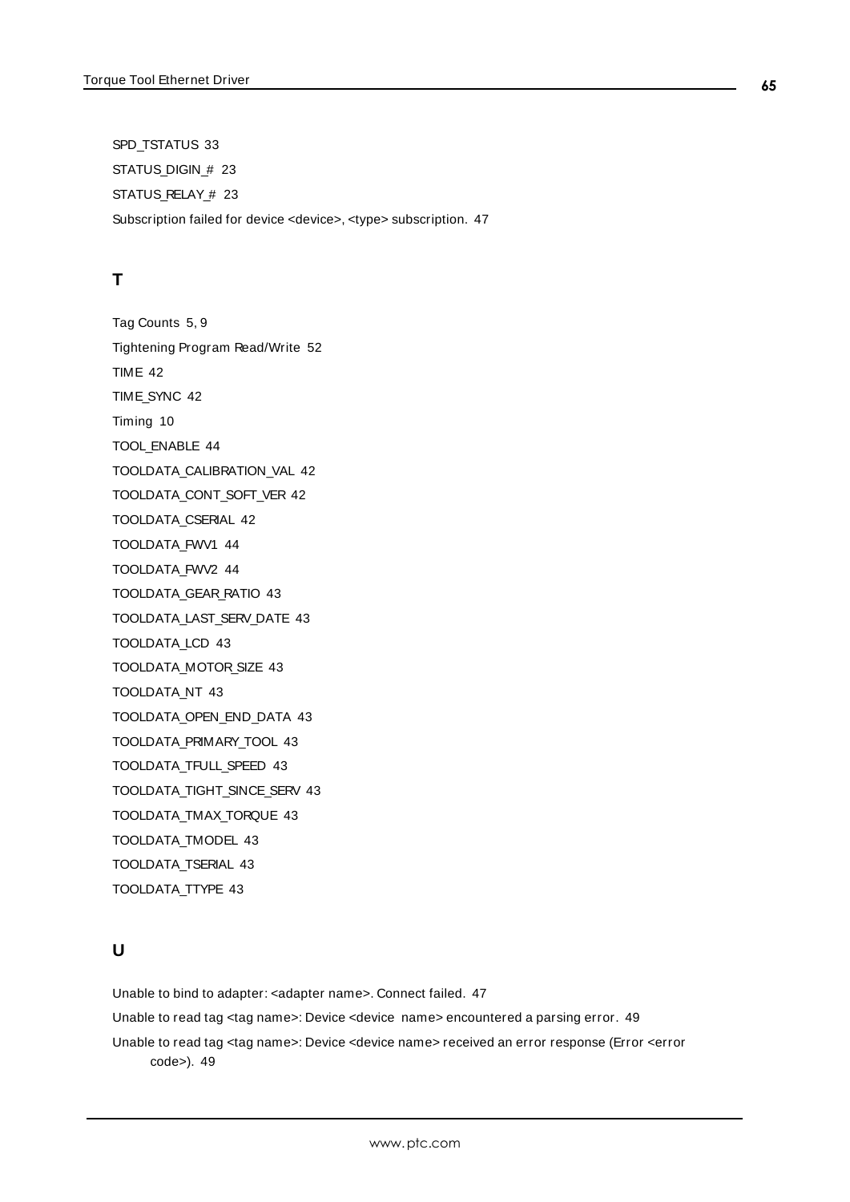SPD_TSTATUS 33

STATUS_DIGIN_# 23

STATUS_RELAY_# 23

Subscription failed for device <device>, <type> subscription. 47

## T

Tag Counts 5, 9

Tightening Program Read/Write 52

TIME 42

TIME_SYNC 42

Timing 10

TOOL_ENABLE 44

TOOLDATA_CALIBRATION_VAL 42

TOOLDATA_CONT_SOFT_VER 42

TOOLDATA_CSERIAL 42

TOOLDATA_FWV1 44

TOOLDATA_FWV2 44

TOOLDATA_GEAR_RATIO 43

TOOLDATA_LAST_SERV_DATE 43

TOOLDATA_LCD 43

TOOLDATA_MOTOR_SIZE 43

TOOLDATA_NT 43

TOOLDATA_OPEN_END_DATA 43

TOOLDATA_PRIMARY_TOOL 43

TOOLDATA_TFULL_SPEED 43

TOOLDATA_TIGHT_SINCE_SERV 43

TOOLDATA_TMAX_TORQUE 43

TOOLDATA_TMODEL 43

TOOLDATA_TSERIAL 43

TOOLDATA_TTYPE 43

## U

Unable to bind to adapter: <adapter name>. Connect failed. 47

Unable to read tag <tag name>: Device <device name> encountered a parsing error. 49

Unable to read tag <tag name>: Device <device name> received an error response (Error <error code>). 49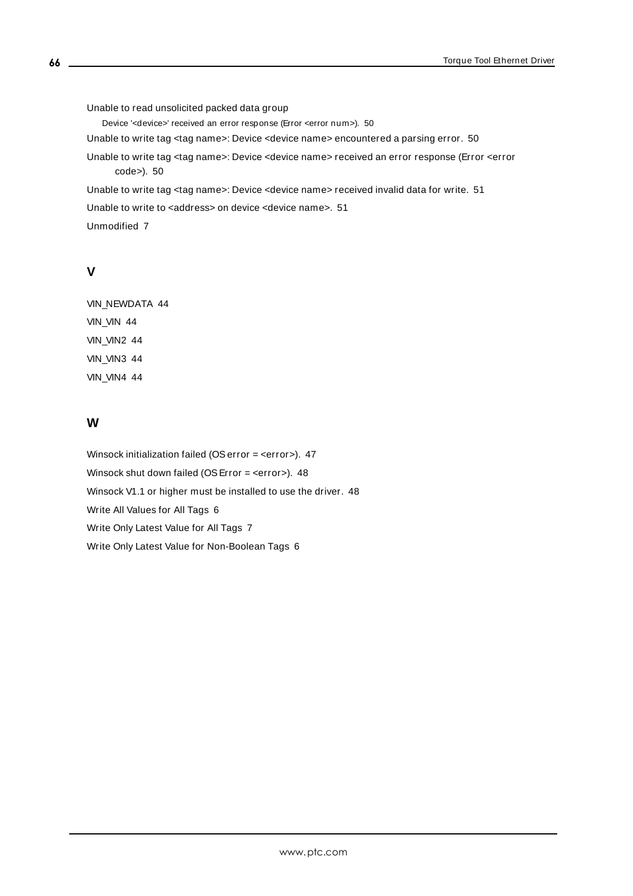Unable to read unsolicited packed data group

Device '<device>' received an error response (Error <error num>). 50

Unable to write tag <tag name>: Device <device name> encountered a parsing error. 50

Unable to write tag <tag name>: Device <device name> received an error response (Error <error code>). 50

Unable to write tag <tag name>: Device <device name> received invalid data for write. 51

Unable to write to <address> on device <device name>. 51

Unmodified 7

## V

VIN_NEWDATA 44

VIN_VIN 44

VIN_VIN2 44

VIN_VIN3 44

VIN_VIN4 44

## W

Winsock initialization failed (OS error = <error>). 47

Winsock shut down failed (OS Error = <error>). 48

Winsock V1.1 or higher must be installed to use the driver. 48

Write All Values for All Tags 6

Write Only Latest Value for All Tags 7

Write Only Latest Value for Non-Boolean Tags 6